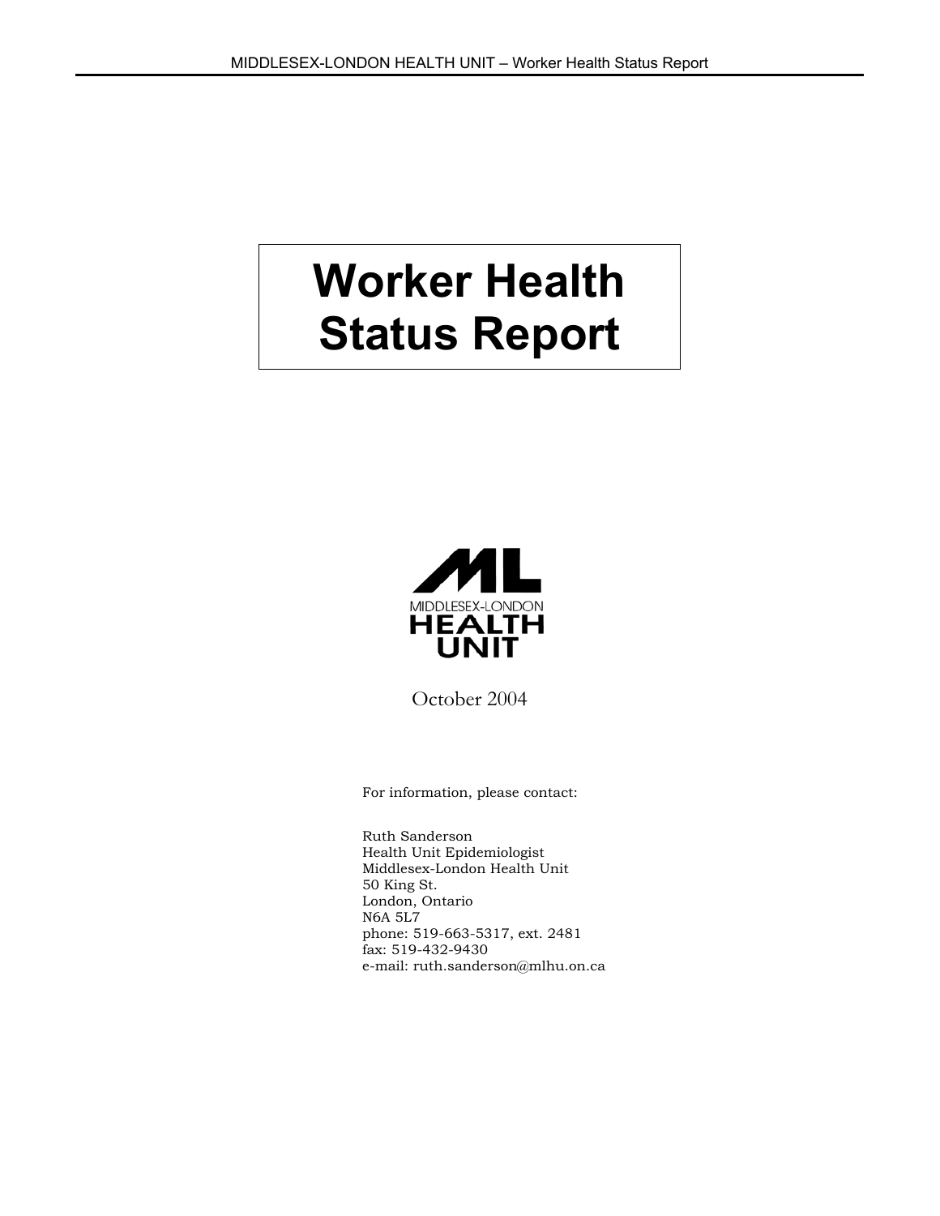# Worker Health Status Report

MIDDLESEX-LONDON
HEALTH
UNIT

October 2004

For information, please contact:

Ruth Sanderson
Health Unit Epidemiologist
Middlesex-London Health Unit
50 King St.
London, Ontario
N6A 5L7
phone: 519-663-5317, ext. 2481
fax: 519-432-9430
e-mail: ruth.sanderson@mlhu.on.ca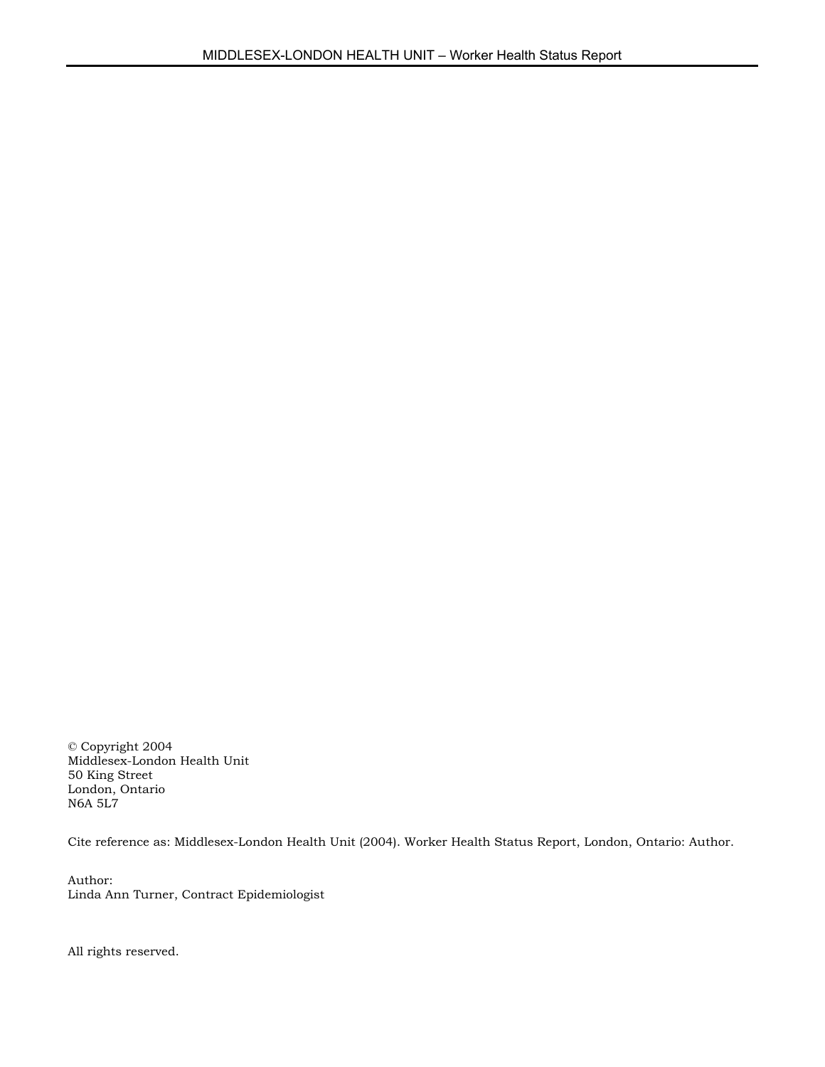© Copyright 2004
Middlesex-London Health Unit
50 King Street
London, Ontario
N6A 5L7

Cite reference as: Middlesex-London Health Unit (2004). Worker Health Status Report, London, Ontario: Author.

Author:
Linda Ann Turner, Contract Epidemiologist

All rights reserved.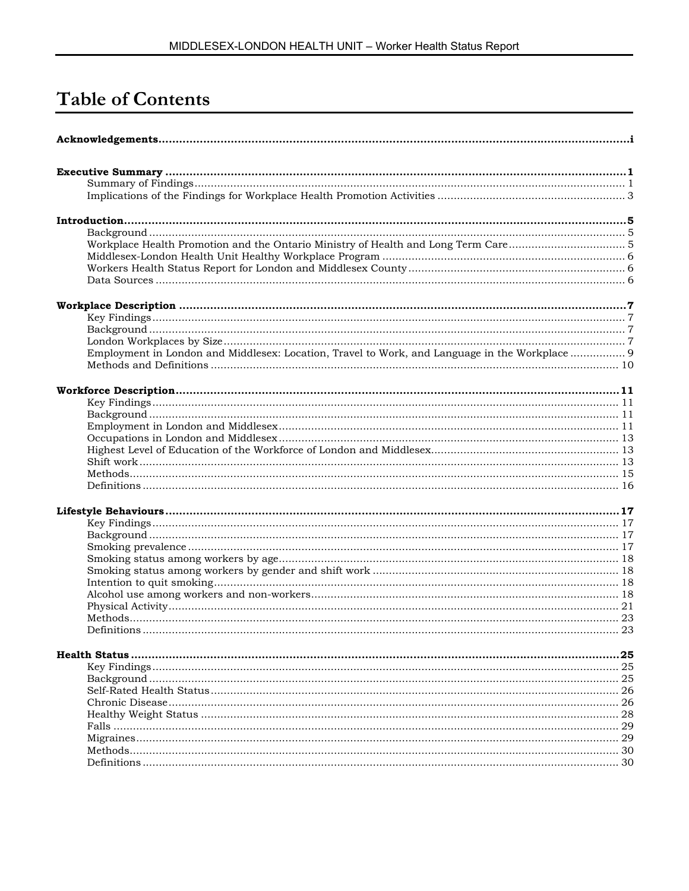# Table of Contents

**Acknowledgements** .......... i

**Executive Summary** .......... 1
- Summary of Findings .......... 1
- Implications of the Findings for Workplace Health Promotion Activities .......... 3

**Introduction** .......... 5
- Background .......... 5
- Workplace Health Promotion and the Ontario Ministry of Health and Long Term Care .......... 5
- Middlesex-London Health Unit Healthy Workplace Program .......... 6
- Workers Health Status Report for London and Middlesex County .......... 6
- Data Sources .......... 6

**Workplace Description** .......... 7
- Key Findings .......... 7
- Background .......... 7
- London Workplaces by Size .......... 7
- Employment in London and Middlesex: Location, Travel to Work, and Language in the Workplace .......... 9
- Methods and Definitions .......... 10

**Workforce Description** .......... 11
- Key Findings .......... 11
- Background .......... 11
- Employment in London and Middlesex .......... 11
- Occupations in London and Middlesex .......... 13
- Highest Level of Education of the Workforce of London and Middlesex .......... 13
- Shift work .......... 13
- Methods .......... 15
- Definitions .......... 16

**Lifestyle Behaviours** .......... 17
- Key Findings .......... 17
- Background .......... 17
- Smoking prevalence .......... 17
- Smoking status among workers by age .......... 18
- Smoking status among workers by gender and shift work .......... 18
- Intention to quit smoking .......... 18
- Alcohol use among workers and non-workers .......... 18
- Physical Activity .......... 21
- Methods .......... 23
- Definitions .......... 23

**Health Status** .......... 25
- Key Findings .......... 25
- Background .......... 25
- Self-Rated Health Status .......... 26
- Chronic Disease .......... 26
- Healthy Weight Status .......... 28
- Falls .......... 29
- Migraines .......... 29
- Methods .......... 30
- Definitions .......... 30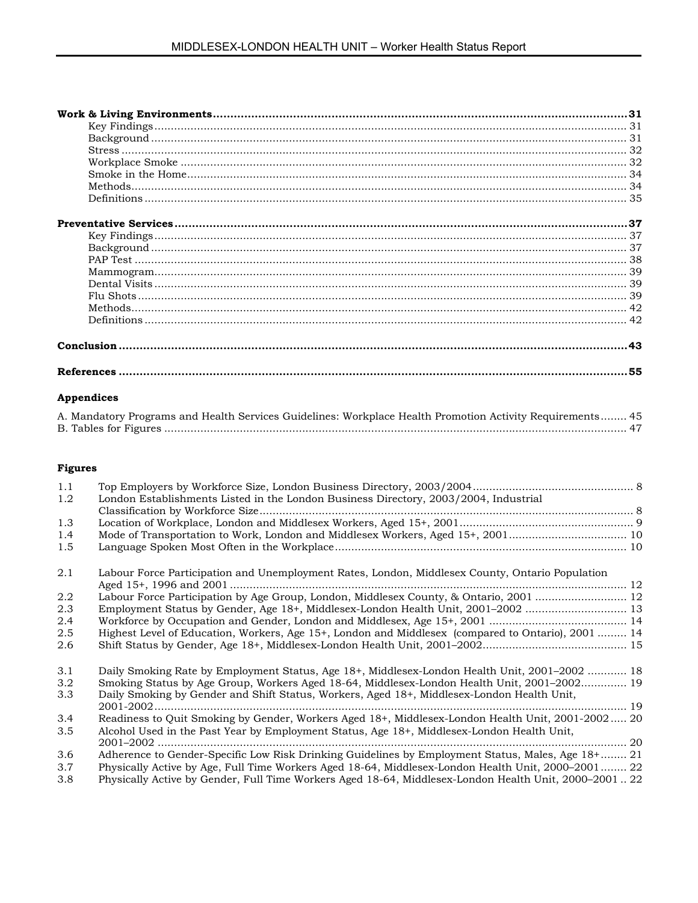**Work & Living Environments** .......... **31**
- Key Findings .......... 31
- Background .......... 31
- Stress .......... 32
- Workplace Smoke .......... 32
- Smoke in the Home .......... 34
- Methods .......... 34
- Definitions .......... 35

**Preventative Services** .......... **37**
- Key Findings .......... 37
- Background .......... 37
- PAP Test .......... 38
- Mammogram .......... 39
- Dental Visits .......... 39
- Flu Shots .......... 39
- Methods .......... 42
- Definitions .......... 42

**Conclusion** .......... **43**

**References** .......... **55**

**Appendices**

A. Mandatory Programs and Health Services Guidelines: Workplace Health Promotion Activity Requirements .......... 45
B. Tables for Figures .......... 47

**Figures**

| | | |
|---|---|---|
| 1.1 | Top Employers by Workforce Size, London Business Directory, 2003/2004 | 8 |
| 1.2 | London Establishments Listed in the London Business Directory, 2003/2004, Industrial Classification by Workforce Size | 8 |
| 1.3 | Location of Workplace, London and Middlesex Workers, Aged 15+, 2001 | 9 |
| 1.4 | Mode of Transportation to Work, London and Middlesex Workers, Aged 15+, 2001 | 10 |
| 1.5 | Language Spoken Most Often in the Workplace | 10 |
| 2.1 | Labour Force Participation and Unemployment Rates, London, Middlesex County, Ontario Population Aged 15+, 1996 and 2001 | 12 |
| 2.2 | Labour Force Participation by Age Group, London, Middlesex County, & Ontario, 2001 | 12 |
| 2.3 | Employment Status by Gender, Age 18+, Middlesex-London Health Unit, 2001–2002 | 13 |
| 2.4 | Workforce by Occupation and Gender, London and Middlesex, Age 15+, 2001 | 14 |
| 2.5 | Highest Level of Education, Workers, Age 15+, London and Middlesex (compared to Ontario), 2001 | 14 |
| 2.6 | Shift Status by Gender, Age 18+, Middlesex-London Health Unit, 2001–2002 | 15 |
| 3.1 | Daily Smoking Rate by Employment Status, Age 18+, Middlesex-London Health Unit, 2001–2002 | 18 |
| 3.2 | Smoking Status by Age Group, Workers Aged 18-64, Middlesex-London Health Unit, 2001–2002 | 19 |
| 3.3 | Daily Smoking by Gender and Shift Status, Workers, Aged 18+, Middlesex-London Health Unit, 2001-2002 | 19 |
| 3.4 | Readiness to Quit Smoking by Gender, Workers Aged 18+, Middlesex-London Health Unit, 2001-2002 | 20 |
| 3.5 | Alcohol Used in the Past Year by Employment Status, Age 18+, Middlesex-London Health Unit, 2001–2002 | 20 |
| 3.6 | Adherence to Gender-Specific Low Risk Drinking Guidelines by Employment Status, Males, Age 18+ | 21 |
| 3.7 | Physically Active by Age, Full Time Workers Aged 18-64, Middlesex-London Health Unit, 2000–2001 | 22 |
| 3.8 | Physically Active by Gender, Full Time Workers Aged 18-64, Middlesex-London Health Unit, 2000–2001 | 22 |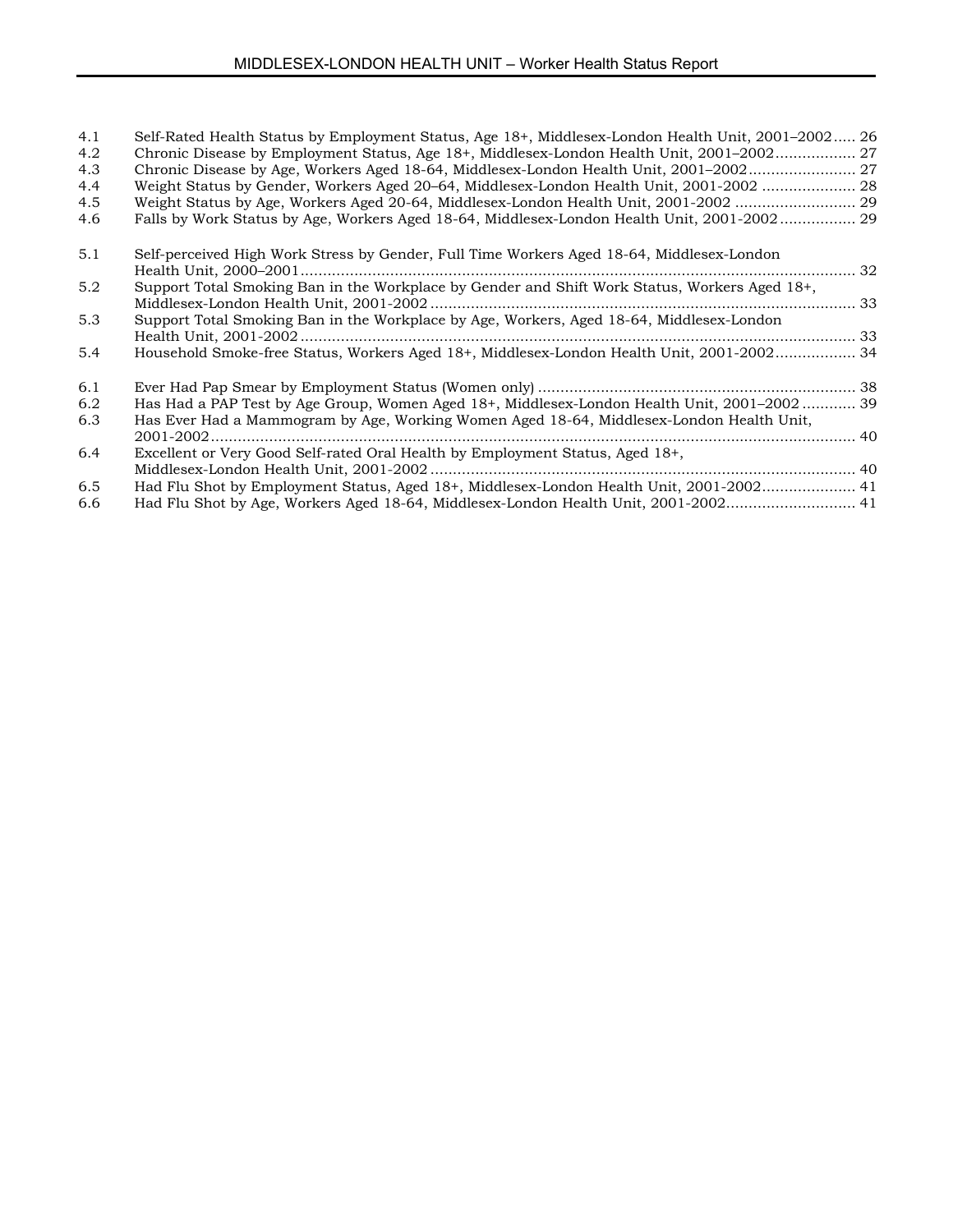| | | |
|---|---|---|
| 4.1 | Self-Rated Health Status by Employment Status, Age 18+, Middlesex-London Health Unit, 2001–2002 | 26 |
| 4.2 | Chronic Disease by Employment Status, Age 18+, Middlesex-London Health Unit, 2001–2002 | 27 |
| 4.3 | Chronic Disease by Age, Workers Aged 18-64, Middlesex-London Health Unit, 2001–2002 | 27 |
| 4.4 | Weight Status by Gender, Workers Aged 20–64, Middlesex-London Health Unit, 2001-2002 | 28 |
| 4.5 | Weight Status by Age, Workers Aged 20-64, Middlesex-London Health Unit, 2001-2002 | 29 |
| 4.6 | Falls by Work Status by Age, Workers Aged 18-64, Middlesex-London Health Unit, 2001-2002 | 29 |
| 5.1 | Self-perceived High Work Stress by Gender, Full Time Workers Aged 18-64, Middlesex-London Health Unit, 2000–2001 | 32 |
| 5.2 | Support Total Smoking Ban in the Workplace by Gender and Shift Work Status, Workers Aged 18+, Middlesex-London Health Unit, 2001-2002 | 33 |
| 5.3 | Support Total Smoking Ban in the Workplace by Age, Workers, Aged 18-64, Middlesex-London Health Unit, 2001-2002 | 33 |
| 5.4 | Household Smoke-free Status, Workers Aged 18+, Middlesex-London Health Unit, 2001-2002 | 34 |
| 6.1 | Ever Had Pap Smear by Employment Status (Women only) | 38 |
| 6.2 | Has Had a PAP Test by Age Group, Women Aged 18+, Middlesex-London Health Unit, 2001–2002 | 39 |
| 6.3 | Has Ever Had a Mammogram by Age, Working Women Aged 18-64, Middlesex-London Health Unit, 2001-2002 | 40 |
| 6.4 | Excellent or Very Good Self-rated Oral Health by Employment Status, Aged 18+, Middlesex-London Health Unit, 2001-2002 | 40 |
| 6.5 | Had Flu Shot by Employment Status, Aged 18+, Middlesex-London Health Unit, 2001-2002 | 41 |
| 6.6 | Had Flu Shot by Age, Workers Aged 18-64, Middlesex-London Health Unit, 2001-2002 | 41 |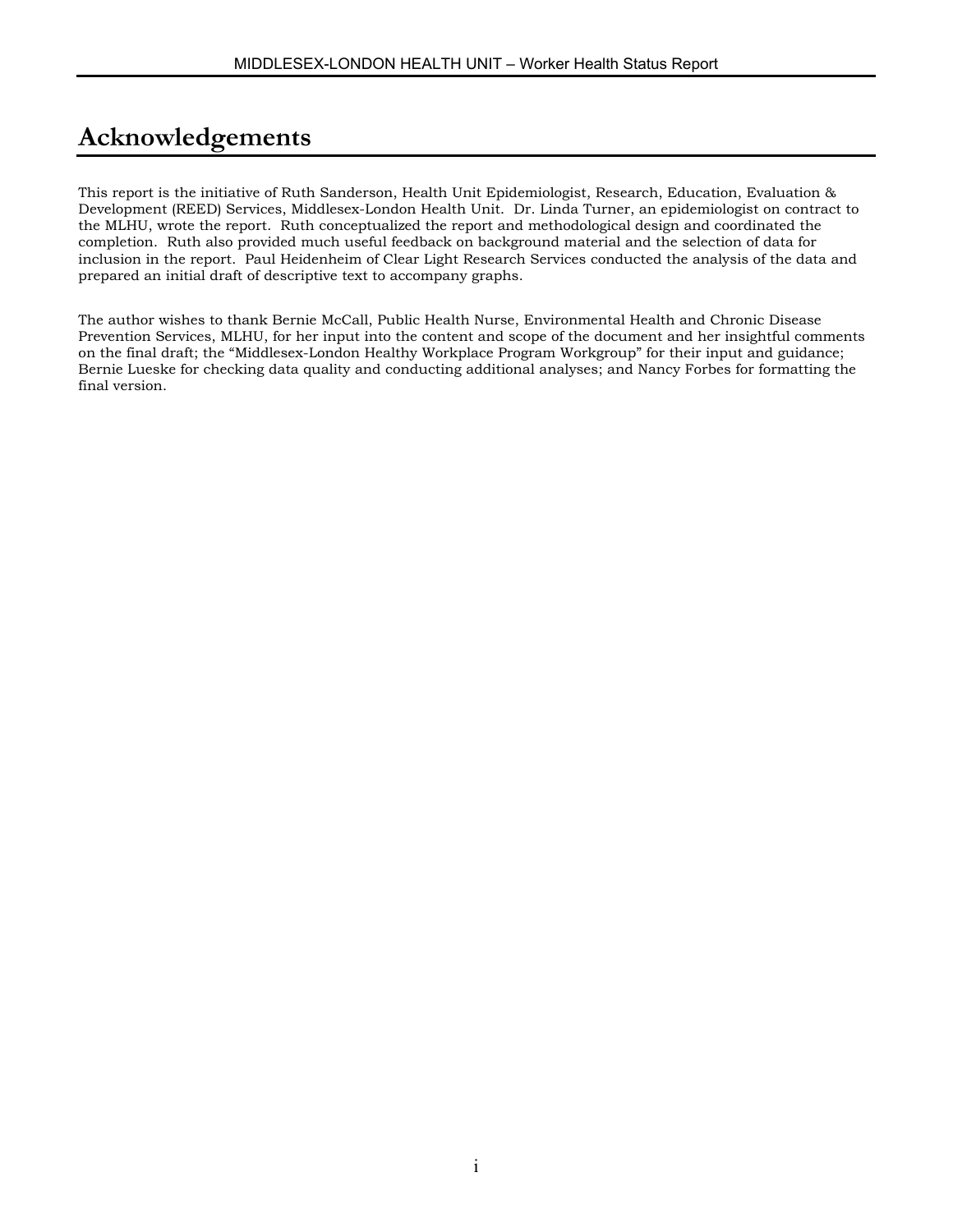# Acknowledgements

This report is the initiative of Ruth Sanderson, Health Unit Epidemiologist, Research, Education, Evaluation & Development (REED) Services, Middlesex-London Health Unit. Dr. Linda Turner, an epidemiologist on contract to the MLHU, wrote the report. Ruth conceptualized the report and methodological design and coordinated the completion. Ruth also provided much useful feedback on background material and the selection of data for inclusion in the report. Paul Heidenheim of Clear Light Research Services conducted the analysis of the data and prepared an initial draft of descriptive text to accompany graphs.

The author wishes to thank Bernie McCall, Public Health Nurse, Environmental Health and Chronic Disease Prevention Services, MLHU, for her input into the content and scope of the document and her insightful comments on the final draft; the "Middlesex-London Healthy Workplace Program Workgroup" for their input and guidance; Bernie Lueske for checking data quality and conducting additional analyses; and Nancy Forbes for formatting the final version.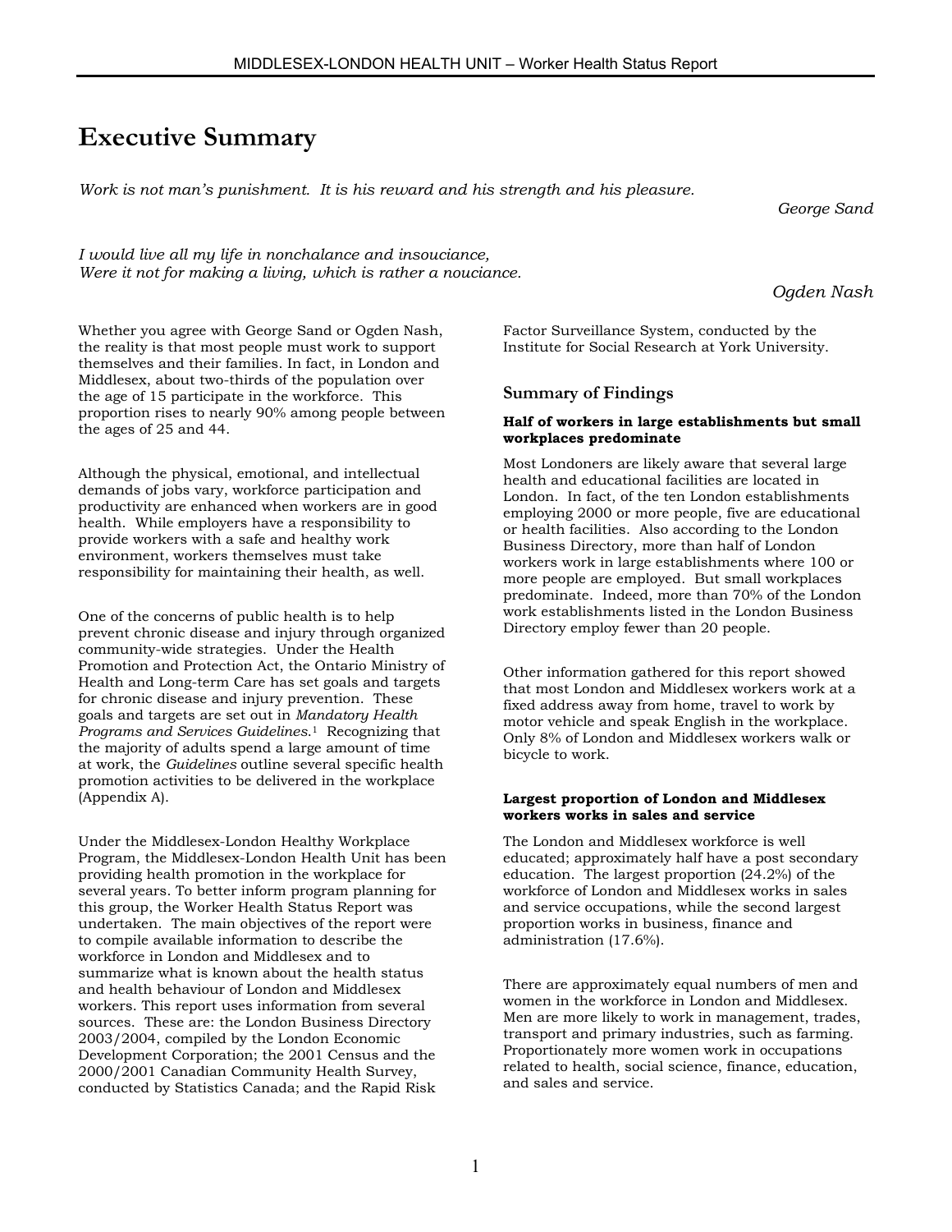# Executive Summary

*Work is not man's punishment. It is his reward and his strength and his pleasure.*

*George Sand*

*I would live all my life in nonchalance and insouciance,*
*Were it not for making a living, which is rather a nouciance.*

*Ogden Nash*

Whether you agree with George Sand or Ogden Nash, the reality is that most people must work to support themselves and their families. In fact, in London and Middlesex, about two-thirds of the population over the age of 15 participate in the workforce. This proportion rises to nearly 90% among people between the ages of 25 and 44.

Although the physical, emotional, and intellectual demands of jobs vary, workforce participation and productivity are enhanced when workers are in good health. While employers have a responsibility to provide workers with a safe and healthy work environment, workers themselves must take responsibility for maintaining their health, as well.

One of the concerns of public health is to help prevent chronic disease and injury through organized community-wide strategies. Under the Health Promotion and Protection Act, the Ontario Ministry of Health and Long-term Care has set goals and targets for chronic disease and injury prevention. These goals and targets are set out in *Mandatory Health Programs and Services Guidelines.*[1] Recognizing that the majority of adults spend a large amount of time at work, the *Guidelines* outline several specific health promotion activities to be delivered in the workplace (Appendix A).

Under the Middlesex-London Healthy Workplace Program, the Middlesex-London Health Unit has been providing health promotion in the workplace for several years. To better inform program planning for this group, the Worker Health Status Report was undertaken. The main objectives of the report were to compile available information to describe the workforce in London and Middlesex and to summarize what is known about the health status and health behaviour of London and Middlesex workers. This report uses information from several sources. These are: the London Business Directory 2003/2004, compiled by the London Economic Development Corporation; the 2001 Census and the 2000/2001 Canadian Community Health Survey, conducted by Statistics Canada; and the Rapid Risk Factor Surveillance System, conducted by the Institute for Social Research at York University.

## Summary of Findings

**Half of workers in large establishments but small workplaces predominate**

Most Londoners are likely aware that several large health and educational facilities are located in London. In fact, of the ten London establishments employing 2000 or more people, five are educational or health facilities. Also according to the London Business Directory, more than half of London workers work in large establishments where 100 or more people are employed. But small workplaces predominate. Indeed, more than 70% of the London work establishments listed in the London Business Directory employ fewer than 20 people.

Other information gathered for this report showed that most London and Middlesex workers work at a fixed address away from home, travel to work by motor vehicle and speak English in the workplace. Only 8% of London and Middlesex workers walk or bicycle to work.

**Largest proportion of London and Middlesex workers works in sales and service**

The London and Middlesex workforce is well educated; approximately half have a post secondary education. The largest proportion (24.2%) of the workforce of London and Middlesex works in sales and service occupations, while the second largest proportion works in business, finance and administration (17.6%).

There are approximately equal numbers of men and women in the workforce in London and Middlesex. Men are more likely to work in management, trades, transport and primary industries, such as farming. Proportionately more women work in occupations related to health, social science, finance, education, and sales and service.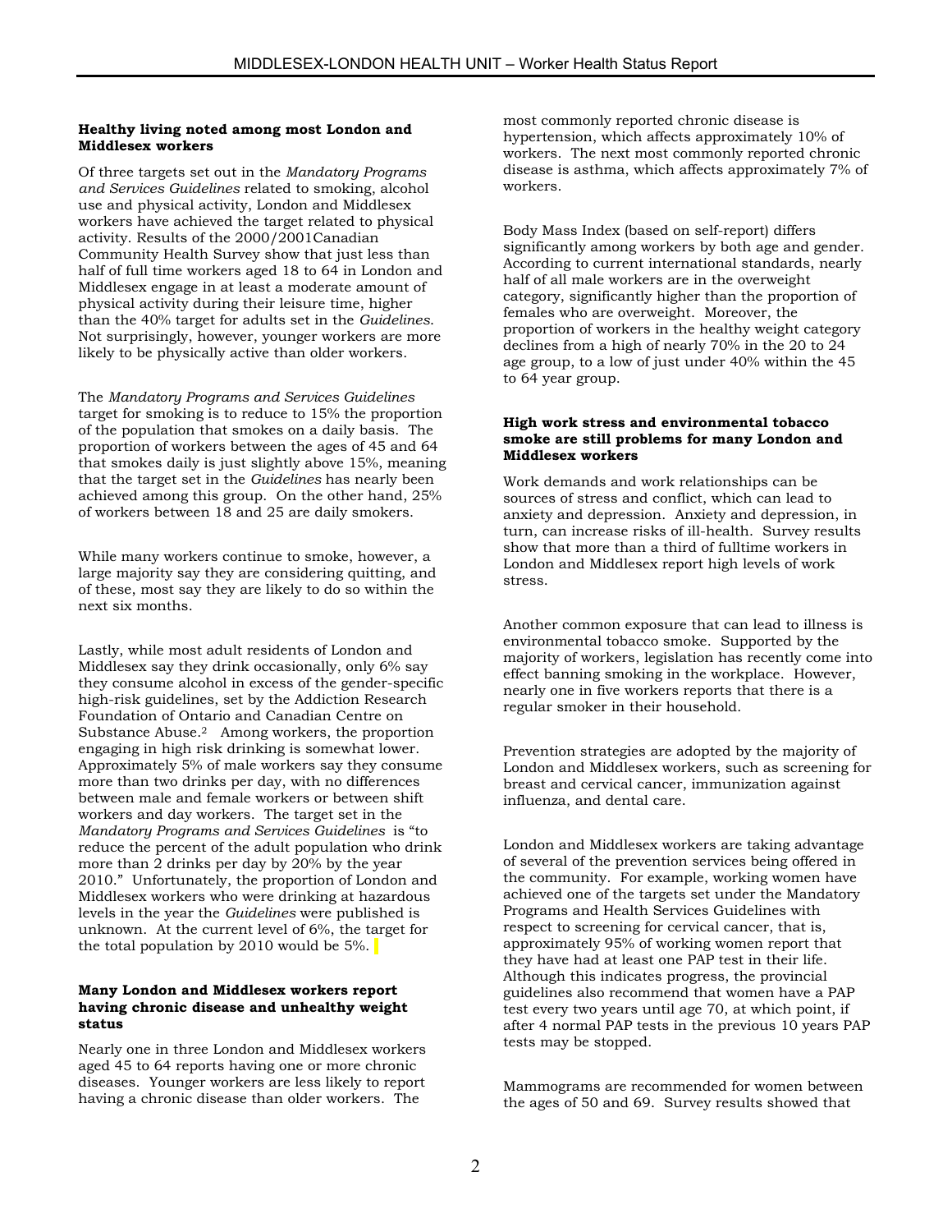**Healthy living noted among most London and Middlesex workers**

Of three targets set out in the *Mandatory Programs and Services Guidelines* related to smoking, alcohol use and physical activity, London and Middlesex workers have achieved the target related to physical activity. Results of the 2000/2001Canadian Community Health Survey show that just less than half of full time workers aged 18 to 64 in London and Middlesex engage in at least a moderate amount of physical activity during their leisure time, higher than the 40% target for adults set in the *Guidelines*. Not surprisingly, however, younger workers are more likely to be physically active than older workers.

The *Mandatory Programs and Services Guidelines* target for smoking is to reduce to 15% the proportion of the population that smokes on a daily basis. The proportion of workers between the ages of 45 and 64 that smokes daily is just slightly above 15%, meaning that the target set in the *Guidelines* has nearly been achieved among this group. On the other hand, 25% of workers between 18 and 25 are daily smokers.

While many workers continue to smoke, however, a large majority say they are considering quitting, and of these, most say they are likely to do so within the next six months.

Lastly, while most adult residents of London and Middlesex say they drink occasionally, only 6% say they consume alcohol in excess of the gender-specific high-risk guidelines, set by the Addiction Research Foundation of Ontario and Canadian Centre on Substance Abuse.[2] Among workers, the proportion engaging in high risk drinking is somewhat lower. Approximately 5% of male workers say they consume more than two drinks per day, with no differences between male and female workers or between shift workers and day workers. The target set in the *Mandatory Programs and Services Guidelines* is "to reduce the percent of the adult population who drink more than 2 drinks per day by 20% by the year 2010." Unfortunately, the proportion of London and Middlesex workers who were drinking at hazardous levels in the year the *Guidelines* were published is unknown. At the current level of 6%, the target for the total population by 2010 would be 5%.

**Many London and Middlesex workers report having chronic disease and unhealthy weight status**

Nearly one in three London and Middlesex workers aged 45 to 64 reports having one or more chronic diseases. Younger workers are less likely to report having a chronic disease than older workers. The most commonly reported chronic disease is hypertension, which affects approximately 10% of workers. The next most commonly reported chronic disease is asthma, which affects approximately 7% of workers.

Body Mass Index (based on self-report) differs significantly among workers by both age and gender. According to current international standards, nearly half of all male workers are in the overweight category, significantly higher than the proportion of females who are overweight. Moreover, the proportion of workers in the healthy weight category declines from a high of nearly 70% in the 20 to 24 age group, to a low of just under 40% within the 45 to 64 year group.

**High work stress and environmental tobacco smoke are still problems for many London and Middlesex workers**

Work demands and work relationships can be sources of stress and conflict, which can lead to anxiety and depression. Anxiety and depression, in turn, can increase risks of ill-health. Survey results show that more than a third of fulltime workers in London and Middlesex report high levels of work stress.

Another common exposure that can lead to illness is environmental tobacco smoke. Supported by the majority of workers, legislation has recently come into effect banning smoking in the workplace. However, nearly one in five workers reports that there is a regular smoker in their household.

Prevention strategies are adopted by the majority of London and Middlesex workers, such as screening for breast and cervical cancer, immunization against influenza, and dental care.

London and Middlesex workers are taking advantage of several of the prevention services being offered in the community. For example, working women have achieved one of the targets set under the Mandatory Programs and Health Services Guidelines with respect to screening for cervical cancer, that is, approximately 95% of working women report that they have had at least one PAP test in their life. Although this indicates progress, the provincial guidelines also recommend that women have a PAP test every two years until age 70, at which point, if after 4 normal PAP tests in the previous 10 years PAP tests may be stopped.

Mammograms are recommended for women between the ages of 50 and 69. Survey results showed that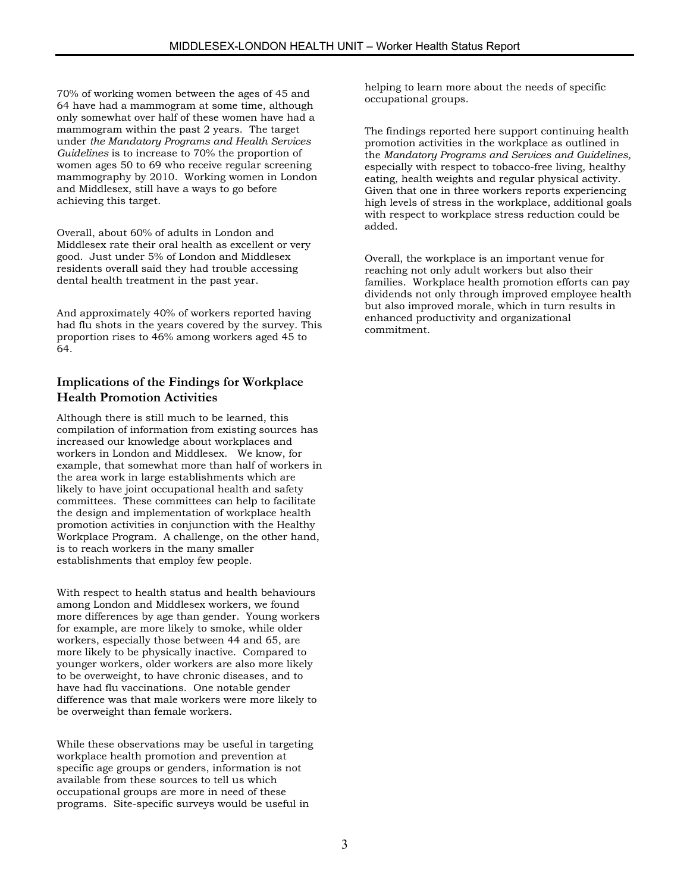70% of working women between the ages of 45 and 64 have had a mammogram at some time, although only somewhat over half of these women have had a mammogram within the past 2 years. The target under *the Mandatory Programs and Health Services Guidelines* is to increase to 70% the proportion of women ages 50 to 69 who receive regular screening mammography by 2010. Working women in London and Middlesex, still have a ways to go before achieving this target.

Overall, about 60% of adults in London and Middlesex rate their oral health as excellent or very good. Just under 5% of London and Middlesex residents overall said they had trouble accessing dental health treatment in the past year.

And approximately 40% of workers reported having had flu shots in the years covered by the survey. This proportion rises to 46% among workers aged 45 to 64.

## Implications of the Findings for Workplace Health Promotion Activities

Although there is still much to be learned, this compilation of information from existing sources has increased our knowledge about workplaces and workers in London and Middlesex. We know, for example, that somewhat more than half of workers in the area work in large establishments which are likely to have joint occupational health and safety committees. These committees can help to facilitate the design and implementation of workplace health promotion activities in conjunction with the Healthy Workplace Program. A challenge, on the other hand, is to reach workers in the many smaller establishments that employ few people.

With respect to health status and health behaviours among London and Middlesex workers, we found more differences by age than gender. Young workers for example, are more likely to smoke, while older workers, especially those between 44 and 65, are more likely to be physically inactive. Compared to younger workers, older workers are also more likely to be overweight, to have chronic diseases, and to have had flu vaccinations. One notable gender difference was that male workers were more likely to be overweight than female workers.

While these observations may be useful in targeting workplace health promotion and prevention at specific age groups or genders, information is not available from these sources to tell us which occupational groups are more in need of these programs. Site-specific surveys would be useful in helping to learn more about the needs of specific occupational groups.

The findings reported here support continuing health promotion activities in the workplace as outlined in the *Mandatory Programs and Services and Guidelines,* especially with respect to tobacco-free living, healthy eating, health weights and regular physical activity. Given that one in three workers reports experiencing high levels of stress in the workplace, additional goals with respect to workplace stress reduction could be added.

Overall, the workplace is an important venue for reaching not only adult workers but also their families. Workplace health promotion efforts can pay dividends not only through improved employee health but also improved morale, which in turn results in enhanced productivity and organizational commitment.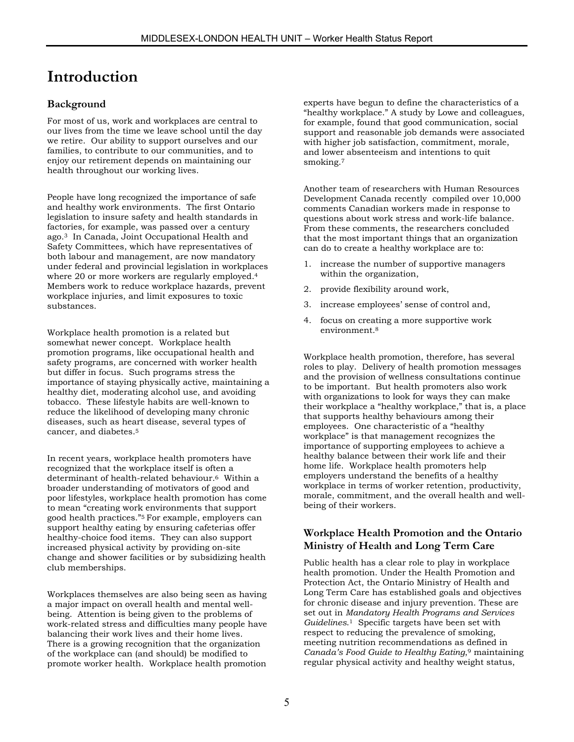# Introduction

## Background

For most of us, work and workplaces are central to our lives from the time we leave school until the day we retire. Our ability to support ourselves and our families, to contribute to our communities, and to enjoy our retirement depends on maintaining our health throughout our working lives.

People have long recognized the importance of safe and healthy work environments. The first Ontario legislation to insure safety and health standards in factories, for example, was passed over a century ago.[3] In Canada, Joint Occupational Health and Safety Committees, which have representatives of both labour and management, are now mandatory under federal and provincial legislation in workplaces where 20 or more workers are regularly employed.[4] Members work to reduce workplace hazards, prevent workplace injuries, and limit exposures to toxic substances.

Workplace health promotion is a related but somewhat newer concept. Workplace health promotion programs, like occupational health and safety programs, are concerned with worker health but differ in focus. Such programs stress the importance of staying physically active, maintaining a healthy diet, moderating alcohol use, and avoiding tobacco. These lifestyle habits are well-known to reduce the likelihood of developing many chronic diseases, such as heart disease, several types of cancer, and diabetes.[5]

In recent years, workplace health promoters have recognized that the workplace itself is often a determinant of health-related behaviour.[6] Within a broader understanding of motivators of good and poor lifestyles, workplace health promotion has come to mean "creating work environments that support good health practices."[5] For example, employers can support healthy eating by ensuring cafeterias offer healthy-choice food items. They can also support increased physical activity by providing on-site change and shower facilities or by subsidizing health club memberships.

Workplaces themselves are also being seen as having a major impact on overall health and mental well-being. Attention is being given to the problems of work-related stress and difficulties many people have balancing their work lives and their home lives. There is a growing recognition that the organization of the workplace can (and should) be modified to promote worker health. Workplace health promotion experts have begun to define the characteristics of a "healthy workplace." A study by Lowe and colleagues, for example, found that good communication, social support and reasonable job demands were associated with higher job satisfaction, commitment, morale, and lower absenteeism and intentions to quit smoking.[7]

Another team of researchers with Human Resources Development Canada recently compiled over 10,000 comments Canadian workers made in response to questions about work stress and work-life balance. From these comments, the researchers concluded that the most important things that an organization can do to create a healthy workplace are to:

1. increase the number of supportive managers within the organization,
2. provide flexibility around work,
3. increase employees' sense of control and,
4. focus on creating a more supportive work environment.[8]

Workplace health promotion, therefore, has several roles to play. Delivery of health promotion messages and the provision of wellness consultations continue to be important. But health promoters also work with organizations to look for ways they can make their workplace a "healthy workplace," that is, a place that supports healthy behaviours among their employees. One characteristic of a "healthy workplace" is that management recognizes the importance of supporting employees to achieve a healthy balance between their work life and their home life. Workplace health promoters help employers understand the benefits of a healthy workplace in terms of worker retention, productivity, morale, commitment, and the overall health and well-being of their workers.

## Workplace Health Promotion and the Ontario Ministry of Health and Long Term Care

Public health has a clear role to play in workplace health promotion. Under the Health Promotion and Protection Act, the Ontario Ministry of Health and Long Term Care has established goals and objectives for chronic disease and injury prevention. These are set out in *Mandatory Health Programs and Services Guidelines*.[1] Specific targets have been set with respect to reducing the prevalence of smoking, meeting nutrition recommendations as defined in *Canada's Food Guide to Healthy Eating*,[9] maintaining regular physical activity and healthy weight status,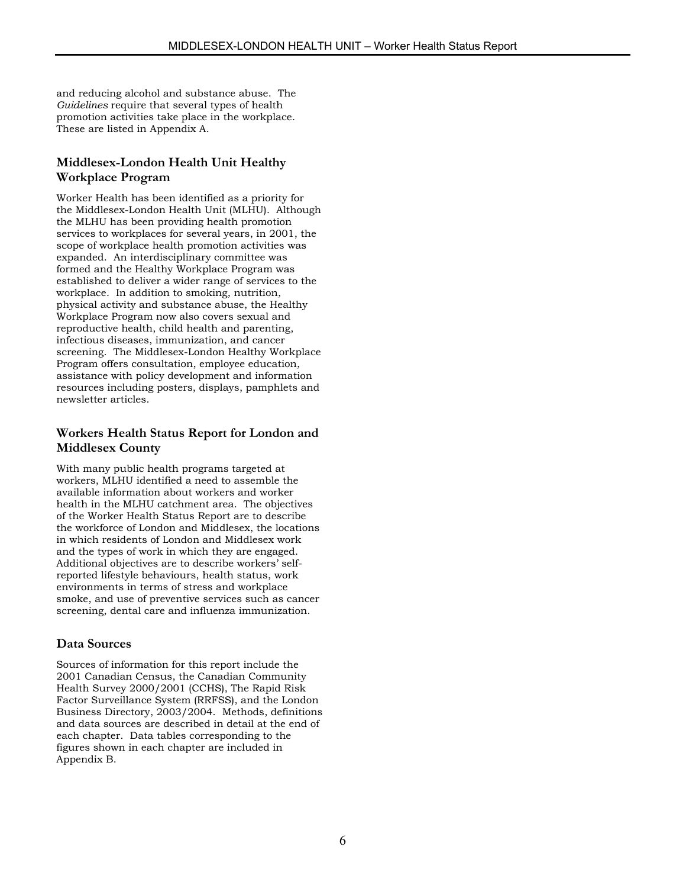and reducing alcohol and substance abuse. The *Guidelines* require that several types of health promotion activities take place in the workplace. These are listed in Appendix A.

### Middlesex-London Health Unit Healthy Workplace Program

Worker Health has been identified as a priority for the Middlesex-London Health Unit (MLHU). Although the MLHU has been providing health promotion services to workplaces for several years, in 2001, the scope of workplace health promotion activities was expanded. An interdisciplinary committee was formed and the Healthy Workplace Program was established to deliver a wider range of services to the workplace. In addition to smoking, nutrition, physical activity and substance abuse, the Healthy Workplace Program now also covers sexual and reproductive health, child health and parenting, infectious diseases, immunization, and cancer screening. The Middlesex-London Healthy Workplace Program offers consultation, employee education, assistance with policy development and information resources including posters, displays, pamphlets and newsletter articles.

### Workers Health Status Report for London and Middlesex County

With many public health programs targeted at workers, MLHU identified a need to assemble the available information about workers and worker health in the MLHU catchment area. The objectives of the Worker Health Status Report are to describe the workforce of London and Middlesex, the locations in which residents of London and Middlesex work and the types of work in which they are engaged. Additional objectives are to describe workers' self-reported lifestyle behaviours, health status, work environments in terms of stress and workplace smoke, and use of preventive services such as cancer screening, dental care and influenza immunization.

### Data Sources

Sources of information for this report include the 2001 Canadian Census, the Canadian Community Health Survey 2000/2001 (CCHS), The Rapid Risk Factor Surveillance System (RRFSS), and the London Business Directory, 2003/2004. Methods, definitions and data sources are described in detail at the end of each chapter. Data tables corresponding to the figures shown in each chapter are included in Appendix B.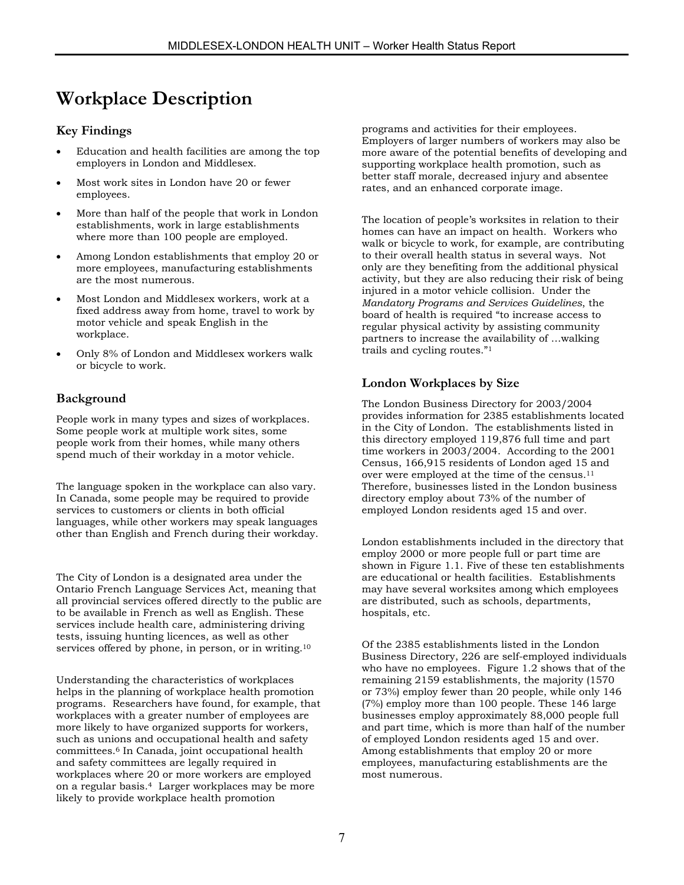# Workplace Description

## Key Findings

- Education and health facilities are among the top employers in London and Middlesex.
- Most work sites in London have 20 or fewer employees.
- More than half of the people that work in London establishments, work in large establishments where more than 100 people are employed.
- Among London establishments that employ 20 or more employees, manufacturing establishments are the most numerous.
- Most London and Middlesex workers, work at a fixed address away from home, travel to work by motor vehicle and speak English in the workplace.
- Only 8% of London and Middlesex workers walk or bicycle to work.

## Background

People work in many types and sizes of workplaces. Some people work at multiple work sites, some people work from their homes, while many others spend much of their workday in a motor vehicle.

The language spoken in the workplace can also vary. In Canada, some people may be required to provide services to customers or clients in both official languages, while other workers may speak languages other than English and French during their workday.

The City of London is a designated area under the Ontario French Language Services Act, meaning that all provincial services offered directly to the public are to be available in French as well as English. These services include health care, administering driving tests, issuing hunting licences, as well as other services offered by phone, in person, or in writing.[10]

Understanding the characteristics of workplaces helps in the planning of workplace health promotion programs. Researchers have found, for example, that workplaces with a greater number of employees are more likely to have organized supports for workers, such as unions and occupational health and safety committees.[6] In Canada, joint occupational health and safety committees are legally required in workplaces where 20 or more workers are employed on a regular basis.[4] Larger workplaces may be more likely to provide workplace health promotion programs and activities for their employees. Employers of larger numbers of workers may also be more aware of the potential benefits of developing and supporting workplace health promotion, such as better staff morale, decreased injury and absentee rates, and an enhanced corporate image.

The location of people's worksites in relation to their homes can have an impact on health. Workers who walk or bicycle to work, for example, are contributing to their overall health status in several ways. Not only are they benefiting from the additional physical activity, but they are also reducing their risk of being injured in a motor vehicle collision. Under the *Mandatory Programs and Services Guidelines*, the board of health is required "to increase access to regular physical activity by assisting community partners to increase the availability of …walking trails and cycling routes."[1]

## London Workplaces by Size

The London Business Directory for 2003/2004 provides information for 2385 establishments located in the City of London. The establishments listed in this directory employed 119,876 full time and part time workers in 2003/2004. According to the 2001 Census, 166,915 residents of London aged 15 and over were employed at the time of the census.[11] Therefore, businesses listed in the London business directory employ about 73% of the number of employed London residents aged 15 and over.

London establishments included in the directory that employ 2000 or more people full or part time are shown in Figure 1.1. Five of these ten establishments are educational or health facilities. Establishments may have several worksites among which employees are distributed, such as schools, departments, hospitals, etc.

Of the 2385 establishments listed in the London Business Directory, 226 are self-employed individuals who have no employees. Figure 1.2 shows that of the remaining 2159 establishments, the majority (1570 or 73%) employ fewer than 20 people, while only 146 (7%) employ more than 100 people. These 146 large businesses employ approximately 88,000 people full and part time, which is more than half of the number of employed London residents aged 15 and over. Among establishments that employ 20 or more employees, manufacturing establishments are the most numerous.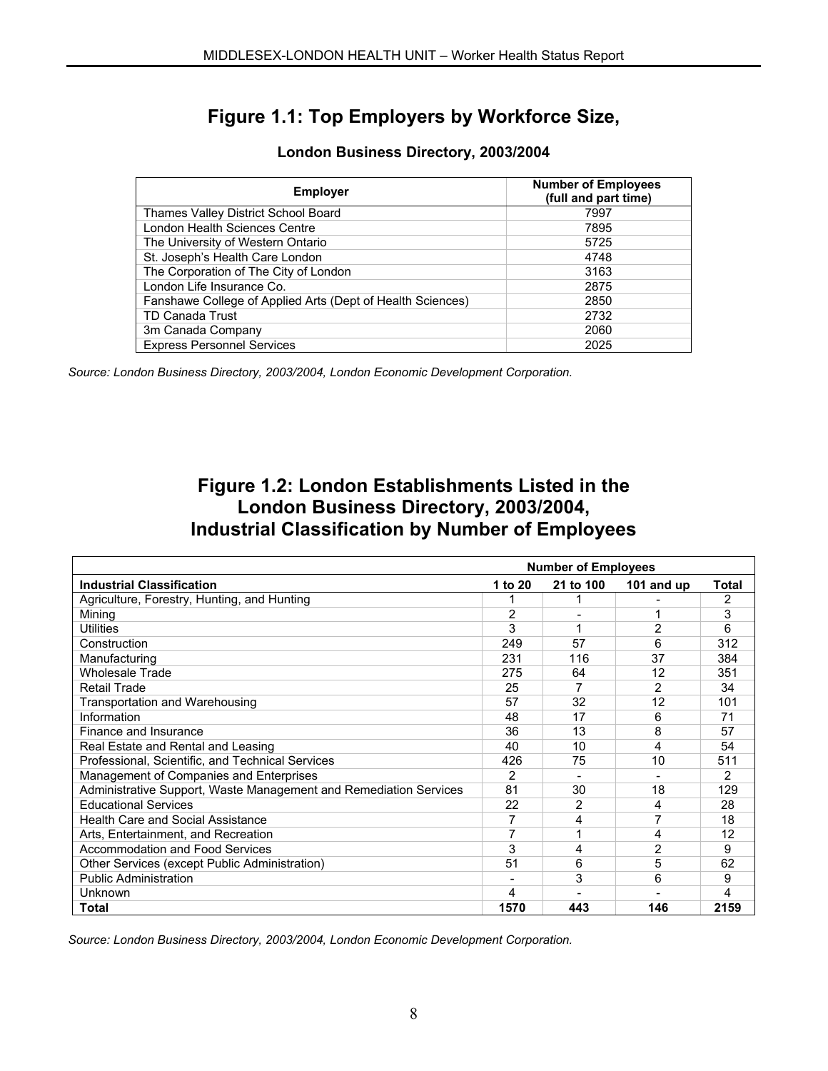## Figure 1.1: Top Employers by Workforce Size,

### London Business Directory, 2003/2004

| Employer | Number of Employees (full and part time) |
|---|---|
| Thames Valley District School Board | 7997 |
| London Health Sciences Centre | 7895 |
| The University of Western Ontario | 5725 |
| St. Joseph's Health Care London | 4748 |
| The Corporation of The City of London | 3163 |
| London Life Insurance Co. | 2875 |
| Fanshawe College of Applied Arts (Dept of Health Sciences) | 2850 |
| TD Canada Trust | 2732 |
| 3m Canada Company | 2060 |
| Express Personnel Services | 2025 |

*Source: London Business Directory, 2003/2004, London Economic Development Corporation.*

## Figure 1.2: London Establishments Listed in the London Business Directory, 2003/2004, Industrial Classification by Number of Employees

| | Number of Employees | | | |
|---|---|---|---|---|
| **Industrial Classification** | **1 to 20** | **21 to 100** | **101 and up** | **Total** |
| Agriculture, Forestry, Hunting, and Hunting | 1 | 1 | - | 2 |
| Mining | 2 | - | 1 | 3 |
| Utilities | 3 | 1 | 2 | 6 |
| Construction | 249 | 57 | 6 | 312 |
| Manufacturing | 231 | 116 | 37 | 384 |
| Wholesale Trade | 275 | 64 | 12 | 351 |
| Retail Trade | 25 | 7 | 2 | 34 |
| Transportation and Warehousing | 57 | 32 | 12 | 101 |
| Information | 48 | 17 | 6 | 71 |
| Finance and Insurance | 36 | 13 | 8 | 57 |
| Real Estate and Rental and Leasing | 40 | 10 | 4 | 54 |
| Professional, Scientific, and Technical Services | 426 | 75 | 10 | 511 |
| Management of Companies and Enterprises | 2 | - | - | 2 |
| Administrative Support, Waste Management and Remediation Services | 81 | 30 | 18 | 129 |
| Educational Services | 22 | 2 | 4 | 28 |
| Health Care and Social Assistance | 7 | 4 | 7 | 18 |
| Arts, Entertainment, and Recreation | 7 | 1 | 4 | 12 |
| Accommodation and Food Services | 3 | 4 | 2 | 9 |
| Other Services (except Public Administration) | 51 | 6 | 5 | 62 |
| Public Administration | - | 3 | 6 | 9 |
| Unknown | 4 | - | - | 4 |
| **Total** | **1570** | **443** | **146** | **2159** |

*Source: London Business Directory, 2003/2004, London Economic Development Corporation.*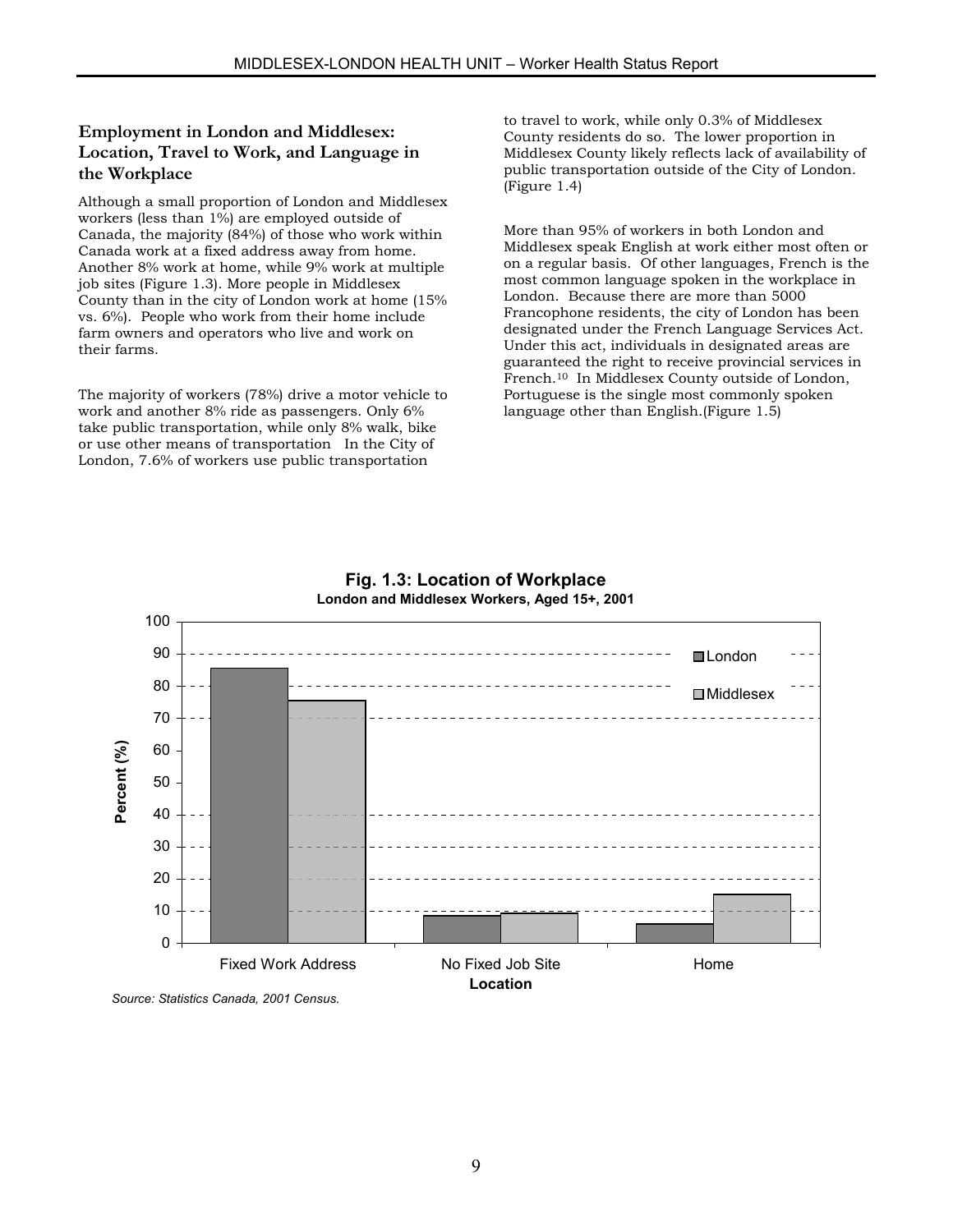## Employment in London and Middlesex: Location, Travel to Work, and Language in the Workplace

Although a small proportion of London and Middlesex workers (less than 1%) are employed outside of Canada, the majority (84%) of those who work within Canada work at a fixed address away from home. Another 8% work at home, while 9% work at multiple job sites (Figure 1.3). More people in Middlesex County than in the city of London work at home (15% vs. 6%). People who work from their home include farm owners and operators who live and work on their farms.

The majority of workers (78%) drive a motor vehicle to work and another 8% ride as passengers. Only 6% take public transportation, while only 8% walk, bike or use other means of transportation In the City of London, 7.6% of workers use public transportation to travel to work, while only 0.3% of Middlesex County residents do so. The lower proportion in Middlesex County likely reflects lack of availability of public transportation outside of the City of London. (Figure 1.4)

More than 95% of workers in both London and Middlesex speak English at work either most often or on a regular basis. Of other languages, French is the most common language spoken in the workplace in London. Because there are more than 5000 Francophone residents, the city of London has been designated under the French Language Services Act. Under this act, individuals in designated areas are guaranteed the right to receive provincial services in French.[10] In Middlesex County outside of London, Portuguese is the single most commonly spoken language other than English.(Figure 1.5)

**Fig. 1.3: Location of Workplace**
**London and Middlesex Workers, Aged 15+, 2001**

| Location | London (%) | Middlesex (%) |
|---|---|---|
| Fixed Work Address | ~86 | ~76 |
| No Fixed Job Site | ~9 | ~9 |
| Home | ~6 | ~15 |

*Source: Statistics Canada, 2001 Census.*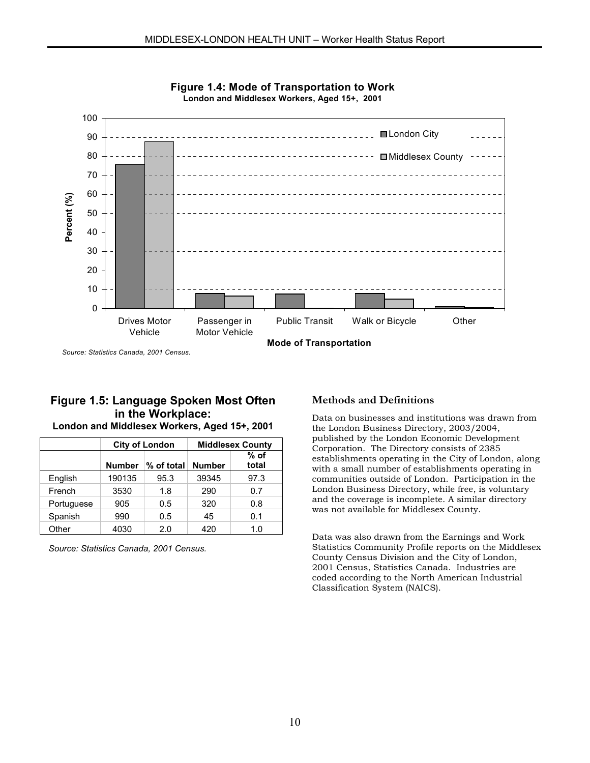**Figure 1.4: Mode of Transportation to Work**
**London and Middlesex Workers, Aged 15+, 2001**

*Source: Statistics Canada, 2001 Census.*

**Figure 1.5: Language Spoken Most Often in the Workplace:**
**London and Middlesex Workers, Aged 15+, 2001**

| | City of London | | Middlesex County | |
|---|---|---|---|---|
| | Number | % of total | Number | % of total |
| English | 190135 | 95.3 | 39345 | 97.3 |
| French | 3530 | 1.8 | 290 | 0.7 |
| Portuguese | 905 | 0.5 | 320 | 0.8 |
| Spanish | 990 | 0.5 | 45 | 0.1 |
| Other | 4030 | 2.0 | 420 | 1.0 |

*Source: Statistics Canada, 2001 Census.*

## Methods and Definitions

Data on businesses and institutions was drawn from the London Business Directory, 2003/2004, published by the London Economic Development Corporation. The Directory consists of 2385 establishments operating in the City of London, along with a small number of establishments operating in communities outside of London. Participation in the London Business Directory, while free, is voluntary and the coverage is incomplete. A similar directory was not available for Middlesex County.

Data was also drawn from the Earnings and Work Statistics Community Profile reports on the Middlesex County Census Division and the City of London, 2001 Census, Statistics Canada. Industries are coded according to the North American Industrial Classification System (NAICS).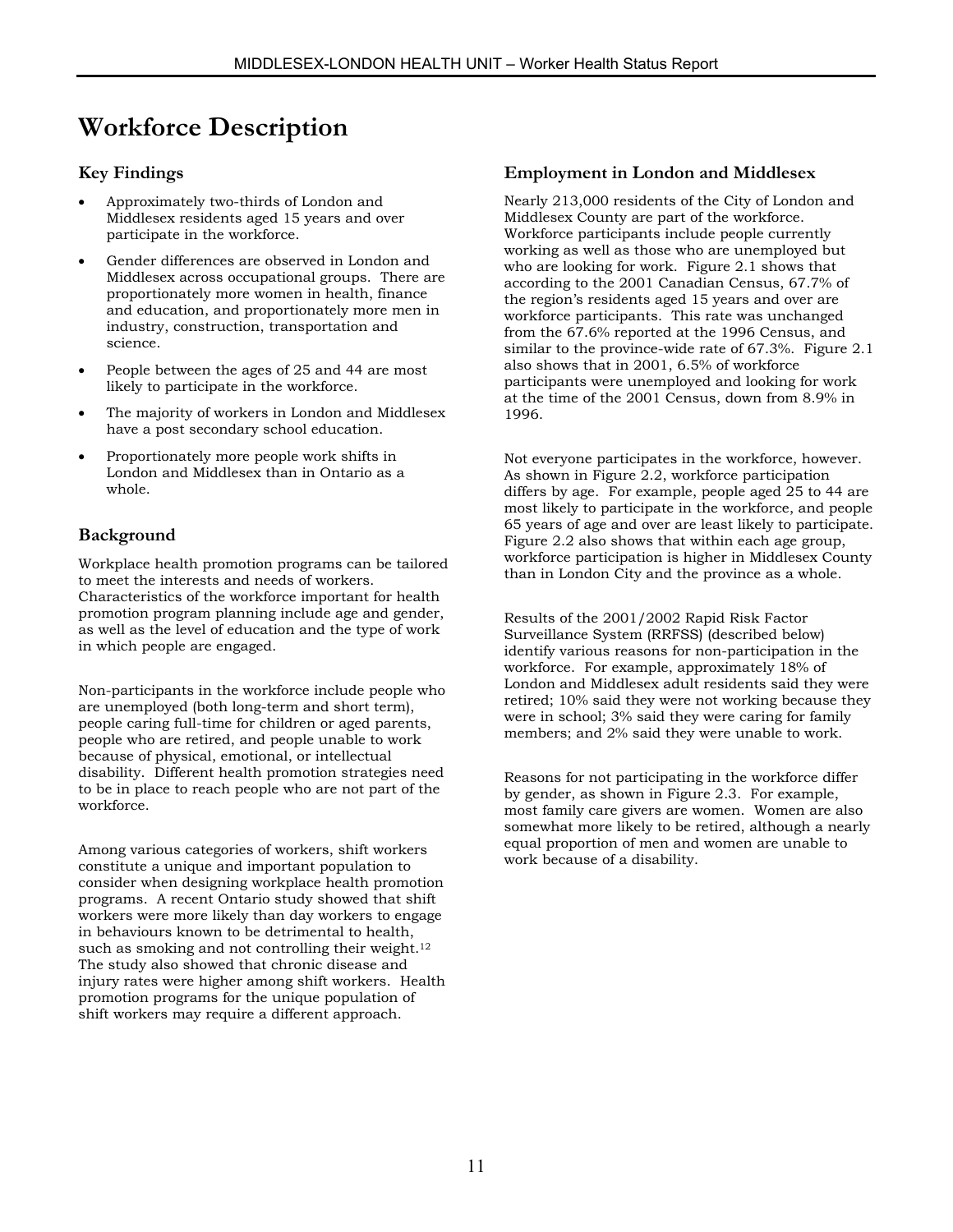# Workforce Description

## Key Findings

- Approximately two-thirds of London and Middlesex residents aged 15 years and over participate in the workforce.
- Gender differences are observed in London and Middlesex across occupational groups. There are proportionately more women in health, finance and education, and proportionately more men in industry, construction, transportation and science.
- People between the ages of 25 and 44 are most likely to participate in the workforce.
- The majority of workers in London and Middlesex have a post secondary school education.
- Proportionately more people work shifts in London and Middlesex than in Ontario as a whole.

## Background

Workplace health promotion programs can be tailored to meet the interests and needs of workers. Characteristics of the workforce important for health promotion program planning include age and gender, as well as the level of education and the type of work in which people are engaged.

Non-participants in the workforce include people who are unemployed (both long-term and short term), people caring full-time for children or aged parents, people who are retired, and people unable to work because of physical, emotional, or intellectual disability. Different health promotion strategies need to be in place to reach people who are not part of the workforce.

Among various categories of workers, shift workers constitute a unique and important population to consider when designing workplace health promotion programs. A recent Ontario study showed that shift workers were more likely than day workers to engage in behaviours known to be detrimental to health, such as smoking and not controlling their weight.[12] The study also showed that chronic disease and injury rates were higher among shift workers. Health promotion programs for the unique population of shift workers may require a different approach.

## Employment in London and Middlesex

Nearly 213,000 residents of the City of London and Middlesex County are part of the workforce. Workforce participants include people currently working as well as those who are unemployed but who are looking for work. Figure 2.1 shows that according to the 2001 Canadian Census, 67.7% of the region's residents aged 15 years and over are workforce participants. This rate was unchanged from the 67.6% reported at the 1996 Census, and similar to the province-wide rate of 67.3%. Figure 2.1 also shows that in 2001, 6.5% of workforce participants were unemployed and looking for work at the time of the 2001 Census, down from 8.9% in 1996.

Not everyone participates in the workforce, however. As shown in Figure 2.2, workforce participation differs by age. For example, people aged 25 to 44 are most likely to participate in the workforce, and people 65 years of age and over are least likely to participate. Figure 2.2 also shows that within each age group, workforce participation is higher in Middlesex County than in London City and the province as a whole.

Results of the 2001/2002 Rapid Risk Factor Surveillance System (RRFSS) (described below) identify various reasons for non-participation in the workforce. For example, approximately 18% of London and Middlesex adult residents said they were retired; 10% said they were not working because they were in school; 3% said they were caring for family members; and 2% said they were unable to work.

Reasons for not participating in the workforce differ by gender, as shown in Figure 2.3. For example, most family care givers are women. Women are also somewhat more likely to be retired, although a nearly equal proportion of men and women are unable to work because of a disability.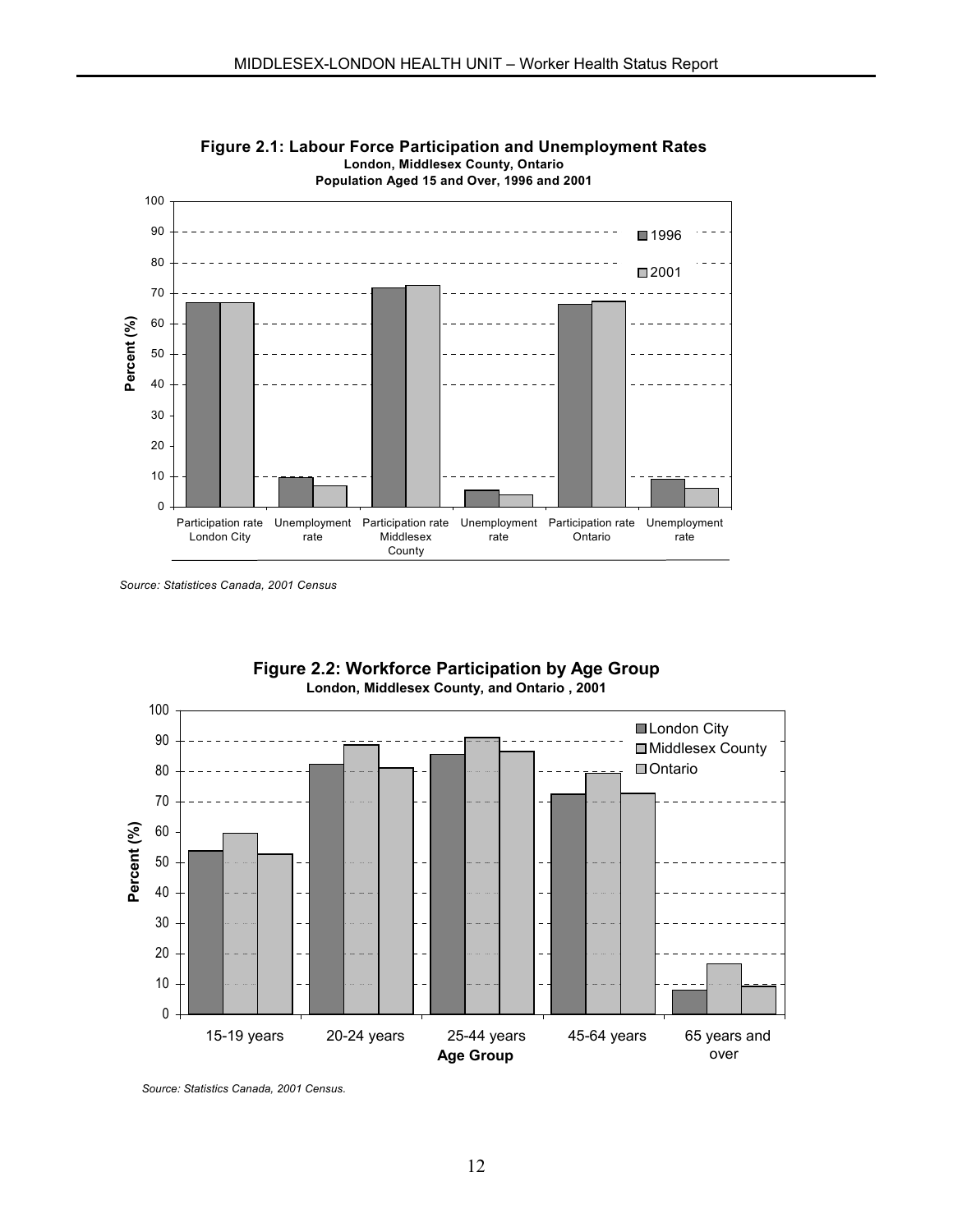**Figure 2.1: Labour Force Participation and Unemployment Rates**
**London, Middlesex County, Ontario**
**Population Aged 15 and Over, 1996 and 2001**

*Source: Statistices Canada, 2001 Census*

**Figure 2.2: Workforce Participation by Age Group**
**London, Middlesex County, and Ontario , 2001**

*Source: Statistics Canada, 2001 Census.*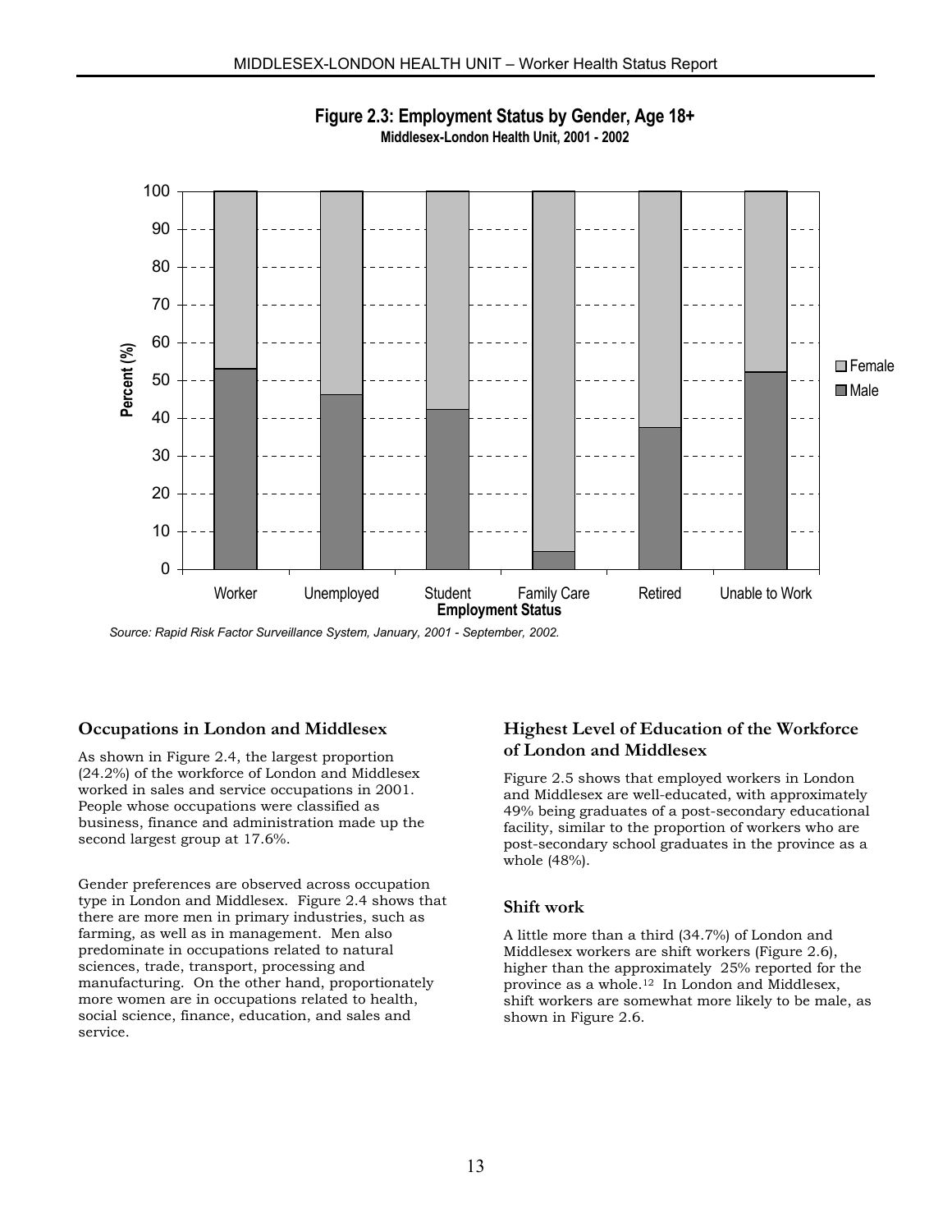**Figure 2.3: Employment Status by Gender, Age 18+**
**Middlesex-London Health Unit, 2001 - 2002**

*Source: Rapid Risk Factor Surveillance System, January, 2001 - September, 2002.*

## Occupations in London and Middlesex

As shown in Figure 2.4, the largest proportion (24.2%) of the workforce of London and Middlesex worked in sales and service occupations in 2001. People whose occupations were classified as business, finance and administration made up the second largest group at 17.6%.

Gender preferences are observed across occupation type in London and Middlesex. Figure 2.4 shows that there are more men in primary industries, such as farming, as well as in management. Men also predominate in occupations related to natural sciences, trade, transport, processing and manufacturing. On the other hand, proportionately more women are in occupations related to health, social science, finance, education, and sales and service.

## Highest Level of Education of the Workforce of London and Middlesex

Figure 2.5 shows that employed workers in London and Middlesex are well-educated, with approximately 49% being graduates of a post-secondary educational facility, similar to the proportion of workers who are post-secondary school graduates in the province as a whole (48%).

## Shift work

A little more than a third (34.7%) of London and Middlesex workers are shift workers (Figure 2.6), higher than the approximately 25% reported for the province as a whole.[12] In London and Middlesex, shift workers are somewhat more likely to be male, as shown in Figure 2.6.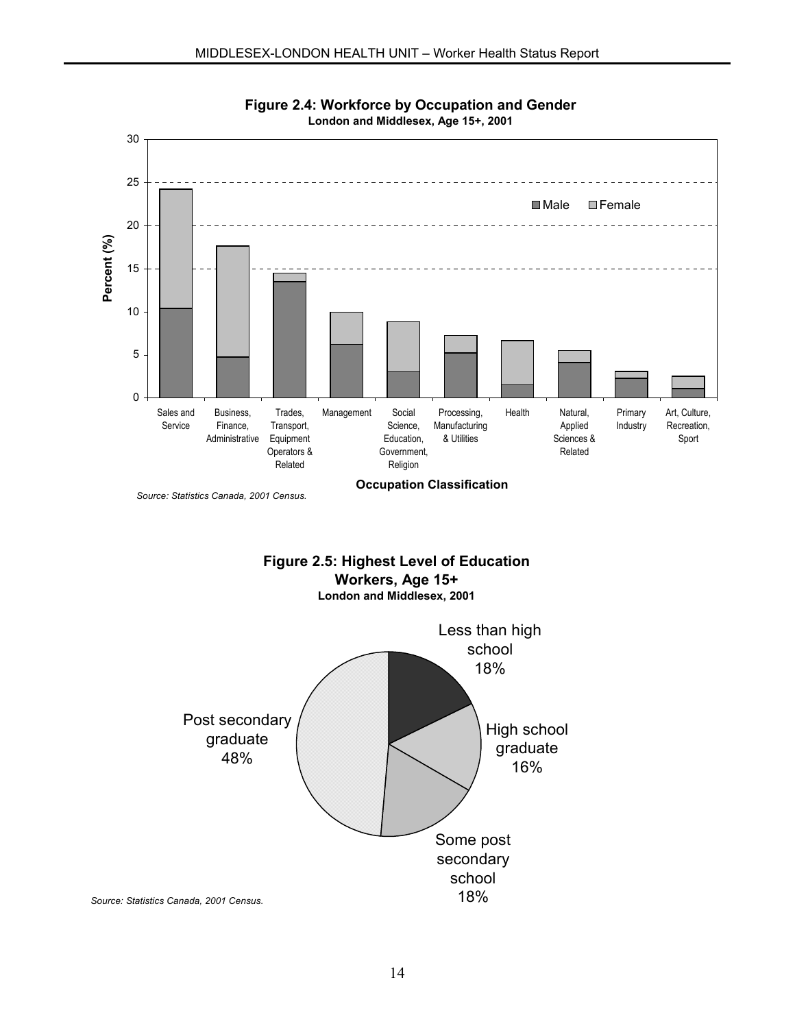**Figure 2.4: Workforce by Occupation and Gender**
**London and Middlesex, Age 15+, 2001**

Percent (%)

Male / Female

Sales and Service; Business, Finance, Administrative; Trades, Transport, Equipment Operators & Related; Management; Social Science, Education, Government, Religion; Processing, Manufacturing & Utilities; Health; Natural, Applied Sciences & Related; Primary Industry; Art, Culture, Recreation, Sport

**Occupation Classification**

*Source: Statistics Canada, 2001 Census.*

**Figure 2.5: Highest Level of Education**
**Workers, Age 15+**
**London and Middlesex, 2001**

Less than high school 18%

High school graduate 16%

Some post secondary school 18%

Post secondary graduate 48%

*Source: Statistics Canada, 2001 Census.*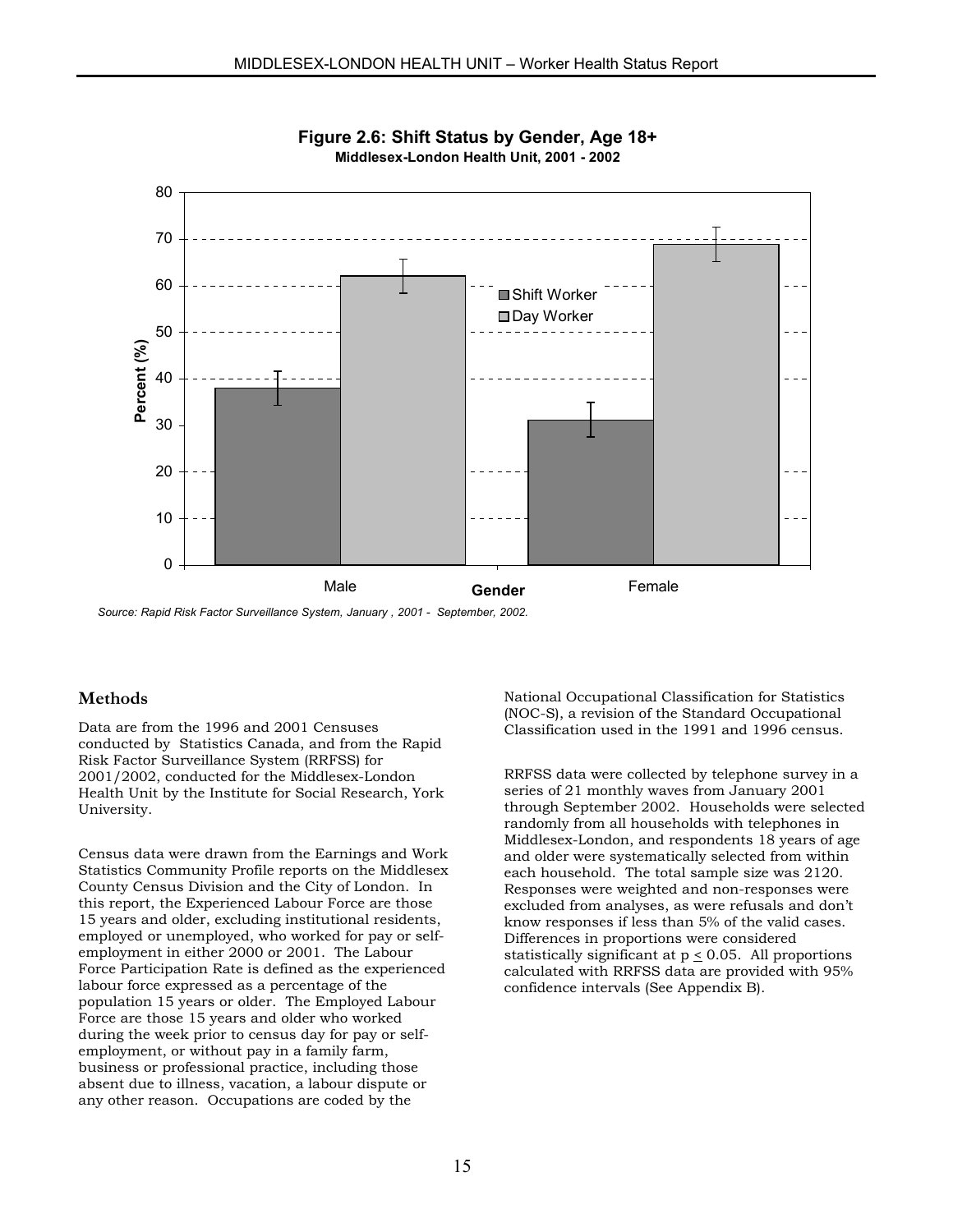**Figure 2.6: Shift Status by Gender, Age 18+**
**Middlesex-London Health Unit, 2001 - 2002**

*Source: Rapid Risk Factor Surveillance System, January , 2001 - September, 2002.*

## Methods

Data are from the 1996 and 2001 Censuses conducted by Statistics Canada, and from the Rapid Risk Factor Surveillance System (RRFSS) for 2001/2002, conducted for the Middlesex-London Health Unit by the Institute for Social Research, York University.

Census data were drawn from the Earnings and Work Statistics Community Profile reports on the Middlesex County Census Division and the City of London. In this report, the Experienced Labour Force are those 15 years and older, excluding institutional residents, employed or unemployed, who worked for pay or self-employment in either 2000 or 2001. The Labour Force Participation Rate is defined as the experienced labour force expressed as a percentage of the population 15 years or older. The Employed Labour Force are those 15 years and older who worked during the week prior to census day for pay or self-employment, or without pay in a family farm, business or professional practice, including those absent due to illness, vacation, a labour dispute or any other reason. Occupations are coded by the National Occupational Classification for Statistics (NOC-S), a revision of the Standard Occupational Classification used in the 1991 and 1996 census.

RRFSS data were collected by telephone survey in a series of 21 monthly waves from January 2001 through September 2002. Households were selected randomly from all households with telephones in Middlesex-London, and respondents 18 years of age and older were systematically selected from within each household. The total sample size was 2120. Responses were weighted and non-responses were excluded from analyses, as were refusals and don't know responses if less than 5% of the valid cases. Differences in proportions were considered statistically significant at $p \leq 0.05$. All proportions calculated with RRFSS data are provided with 95% confidence intervals (See Appendix B).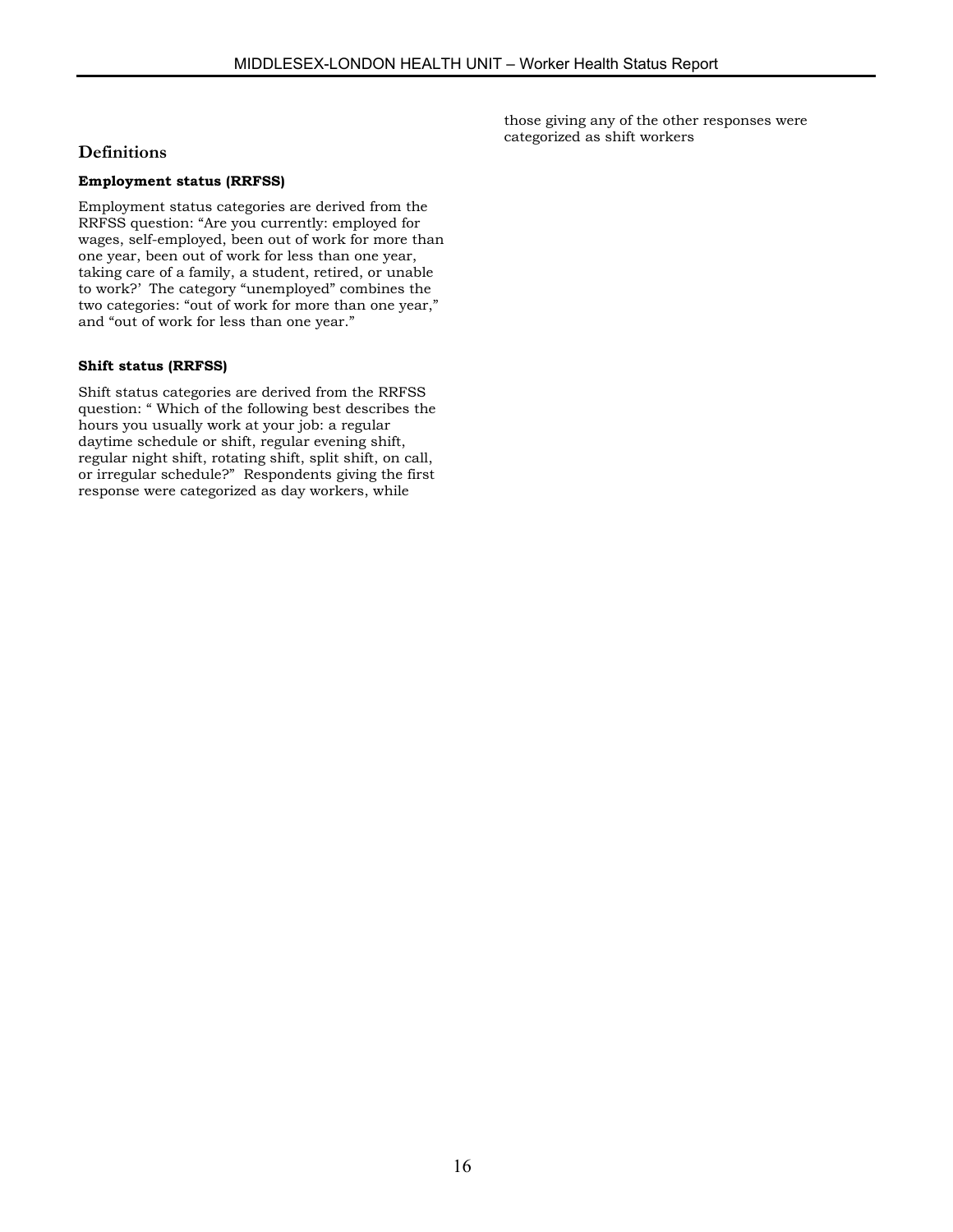## Definitions

**Employment status (RRFSS)**

Employment status categories are derived from the RRFSS question: "Are you currently: employed for wages, self-employed, been out of work for more than one year, been out of work for less than one year, taking care of a family, a student, retired, or unable to work?' The category "unemployed" combines the two categories: "out of work for more than one year," and "out of work for less than one year."

**Shift status (RRFSS)**

Shift status categories are derived from the RRFSS question: " Which of the following best describes the hours you usually work at your job: a regular daytime schedule or shift, regular evening shift, regular night shift, rotating shift, split shift, on call, or irregular schedule?" Respondents giving the first response were categorized as day workers, while those giving any of the other responses were categorized as shift workers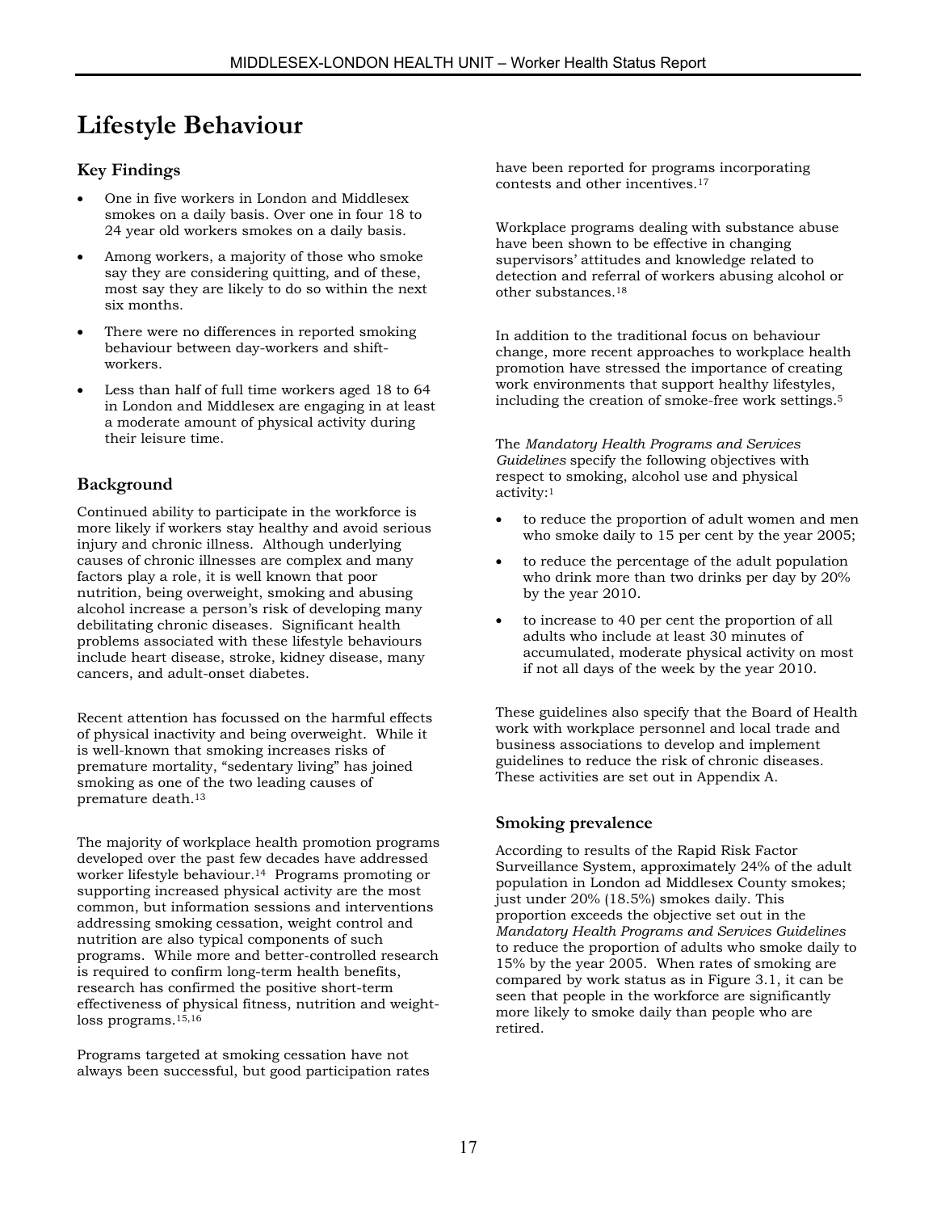# Lifestyle Behaviour

## Key Findings

- One in five workers in London and Middlesex smokes on a daily basis. Over one in four 18 to 24 year old workers smokes on a daily basis.
- Among workers, a majority of those who smoke say they are considering quitting, and of these, most say they are likely to do so within the next six months.
- There were no differences in reported smoking behaviour between day-workers and shift-workers.
- Less than half of full time workers aged 18 to 64 in London and Middlesex are engaging in at least a moderate amount of physical activity during their leisure time.

## Background

Continued ability to participate in the workforce is more likely if workers stay healthy and avoid serious injury and chronic illness. Although underlying causes of chronic illnesses are complex and many factors play a role, it is well known that poor nutrition, being overweight, smoking and abusing alcohol increase a person's risk of developing many debilitating chronic diseases. Significant health problems associated with these lifestyle behaviours include heart disease, stroke, kidney disease, many cancers, and adult-onset diabetes.

Recent attention has focussed on the harmful effects of physical inactivity and being overweight. While it is well-known that smoking increases risks of premature mortality, "sedentary living" has joined smoking as one of the two leading causes of premature death.[13]

The majority of workplace health promotion programs developed over the past few decades have addressed worker lifestyle behaviour.[14] Programs promoting or supporting increased physical activity are the most common, but information sessions and interventions addressing smoking cessation, weight control and nutrition are also typical components of such programs. While more and better-controlled research is required to confirm long-term health benefits, research has confirmed the positive short-term effectiveness of physical fitness, nutrition and weight-loss programs.[15,16]

Programs targeted at smoking cessation have not always been successful, but good participation rates have been reported for programs incorporating contests and other incentives.[17]

Workplace programs dealing with substance abuse have been shown to be effective in changing supervisors' attitudes and knowledge related to detection and referral of workers abusing alcohol or other substances.[18]

In addition to the traditional focus on behaviour change, more recent approaches to workplace health promotion have stressed the importance of creating work environments that support healthy lifestyles, including the creation of smoke-free work settings.[5]

The *Mandatory Health Programs and Services Guidelines* specify the following objectives with respect to smoking, alcohol use and physical activity:[1]

- to reduce the proportion of adult women and men who smoke daily to 15 per cent by the year 2005;
- to reduce the percentage of the adult population who drink more than two drinks per day by 20% by the year 2010.
- to increase to 40 per cent the proportion of all adults who include at least 30 minutes of accumulated, moderate physical activity on most if not all days of the week by the year 2010.

These guidelines also specify that the Board of Health work with workplace personnel and local trade and business associations to develop and implement guidelines to reduce the risk of chronic diseases. These activities are set out in Appendix A.

## Smoking prevalence

According to results of the Rapid Risk Factor Surveillance System, approximately 24% of the adult population in London ad Middlesex County smokes; just under 20% (18.5%) smokes daily. This proportion exceeds the objective set out in the *Mandatory Health Programs and Services Guidelines* to reduce the proportion of adults who smoke daily to 15% by the year 2005. When rates of smoking are compared by work status as in Figure 3.1, it can be seen that people in the workforce are significantly more likely to smoke daily than people who are retired.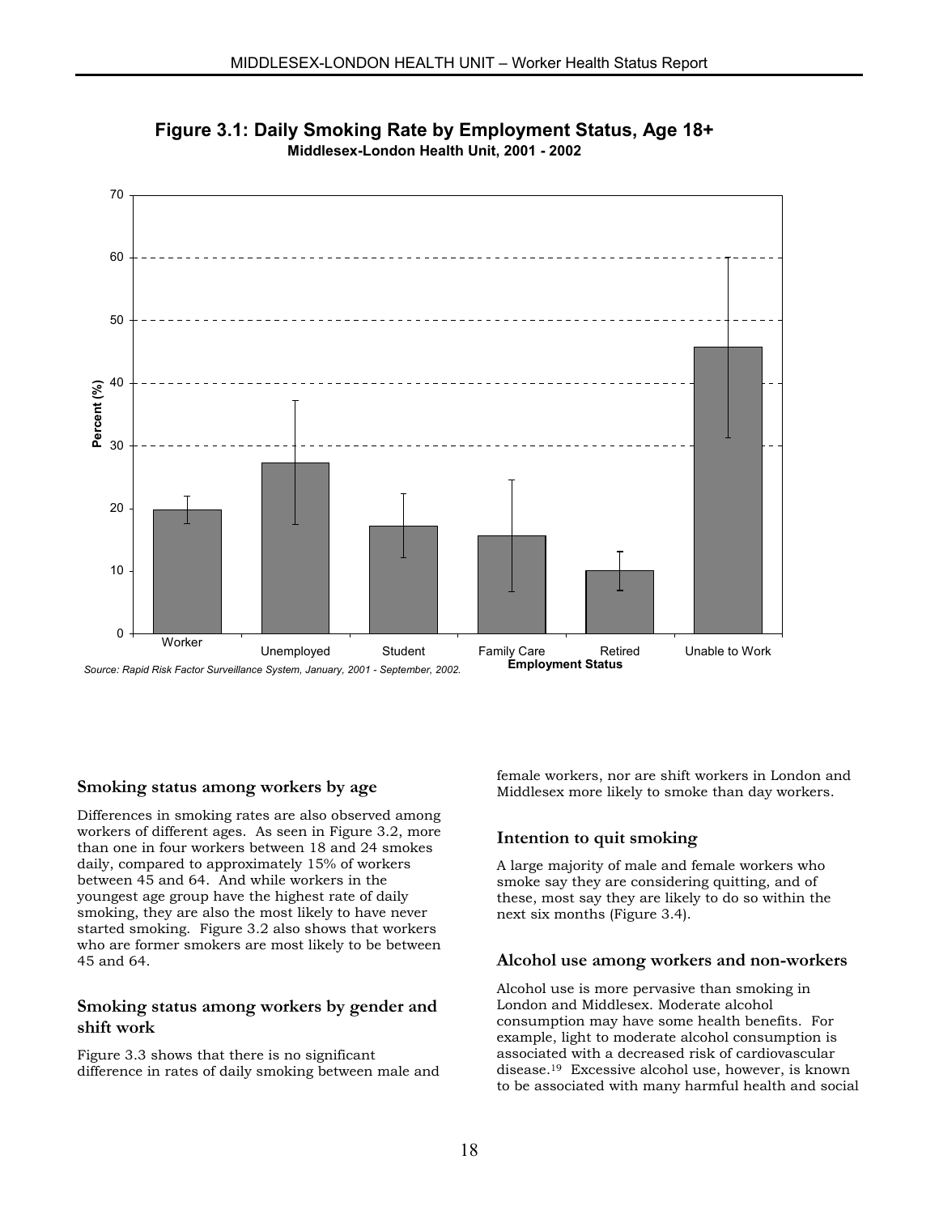**Figure 3.1: Daily Smoking Rate by Employment Status, Age 18+**
**Middlesex-London Health Unit, 2001 - 2002**

*Source: Rapid Risk Factor Surveillance System, January, 2001 - September, 2002.*

### Smoking status among workers by age

Differences in smoking rates are also observed among workers of different ages. As seen in Figure 3.2, more than one in four workers between 18 and 24 smokes daily, compared to approximately 15% of workers between 45 and 64. And while workers in the youngest age group have the highest rate of daily smoking, they are also the most likely to have never started smoking. Figure 3.2 also shows that workers who are former smokers are most likely to be between 45 and 64.

### Smoking status among workers by gender and shift work

Figure 3.3 shows that there is no significant difference in rates of daily smoking between male and female workers, nor are shift workers in London and Middlesex more likely to smoke than day workers.

### Intention to quit smoking

A large majority of male and female workers who smoke say they are considering quitting, and of these, most say they are likely to do so within the next six months (Figure 3.4).

### Alcohol use among workers and non-workers

Alcohol use is more pervasive than smoking in London and Middlesex. Moderate alcohol consumption may have some health benefits. For example, light to moderate alcohol consumption is associated with a decreased risk of cardiovascular disease.[19] Excessive alcohol use, however, is known to be associated with many harmful health and social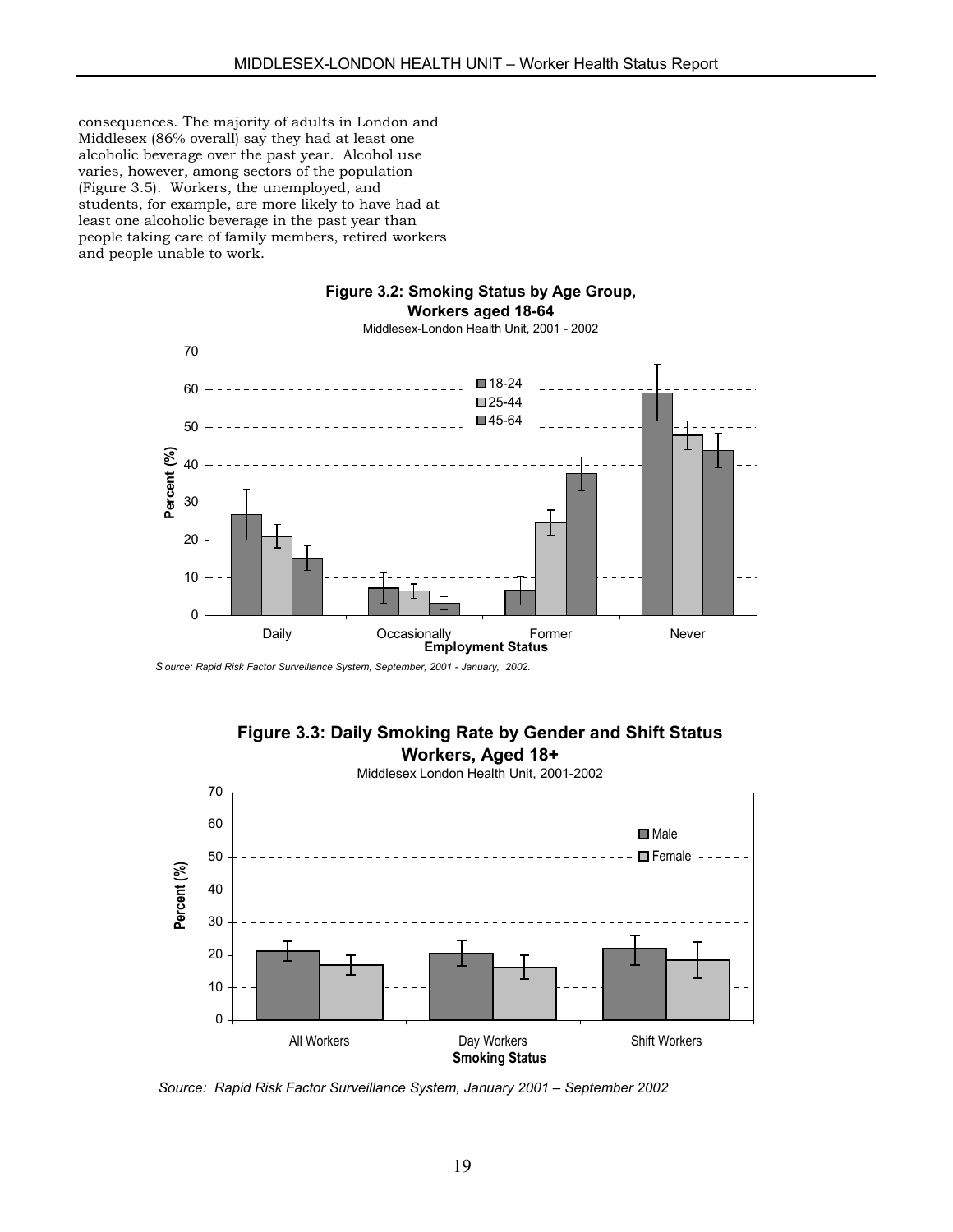consequences. The majority of adults in London and Middlesex (86% overall) say they had at least one alcoholic beverage over the past year. Alcohol use varies, however, among sectors of the population (Figure 3.5). Workers, the unemployed, and students, for example, are more likely to have had at least one alcoholic beverage in the past year than people taking care of family members, retired workers and people unable to work.

**Figure 3.2: Smoking Status by Age Group, Workers aged 18-64**

Middlesex-London Health Unit, 2001 - 2002

*Source: Rapid Risk Factor Surveillance System, September, 2001 - January, 2002.*

**Figure 3.3: Daily Smoking Rate by Gender and Shift Status Workers, Aged 18+**

Middlesex London Health Unit, 2001-2002

*Source: Rapid Risk Factor Surveillance System, January 2001 – September 2002*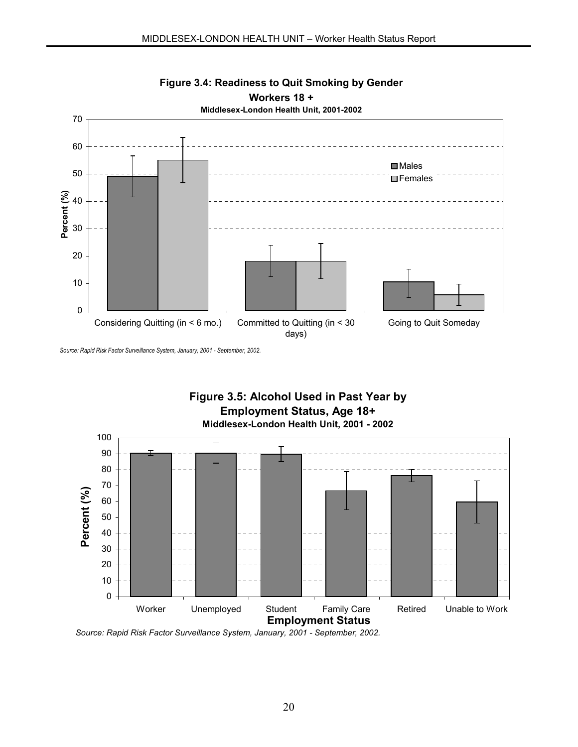**Figure 3.4: Readiness to Quit Smoking by Gender**
**Workers 18 +**
**Middlesex-London Health Unit, 2001-2002**

*Source: Rapid Risk Factor Surveillance System, January, 2001 - September, 2002.*

**Figure 3.5: Alcohol Used in Past Year by Employment Status, Age 18+**
**Middlesex-London Health Unit, 2001 - 2002**

*Source: Rapid Risk Factor Surveillance System, January, 2001 - September, 2002.*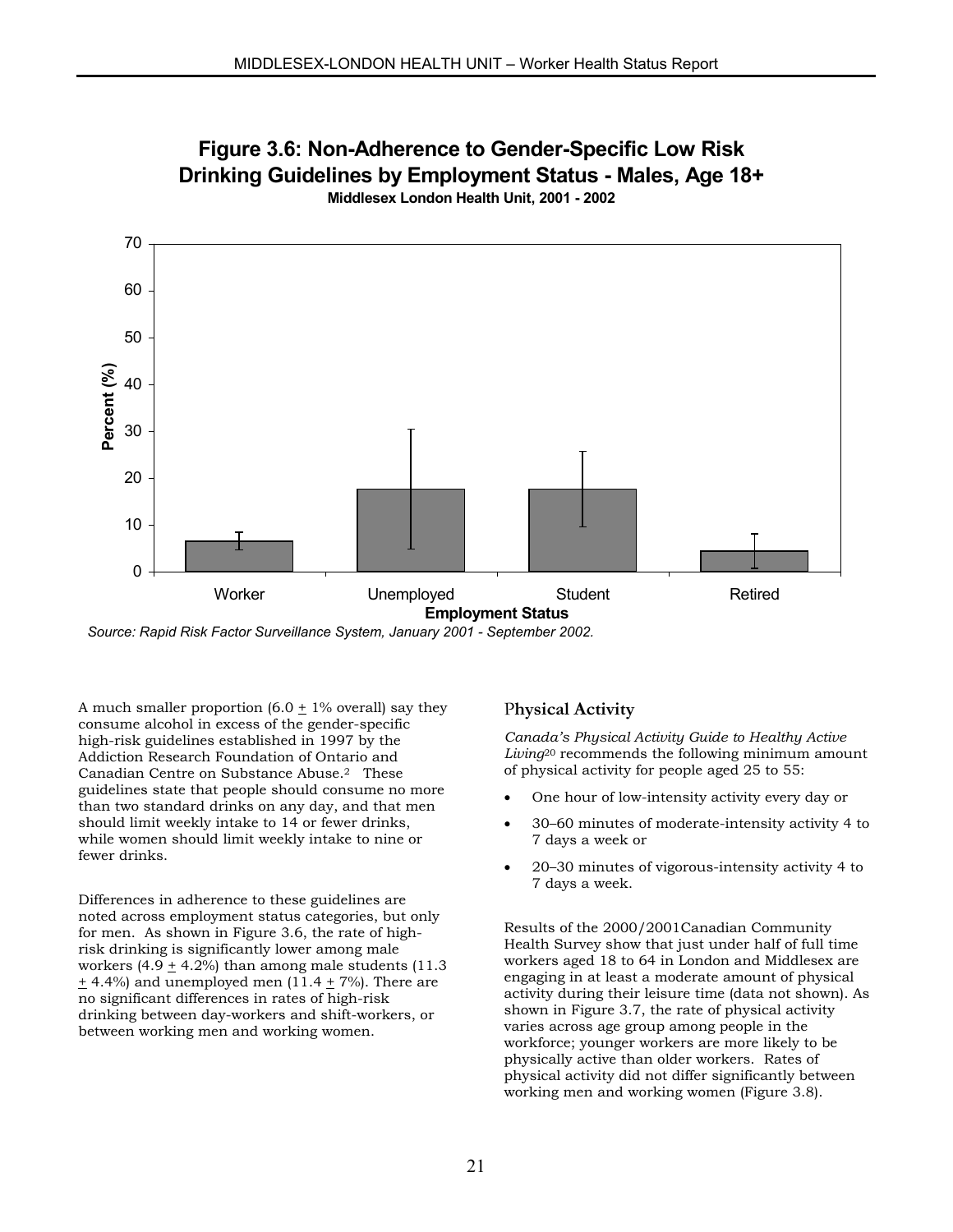**Figure 3.6: Non-Adherence to Gender-Specific Low Risk Drinking Guidelines by Employment Status - Males, Age 18+**

**Middlesex London Health Unit, 2001 - 2002**

*Source: Rapid Risk Factor Surveillance System, January 2001 - September 2002.*

A much smaller proportion (6.0 ± 1% overall) say they consume alcohol in excess of the gender-specific high-risk guidelines established in 1997 by the Addiction Research Foundation of Ontario and Canadian Centre on Substance Abuse.[2] These guidelines state that people should consume no more than two standard drinks on any day, and that men should limit weekly intake to 14 or fewer drinks, while women should limit weekly intake to nine or fewer drinks.

Differences in adherence to these guidelines are noted across employment status categories, but only for men. As shown in Figure 3.6, the rate of high-risk drinking is significantly lower among male workers (4.9 ± 4.2%) than among male students (11.3 ± 4.4%) and unemployed men (11.4 ± 7%). There are no significant differences in rates of high-risk drinking between day-workers and shift-workers, or between working men and working women.

## Physical Activity

*Canada's Physical Activity Guide to Healthy Active Living*[20] recommends the following minimum amount of physical activity for people aged 25 to 55:

- One hour of low-intensity activity every day or
- 30–60 minutes of moderate-intensity activity 4 to 7 days a week or
- 20–30 minutes of vigorous-intensity activity 4 to 7 days a week.

Results of the 2000/2001Canadian Community Health Survey show that just under half of full time workers aged 18 to 64 in London and Middlesex are engaging in at least a moderate amount of physical activity during their leisure time (data not shown). As shown in Figure 3.7, the rate of physical activity varies across age group among people in the workforce; younger workers are more likely to be physically active than older workers. Rates of physical activity did not differ significantly between working men and working women (Figure 3.8).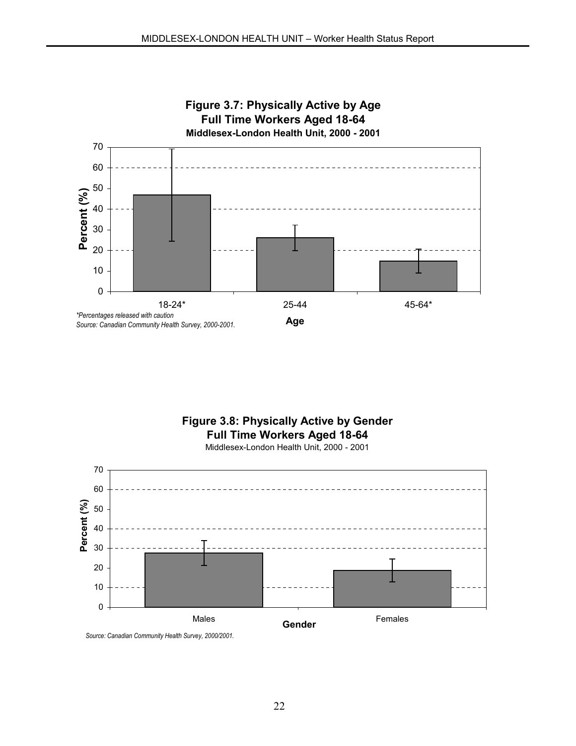**Figure 3.7: Physically Active by Age**
**Full Time Workers Aged 18-64**
**Middlesex-London Health Unit, 2000 - 2001**

*\*Percentages released with caution*
*Source: Canadian Community Health Survey, 2000-2001.*

**Figure 3.8: Physically Active by Gender**
**Full Time Workers Aged 18-64**
Middlesex-London Health Unit, 2000 - 2001

*Source: Canadian Community Health Survey, 2000/2001.*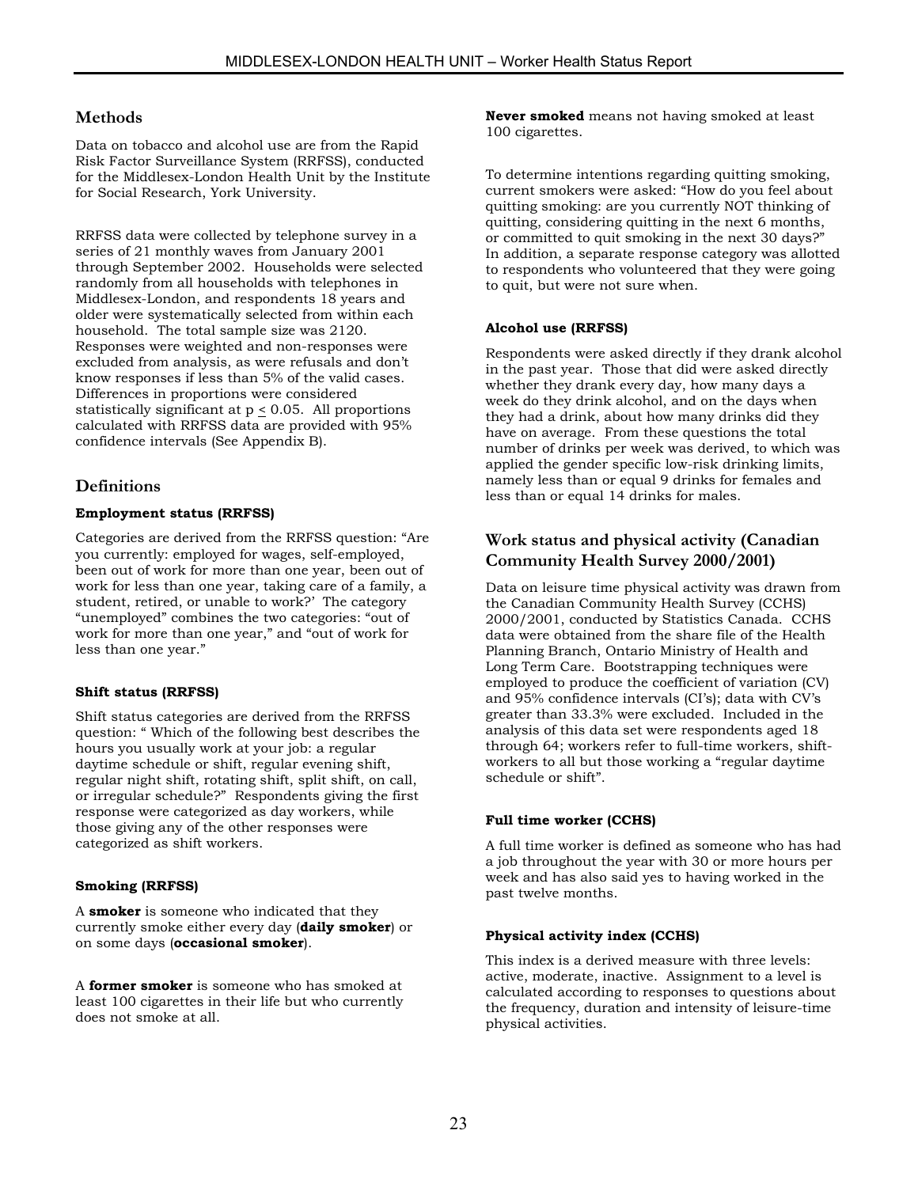## Methods

Data on tobacco and alcohol use are from the Rapid Risk Factor Surveillance System (RRFSS), conducted for the Middlesex-London Health Unit by the Institute for Social Research, York University.

RRFSS data were collected by telephone survey in a series of 21 monthly waves from January 2001 through September 2002. Households were selected randomly from all households with telephones in Middlesex-London, and respondents 18 years and older were systematically selected from within each household. The total sample size was 2120. Responses were weighted and non-responses were excluded from analysis, as were refusals and don't know responses if less than 5% of the valid cases. Differences in proportions were considered statistically significant at $p \leq 0.05$. All proportions calculated with RRFSS data are provided with 95% confidence intervals (See Appendix B).

## Definitions

#### Employment status (RRFSS)

Categories are derived from the RRFSS question: "Are you currently: employed for wages, self-employed, been out of work for more than one year, been out of work for less than one year, taking care of a family, a student, retired, or unable to work?' The category "unemployed" combines the two categories: "out of work for more than one year," and "out of work for less than one year."

#### Shift status (RRFSS)

Shift status categories are derived from the RRFSS question: " Which of the following best describes the hours you usually work at your job: a regular daytime schedule or shift, regular evening shift, regular night shift, rotating shift, split shift, on call, or irregular schedule?" Respondents giving the first response were categorized as day workers, while those giving any of the other responses were categorized as shift workers.

#### Smoking (RRFSS)

A **smoker** is someone who indicated that they currently smoke either every day (**daily smoker**) or on some days (**occasional smoker**).

A **former smoker** is someone who has smoked at least 100 cigarettes in their life but who currently does not smoke at all.

**Never smoked** means not having smoked at least 100 cigarettes.

To determine intentions regarding quitting smoking, current smokers were asked: "How do you feel about quitting smoking: are you currently NOT thinking of quitting, considering quitting in the next 6 months, or committed to quit smoking in the next 30 days?" In addition, a separate response category was allotted to respondents who volunteered that they were going to quit, but were not sure when.

#### Alcohol use (RRFSS)

Respondents were asked directly if they drank alcohol in the past year. Those that did were asked directly whether they drank every day, how many days a week do they drink alcohol, and on the days when they had a drink, about how many drinks did they have on average. From these questions the total number of drinks per week was derived, to which was applied the gender specific low-risk drinking limits, namely less than or equal 9 drinks for females and less than or equal 14 drinks for males.

## Work status and physical activity (Canadian Community Health Survey 2000/2001)

Data on leisure time physical activity was drawn from the Canadian Community Health Survey (CCHS) 2000/2001, conducted by Statistics Canada. CCHS data were obtained from the share file of the Health Planning Branch, Ontario Ministry of Health and Long Term Care. Bootstrapping techniques were employed to produce the coefficient of variation (CV) and 95% confidence intervals (CI's); data with CV's greater than 33.3% were excluded. Included in the analysis of this data set were respondents aged 18 through 64; workers refer to full-time workers, shift-workers to all but those working a "regular daytime schedule or shift".

#### Full time worker (CCHS)

A full time worker is defined as someone who has had a job throughout the year with 30 or more hours per week and has also said yes to having worked in the past twelve months.

#### Physical activity index (CCHS)

This index is a derived measure with three levels: active, moderate, inactive. Assignment to a level is calculated according to responses to questions about the frequency, duration and intensity of leisure-time physical activities.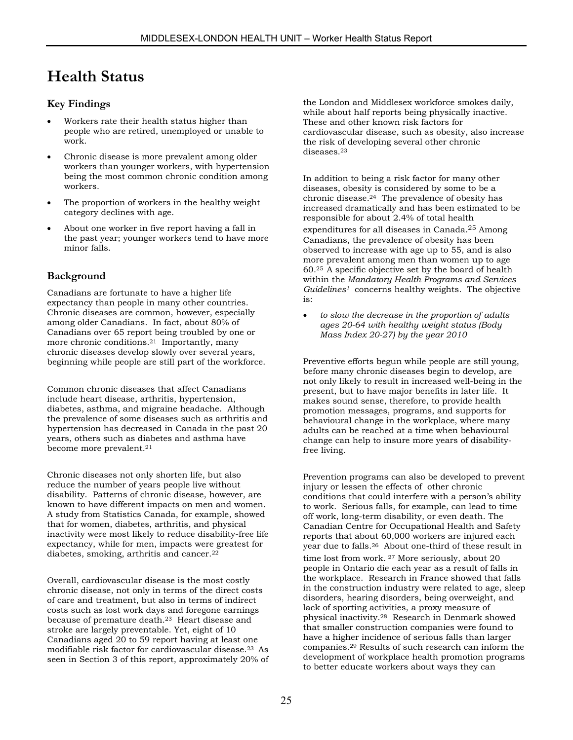# Health Status

## Key Findings

- Workers rate their health status higher than people who are retired, unemployed or unable to work.
- Chronic disease is more prevalent among older workers than younger workers, with hypertension being the most common chronic condition among workers.
- The proportion of workers in the healthy weight category declines with age.
- About one worker in five report having a fall in the past year; younger workers tend to have more minor falls.

## Background

Canadians are fortunate to have a higher life expectancy than people in many other countries. Chronic diseases are common, however, especially among older Canadians. In fact, about 80% of Canadians over 65 report being troubled by one or more chronic conditions.[21] Importantly, many chronic diseases develop slowly over several years, beginning while people are still part of the workforce.

Common chronic diseases that affect Canadians include heart disease, arthritis, hypertension, diabetes, asthma, and migraine headache. Although the prevalence of some diseases such as arthritis and hypertension has decreased in Canada in the past 20 years, others such as diabetes and asthma have become more prevalent.[21]

Chronic diseases not only shorten life, but also reduce the number of years people live without disability. Patterns of chronic disease, however, are known to have different impacts on men and women. A study from Statistics Canada, for example, showed that for women, diabetes, arthritis, and physical inactivity were most likely to reduce disability-free life expectancy, while for men, impacts were greatest for diabetes, smoking, arthritis and cancer.[22]

Overall, cardiovascular disease is the most costly chronic disease, not only in terms of the direct costs of care and treatment, but also in terms of indirect costs such as lost work days and foregone earnings because of premature death.[23] Heart disease and stroke are largely preventable. Yet, eight of 10 Canadians aged 20 to 59 report having at least one modifiable risk factor for cardiovascular disease.[23] As seen in Section 3 of this report, approximately 20% of the London and Middlesex workforce smokes daily, while about half reports being physically inactive. These and other known risk factors for cardiovascular disease, such as obesity, also increase the risk of developing several other chronic diseases.[23]

In addition to being a risk factor for many other diseases, obesity is considered by some to be a chronic disease.[24] The prevalence of obesity has increased dramatically and has been estimated to be responsible for about 2.4% of total health expenditures for all diseases in Canada.[25] Among Canadians, the prevalence of obesity has been observed to increase with age up to 55, and is also more prevalent among men than women up to age 60.[25] A specific objective set by the board of health within the *Mandatory Health Programs and Services Guidelines*[1] concerns healthy weights. The objective is:

- *to slow the decrease in the proportion of adults ages 20-64 with healthy weight status (Body Mass Index 20-27) by the year 2010*

Preventive efforts begun while people are still young, before many chronic diseases begin to develop, are not only likely to result in increased well-being in the present, but to have major benefits in later life. It makes sound sense, therefore, to provide health promotion messages, programs, and supports for behavioural change in the workplace, where many adults can be reached at a time when behavioural change can help to insure more years of disability-free living.

Prevention programs can also be developed to prevent injury or lessen the effects of other chronic conditions that could interfere with a person's ability to work. Serious falls, for example, can lead to time off work, long-term disability, or even death. The Canadian Centre for Occupational Health and Safety reports that about 60,000 workers are injured each year due to falls.[26] About one-third of these result in time lost from work.[27] More seriously, about 20 people in Ontario die each year as a result of falls in the workplace. Research in France showed that falls in the construction industry were related to age, sleep disorders, hearing disorders, being overweight, and lack of sporting activities, a proxy measure of physical inactivity.[28] Research in Denmark showed that smaller construction companies were found to have a higher incidence of serious falls than larger companies.[29] Results of such research can inform the development of workplace health promotion programs to better educate workers about ways they can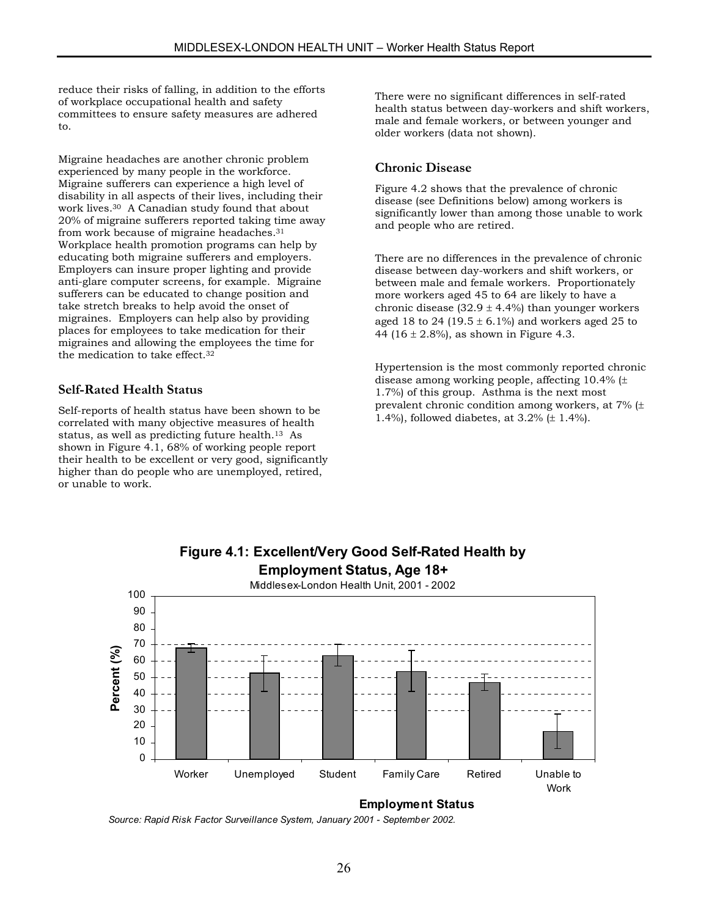reduce their risks of falling, in addition to the efforts of workplace occupational health and safety committees to ensure safety measures are adhered to.

Migraine headaches are another chronic problem experienced by many people in the workforce. Migraine sufferers can experience a high level of disability in all aspects of their lives, including their work lives.[30] A Canadian study found that about 20% of migraine sufferers reported taking time away from work because of migraine headaches.[31] Workplace health promotion programs can help by educating both migraine sufferers and employers. Employers can insure proper lighting and provide anti-glare computer screens, for example. Migraine sufferers can be educated to change position and take stretch breaks to help avoid the onset of migraines. Employers can help also by providing places for employees to take medication for their migraines and allowing the employees the time for the medication to take effect.[32]

### Self-Rated Health Status

Self-reports of health status have been shown to be correlated with many objective measures of health status, as well as predicting future health.[13] As shown in Figure 4.1, 68% of working people report their health to be excellent or very good, significantly higher than do people who are unemployed, retired, or unable to work.

There were no significant differences in self-rated health status between day-workers and shift workers, male and female workers, or between younger and older workers (data not shown).

### Chronic Disease

Figure 4.2 shows that the prevalence of chronic disease (see Definitions below) among workers is significantly lower than among those unable to work and people who are retired.

There are no differences in the prevalence of chronic disease between day-workers and shift workers, or between male and female workers. Proportionately more workers aged 45 to 64 are likely to have a chronic disease (32.9 ± 4.4%) than younger workers aged 18 to 24 (19.5 ± 6.1%) and workers aged 25 to 44 (16 ± 2.8%), as shown in Figure 4.3.

Hypertension is the most commonly reported chronic disease among working people, affecting 10.4% (± 1.7%) of this group. Asthma is the next most prevalent chronic condition among workers, at 7% (± 1.4%), followed diabetes, at 3.2% (± 1.4%).

**Figure 4.1: Excellent/Very Good Self-Rated Health by Employment Status, Age 18+**

Middlesex-London Health Unit, 2001 - 2002

| Employment Status | Percent (%) (approx.) |
|---|---|
| Worker | 68 |
| Unemployed | 53 |
| Student | 63 |
| Family Care | 54 |
| Retired | 47 |
| Unable to Work | 17 |

*Source: Rapid Risk Factor Surveillance System, January 2001 - September 2002.*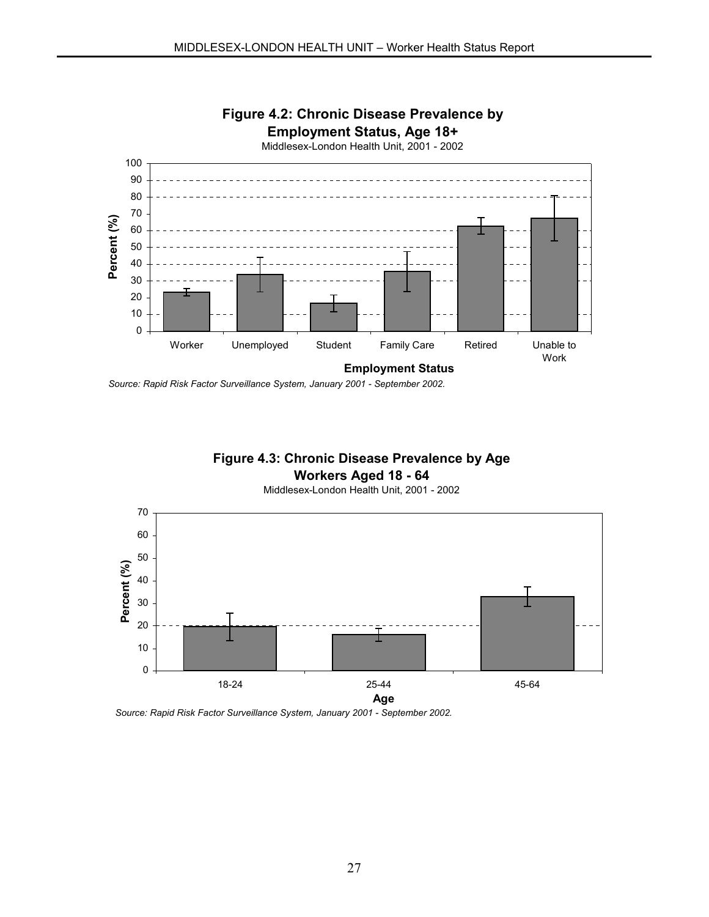**Figure 4.2: Chronic Disease Prevalence by Employment Status, Age 18+**

Middlesex-London Health Unit, 2001 - 2002

*Source: Rapid Risk Factor Surveillance System, January 2001 - September 2002.*

**Figure 4.3: Chronic Disease Prevalence by Age Workers Aged 18 - 64**

Middlesex-London Health Unit, 2001 - 2002

*Source: Rapid Risk Factor Surveillance System, January 2001 - September 2002.*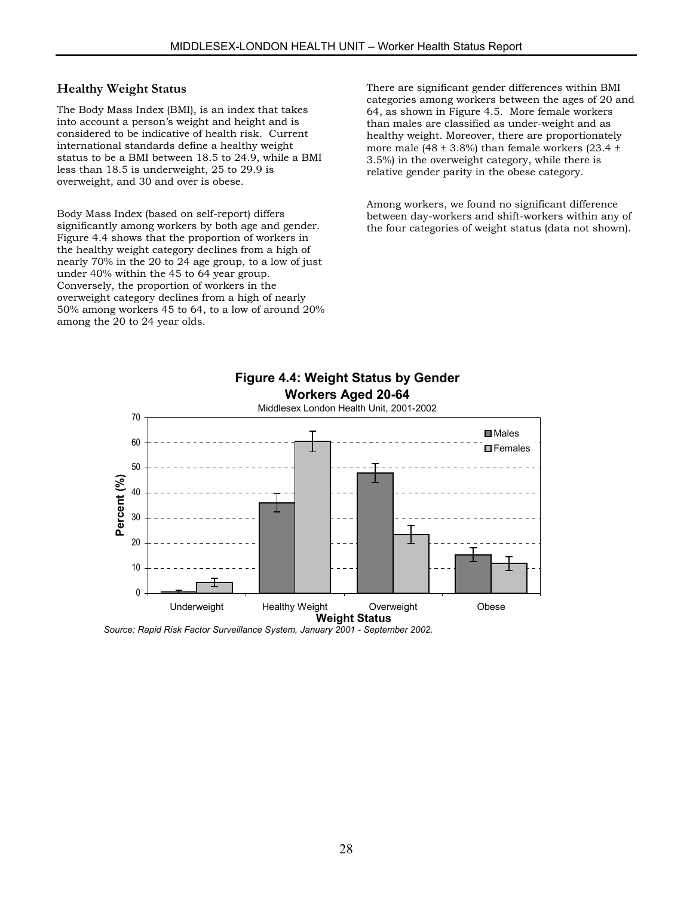## Healthy Weight Status

The Body Mass Index (BMI), is an index that takes into account a person's weight and height and is considered to be indicative of health risk. Current international standards define a healthy weight status to be a BMI between 18.5 to 24.9, while a BMI less than 18.5 is underweight, 25 to 29.9 is overweight, and 30 and over is obese.

Body Mass Index (based on self-report) differs significantly among workers by both age and gender. Figure 4.4 shows that the proportion of workers in the healthy weight category declines from a high of nearly 70% in the 20 to 24 age group, to a low of just under 40% within the 45 to 64 year group. Conversely, the proportion of workers in the overweight category declines from a high of nearly 50% among workers 45 to 64, to a low of around 20% among the 20 to 24 year olds.

There are significant gender differences within BMI categories among workers between the ages of 20 and 64, as shown in Figure 4.5. More female workers than males are classified as under-weight and as healthy weight. Moreover, there are proportionately more male (48 ± 3.8%) than female workers (23.4 ± 3.5%) in the overweight category, while there is relative gender parity in the obese category.

Among workers, we found no significant difference between day-workers and shift-workers within any of the four categories of weight status (data not shown).

**Figure 4.4: Weight Status by Gender Workers Aged 20-64**

Middlesex London Health Unit, 2001-2002

*Source: Rapid Risk Factor Surveillance System, January 2001 - September 2002.*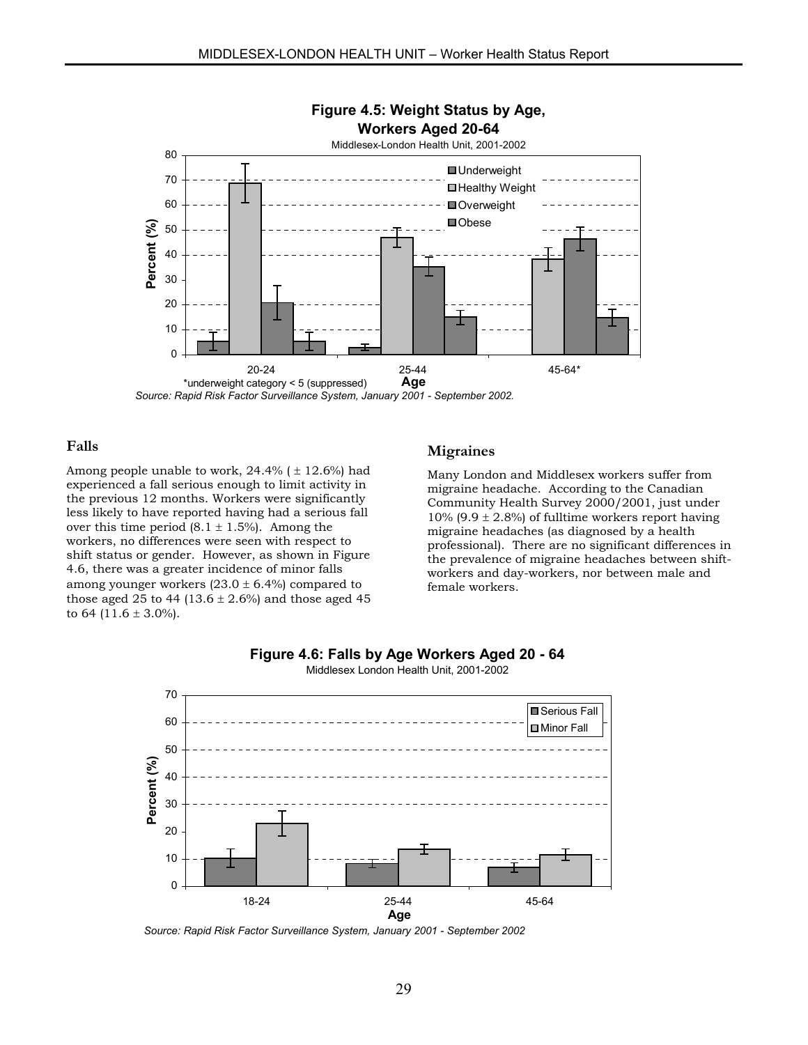**Figure 4.5: Weight Status by Age, Workers Aged 20-64**
Middlesex-London Health Unit, 2001-2002

*underweight category < 5 (suppressed)

*Source: Rapid Risk Factor Surveillance System, January 2001 - September 2002.*

## Falls

Among people unable to work, 24.4% ( ± 12.6%) had experienced a fall serious enough to limit activity in the previous 12 months. Workers were significantly less likely to have reported having had a serious fall over this time period (8.1 ± 1.5%). Among the workers, no differences were seen with respect to shift status or gender. However, as shown in Figure 4.6, there was a greater incidence of minor falls among younger workers (23.0 ± 6.4%) compared to those aged 25 to 44 (13.6 ± 2.6%) and those aged 45 to 64 (11.6 ± 3.0%).

## Migraines

Many London and Middlesex workers suffer from migraine headache. According to the Canadian Community Health Survey 2000/2001, just under 10% (9.9 ± 2.8%) of fulltime workers report having migraine headaches (as diagnosed by a health professional). There are no significant differences in the prevalence of migraine headaches between shift-workers and day-workers, nor between male and female workers.

**Figure 4.6: Falls by Age Workers Aged 20 - 64**
Middlesex London Health Unit, 2001-2002

*Source: Rapid Risk Factor Surveillance System, January 2001 - September 2002*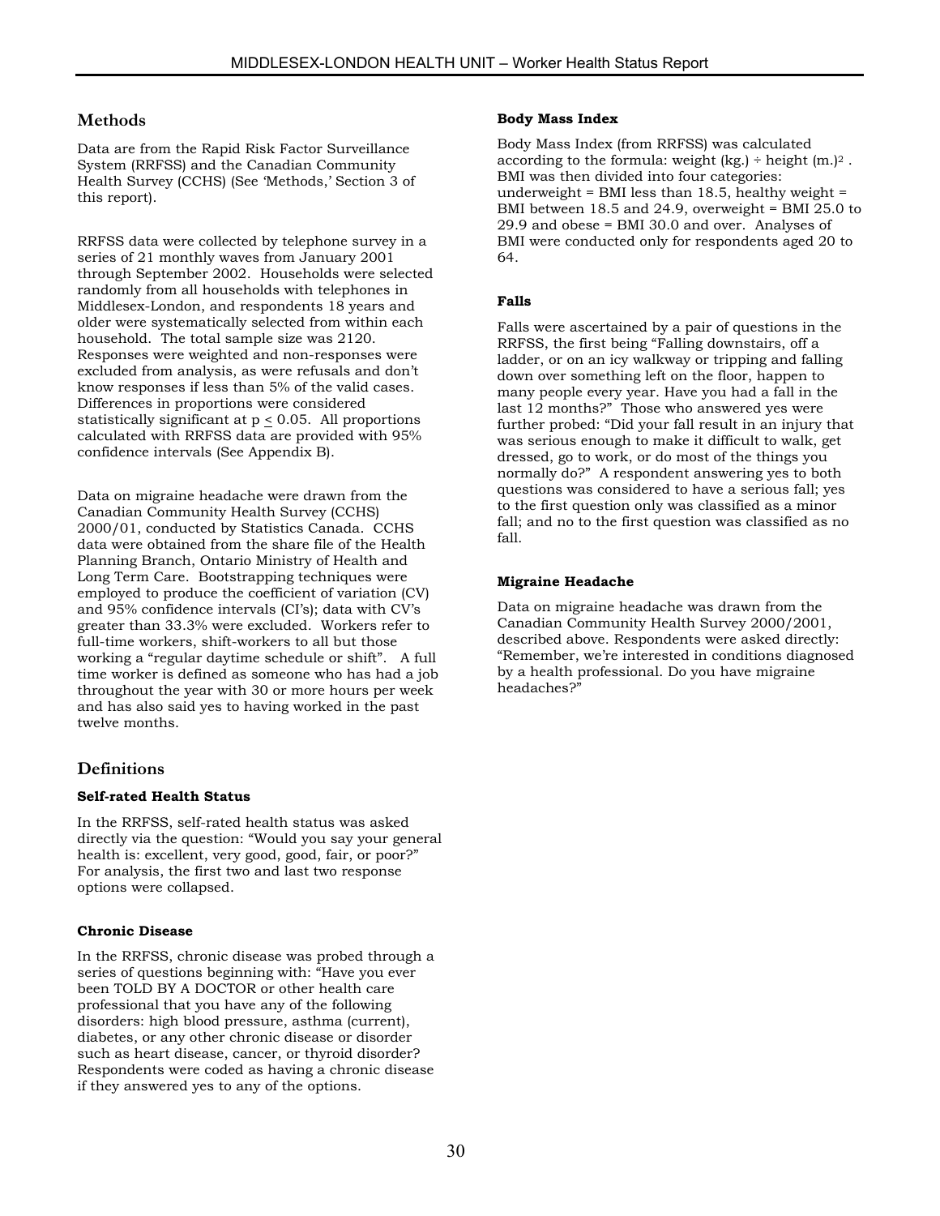## Methods

Data are from the Rapid Risk Factor Surveillance System (RRFSS) and the Canadian Community Health Survey (CCHS) (See 'Methods,' Section 3 of this report).

RRFSS data were collected by telephone survey in a series of 21 monthly waves from January 2001 through September 2002. Households were selected randomly from all households with telephones in Middlesex-London, and respondents 18 years and older were systematically selected from within each household. The total sample size was 2120. Responses were weighted and non-responses were excluded from analysis, as were refusals and don't know responses if less than 5% of the valid cases. Differences in proportions were considered statistically significant at $p \leq 0.05$. All proportions calculated with RRFSS data are provided with 95% confidence intervals (See Appendix B).

Data on migraine headache were drawn from the Canadian Community Health Survey (CCHS) 2000/01, conducted by Statistics Canada. CCHS data were obtained from the share file of the Health Planning Branch, Ontario Ministry of Health and Long Term Care. Bootstrapping techniques were employed to produce the coefficient of variation (CV) and 95% confidence intervals (CI's); data with CV's greater than 33.3% were excluded. Workers refer to full-time workers, shift-workers to all but those working a "regular daytime schedule or shift". A full time worker is defined as someone who has had a job throughout the year with 30 or more hours per week and has also said yes to having worked in the past twelve months.

## Definitions

**Self-rated Health Status**

In the RRFSS, self-rated health status was asked directly via the question: "Would you say your general health is: excellent, very good, good, fair, or poor?" For analysis, the first two and last two response options were collapsed.

**Chronic Disease**

In the RRFSS, chronic disease was probed through a series of questions beginning with: "Have you ever been TOLD BY A DOCTOR or other health care professional that you have any of the following disorders: high blood pressure, asthma (current), diabetes, or any other chronic disease or disorder such as heart disease, cancer, or thyroid disorder? Respondents were coded as having a chronic disease if they answered yes to any of the options.

**Body Mass Index**

Body Mass Index (from RRFSS) was calculated according to the formula: weight (kg.) ÷ height (m.)$^2$ . BMI was then divided into four categories: underweight = BMI less than 18.5, healthy weight = BMI between 18.5 and 24.9, overweight = BMI 25.0 to 29.9 and obese = BMI 30.0 and over. Analyses of BMI were conducted only for respondents aged 20 to 64.

**Falls**

Falls were ascertained by a pair of questions in the RRFSS, the first being "Falling downstairs, off a ladder, or on an icy walkway or tripping and falling down over something left on the floor, happen to many people every year. Have you had a fall in the last 12 months?" Those who answered yes were further probed: "Did your fall result in an injury that was serious enough to make it difficult to walk, get dressed, go to work, or do most of the things you normally do?" A respondent answering yes to both questions was considered to have a serious fall; yes to the first question only was classified as a minor fall; and no to the first question was classified as no fall.

**Migraine Headache**

Data on migraine headache was drawn from the Canadian Community Health Survey 2000/2001, described above. Respondents were asked directly: "Remember, we're interested in conditions diagnosed by a health professional. Do you have migraine headaches?"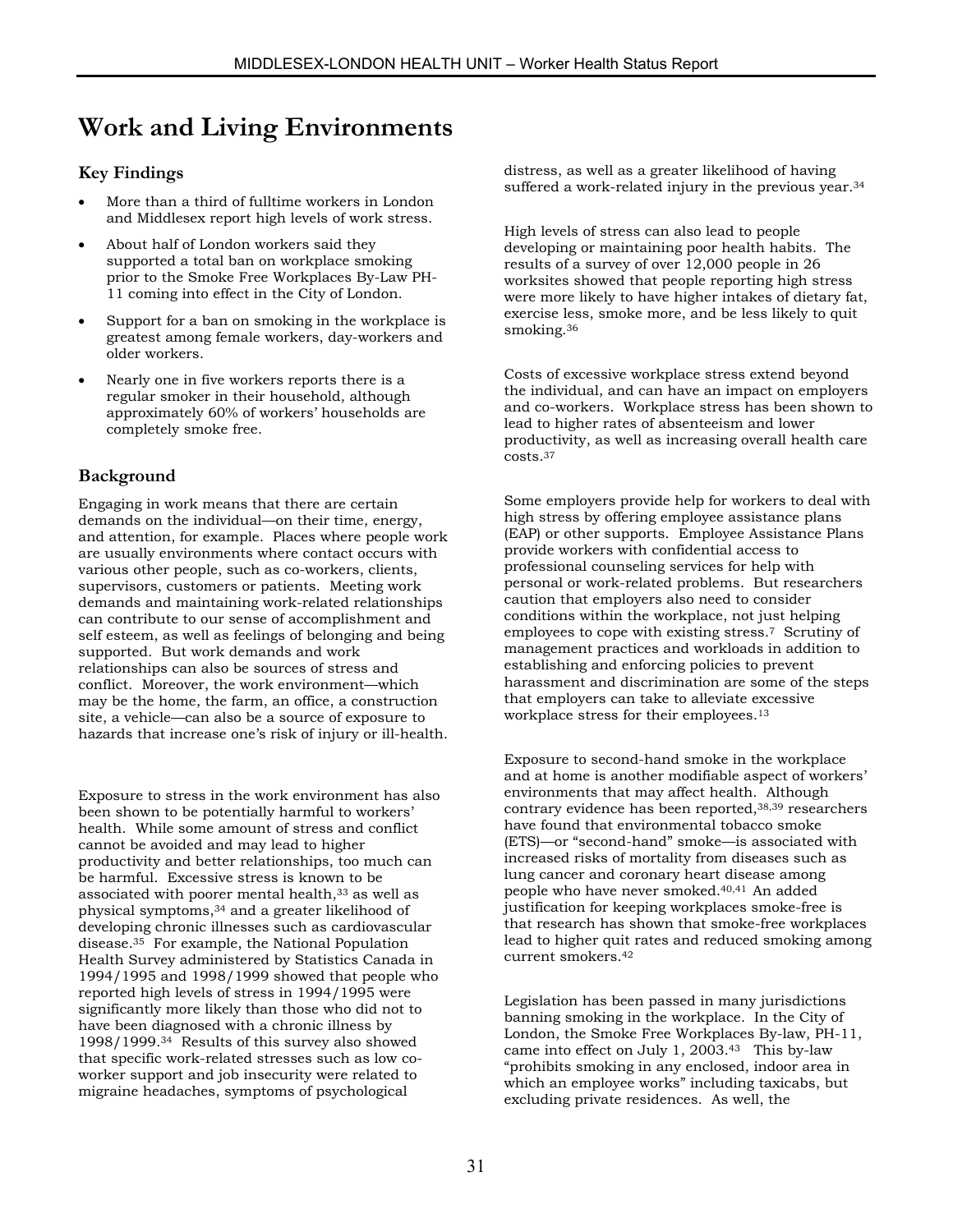# Work and Living Environments

### Key Findings

- More than a third of fulltime workers in London and Middlesex report high levels of work stress.
- About half of London workers said they supported a total ban on workplace smoking prior to the Smoke Free Workplaces By-Law PH-11 coming into effect in the City of London.
- Support for a ban on smoking in the workplace is greatest among female workers, day-workers and older workers.
- Nearly one in five workers reports there is a regular smoker in their household, although approximately 60% of workers' households are completely smoke free.

### Background

Engaging in work means that there are certain demands on the individual—on their time, energy, and attention, for example. Places where people work are usually environments where contact occurs with various other people, such as co-workers, clients, supervisors, customers or patients. Meeting work demands and maintaining work-related relationships can contribute to our sense of accomplishment and self esteem, as well as feelings of belonging and being supported. But work demands and work relationships can also be sources of stress and conflict. Moreover, the work environment—which may be the home, the farm, an office, a construction site, a vehicle—can also be a source of exposure to hazards that increase one's risk of injury or ill-health.

Exposure to stress in the work environment has also been shown to be potentially harmful to workers' health. While some amount of stress and conflict cannot be avoided and may lead to higher productivity and better relationships, too much can be harmful. Excessive stress is known to be associated with poorer mental health,[33] as well as physical symptoms,[34] and a greater likelihood of developing chronic illnesses such as cardiovascular disease.[35] For example, the National Population Health Survey administered by Statistics Canada in 1994/1995 and 1998/1999 showed that people who reported high levels of stress in 1994/1995 were significantly more likely than those who did not to have been diagnosed with a chronic illness by 1998/1999.[34] Results of this survey also showed that specific work-related stresses such as low co-worker support and job insecurity were related to migraine headaches, symptoms of psychological distress, as well as a greater likelihood of having suffered a work-related injury in the previous year.[34]

High levels of stress can also lead to people developing or maintaining poor health habits. The results of a survey of over 12,000 people in 26 worksites showed that people reporting high stress were more likely to have higher intakes of dietary fat, exercise less, smoke more, and be less likely to quit smoking.[36]

Costs of excessive workplace stress extend beyond the individual, and can have an impact on employers and co-workers. Workplace stress has been shown to lead to higher rates of absenteeism and lower productivity, as well as increasing overall health care costs.[37]

Some employers provide help for workers to deal with high stress by offering employee assistance plans (EAP) or other supports. Employee Assistance Plans provide workers with confidential access to professional counseling services for help with personal or work-related problems. But researchers caution that employers also need to consider conditions within the workplace, not just helping employees to cope with existing stress.[7] Scrutiny of management practices and workloads in addition to establishing and enforcing policies to prevent harassment and discrimination are some of the steps that employers can take to alleviate excessive workplace stress for their employees.[13]

Exposure to second-hand smoke in the workplace and at home is another modifiable aspect of workers' environments that may affect health. Although contrary evidence has been reported,[38,39] researchers have found that environmental tobacco smoke (ETS)—or "second-hand" smoke—is associated with increased risks of mortality from diseases such as lung cancer and coronary heart disease among people who have never smoked.[40,41] An added justification for keeping workplaces smoke-free is that research has shown that smoke-free workplaces lead to higher quit rates and reduced smoking among current smokers.[42]

Legislation has been passed in many jurisdictions banning smoking in the workplace. In the City of London, the Smoke Free Workplaces By-law, PH-11, came into effect on July 1, 2003.[43] This by-law "prohibits smoking in any enclosed, indoor area in which an employee works" including taxicabs, but excluding private residences. As well, the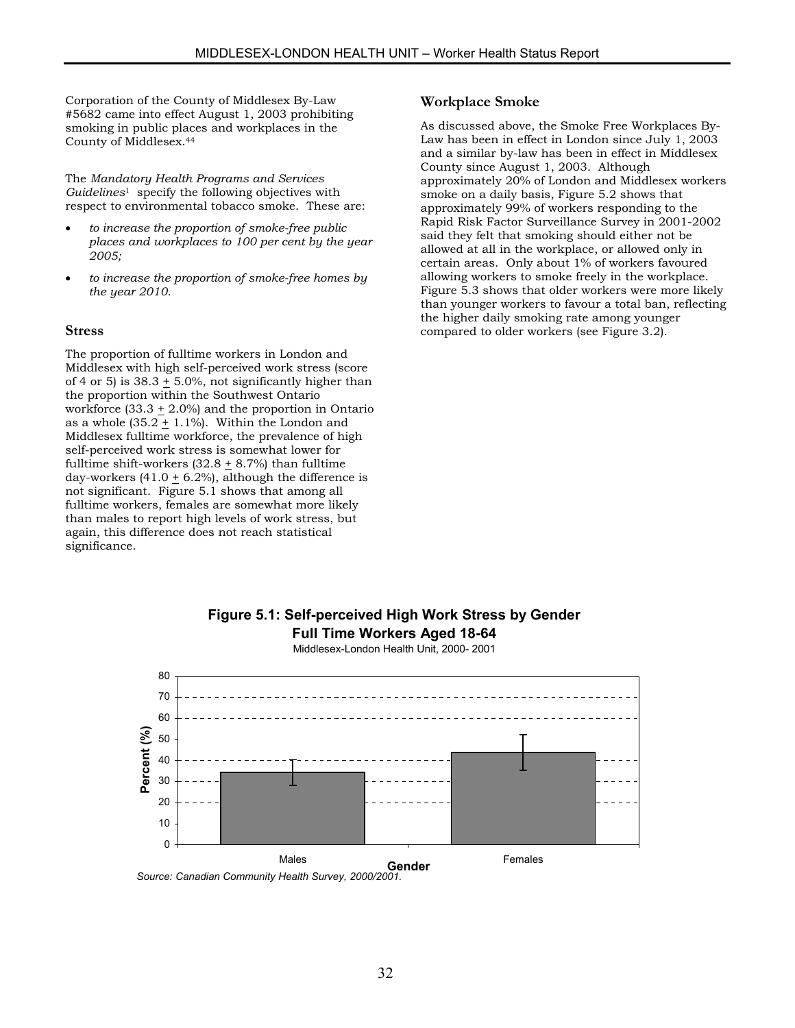Corporation of the County of Middlesex By-Law #5682 came into effect August 1, 2003 prohibiting smoking in public places and workplaces in the County of Middlesex.[44]

The *Mandatory Health Programs and Services Guidelines*[1] specify the following objectives with respect to environmental tobacco smoke. These are:

- *to increase the proportion of smoke-free public places and workplaces to 100 per cent by the year 2005;*
- *to increase the proportion of smoke-free homes by the year 2010.*

### Stress

The proportion of fulltime workers in London and Middlesex with high self-perceived work stress (score of 4 or 5) is 38.3 ± 5.0%, not significantly higher than the proportion within the Southwest Ontario workforce (33.3 ± 2.0%) and the proportion in Ontario as a whole (35.2 ± 1.1%). Within the London and Middlesex fulltime workforce, the prevalence of high self-perceived work stress is somewhat lower for fulltime shift-workers (32.8 ± 8.7%) than fulltime day-workers (41.0 ± 6.2%), although the difference is not significant. Figure 5.1 shows that among all fulltime workers, females are somewhat more likely than males to report high levels of work stress, but again, this difference does not reach statistical significance.

### Workplace Smoke

As discussed above, the Smoke Free Workplaces By-Law has been in effect in London since July 1, 2003 and a similar by-law has been in effect in Middlesex County since August 1, 2003. Although approximately 20% of London and Middlesex workers smoke on a daily basis, Figure 5.2 shows that approximately 99% of workers responding to the Rapid Risk Factor Surveillance Survey in 2001-2002 said they felt that smoking should either not be allowed at all in the workplace, or allowed only in certain areas. Only about 1% of workers favoured allowing workers to smoke freely in the workplace. Figure 5.3 shows that older workers were more likely than younger workers to favour a total ban, reflecting the higher daily smoking rate among younger compared to older workers (see Figure 3.2).

**Figure 5.1: Self-perceived High Work Stress by Gender Full Time Workers Aged 18-64**

Middlesex-London Health Unit, 2000- 2001

*Source: Canadian Community Health Survey, 2000/2001.*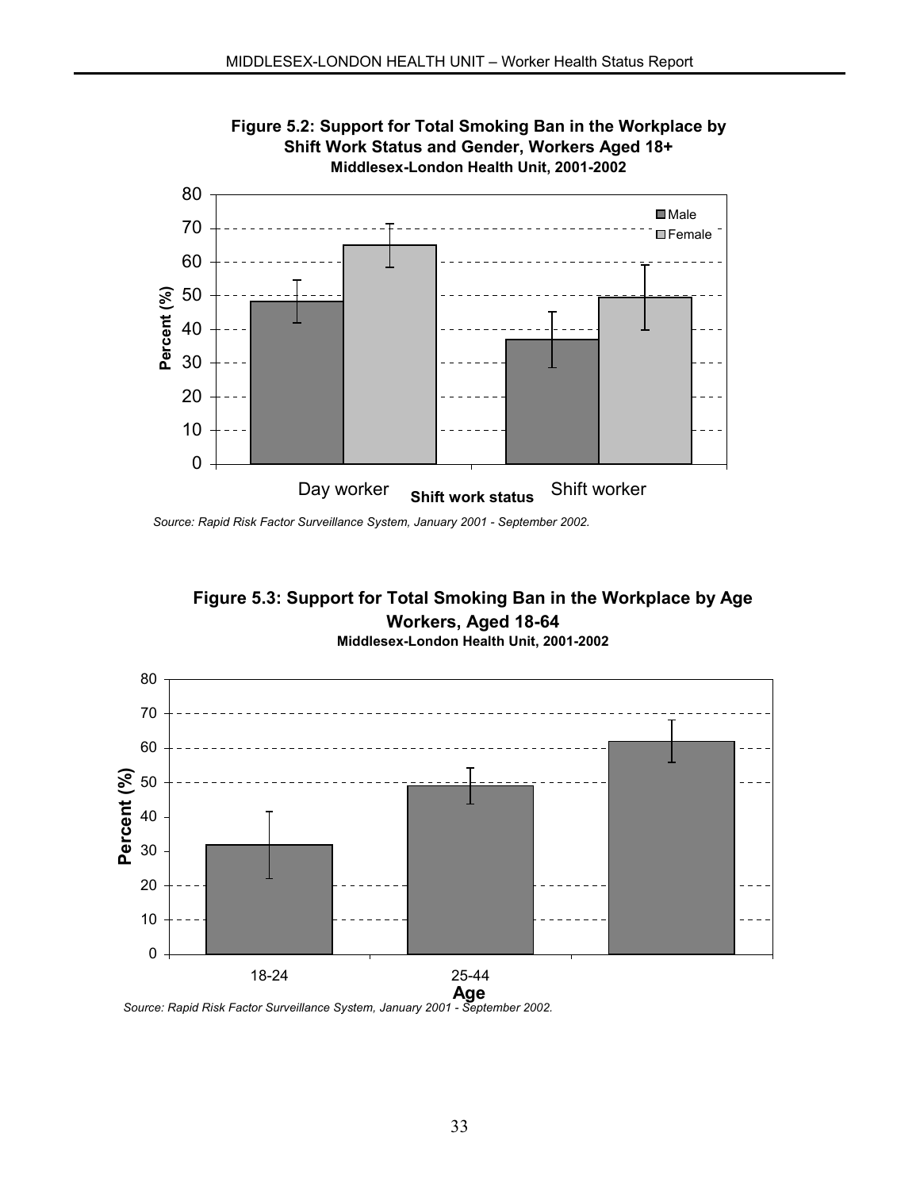**Figure 5.2: Support for Total Smoking Ban in the Workplace by Shift Work Status and Gender, Workers Aged 18+**
**Middlesex-London Health Unit, 2001-2002**

*Source: Rapid Risk Factor Surveillance System, January 2001 - September 2002.*

**Figure 5.3: Support for Total Smoking Ban in the Workplace by Age Workers, Aged 18-64**
**Middlesex-London Health Unit, 2001-2002**

*Source: Rapid Risk Factor Surveillance System, January 2001 - September 2002.*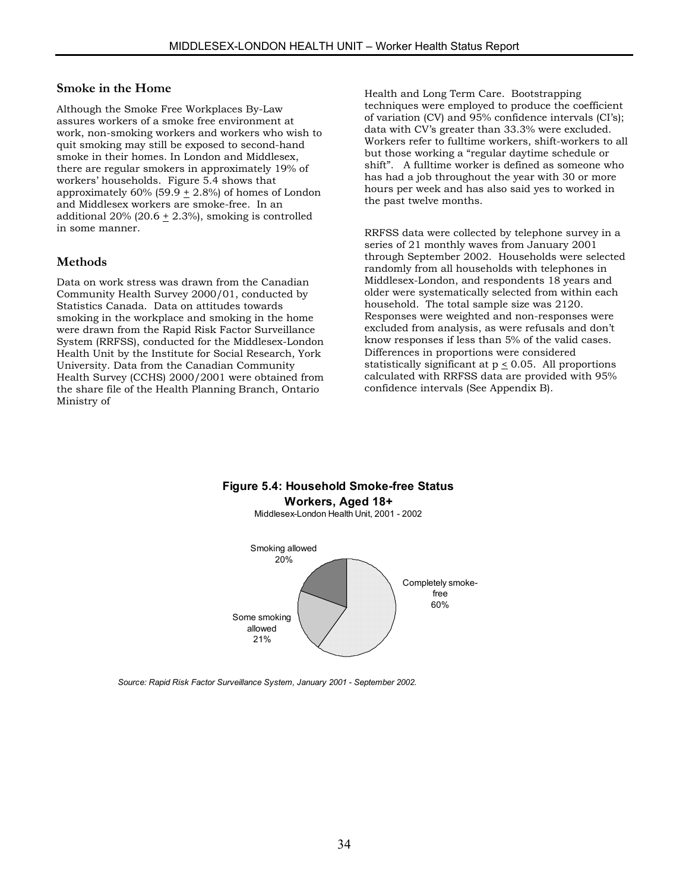## Smoke in the Home

Although the Smoke Free Workplaces By-Law assures workers of a smoke free environment at work, non-smoking workers and workers who wish to quit smoking may still be exposed to second-hand smoke in their homes. In London and Middlesex, there are regular smokers in approximately 19% of workers' households. Figure 5.4 shows that approximately 60% (59.9 $\pm$ 2.8%) of homes of London and Middlesex workers are smoke-free. In an additional 20% (20.6 $\pm$ 2.3%), smoking is controlled in some manner.

## Methods

Data on work stress was drawn from the Canadian Community Health Survey 2000/01, conducted by Statistics Canada. Data on attitudes towards smoking in the workplace and smoking in the home were drawn from the Rapid Risk Factor Surveillance System (RRFSS), conducted for the Middlesex-London Health Unit by the Institute for Social Research, York University. Data from the Canadian Community Health Survey (CCHS) 2000/2001 were obtained from the share file of the Health Planning Branch, Ontario Ministry of Health and Long Term Care. Bootstrapping techniques were employed to produce the coefficient of variation (CV) and 95% confidence intervals (CI's); data with CV's greater than 33.3% were excluded. Workers refer to fulltime workers, shift-workers to all but those working a "regular daytime schedule or shift". A fulltime worker is defined as someone who has had a job throughout the year with 30 or more hours per week and has also said yes to worked in the past twelve months.

RRFSS data were collected by telephone survey in a series of 21 monthly waves from January 2001 through September 2002. Households were selected randomly from all households with telephones in Middlesex-London, and respondents 18 years and older were systematically selected from within each household. The total sample size was 2120. Responses were weighted and non-responses were excluded from analysis, as were refusals and don't know responses if less than 5% of the valid cases. Differences in proportions were considered statistically significant at $p \leq 0.05$. All proportions calculated with RRFSS data are provided with 95% confidence intervals (See Appendix B).

**Figure 5.4: Household Smoke-free Status Workers, Aged 18+**

Middlesex-London Health Unit, 2001 - 2002

| Status | Percent |
|---|---|
| Completely smoke-free | 60% |
| Some smoking allowed | 21% |
| Smoking allowed | 20% |

*Source: Rapid Risk Factor Surveillance System, January 2001 - September 2002.*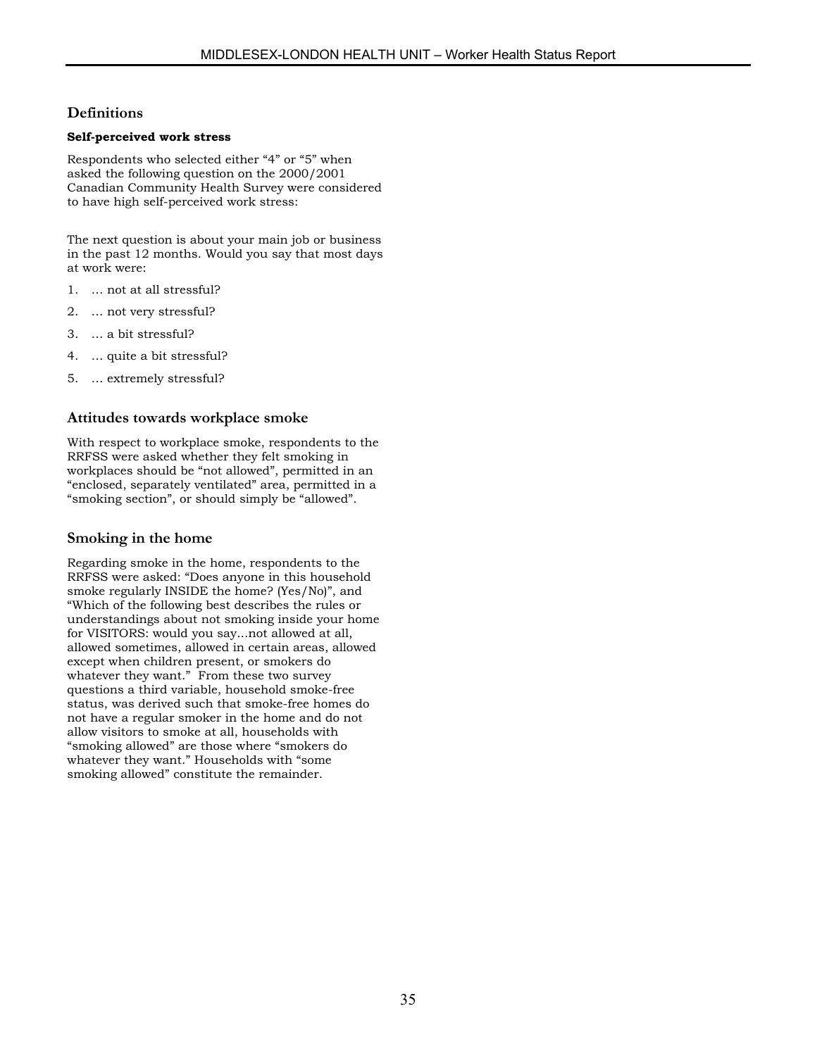## Definitions

### Self-perceived work stress

Respondents who selected either "4" or "5" when asked the following question on the 2000/2001 Canadian Community Health Survey were considered to have high self-perceived work stress:

The next question is about your main job or business in the past 12 months. Would you say that most days at work were:

1. … not at all stressful?
2. … not very stressful?
3. … a bit stressful?
4. … quite a bit stressful?
5. … extremely stressful?

## Attitudes towards workplace smoke

With respect to workplace smoke, respondents to the RRFSS were asked whether they felt smoking in workplaces should be "not allowed", permitted in an "enclosed, separately ventilated" area, permitted in a "smoking section", or should simply be "allowed".

## Smoking in the home

Regarding smoke in the home, respondents to the RRFSS were asked: "Does anyone in this household smoke regularly INSIDE the home? (Yes/No)", and "Which of the following best describes the rules or understandings about not smoking inside your home for VISITORS: would you say...not allowed at all, allowed sometimes, allowed in certain areas, allowed except when children present, or smokers do whatever they want." From these two survey questions a third variable, household smoke-free status, was derived such that smoke-free homes do not have a regular smoker in the home and do not allow visitors to smoke at all, households with "smoking allowed" are those where "smokers do whatever they want." Households with "some smoking allowed" constitute the remainder.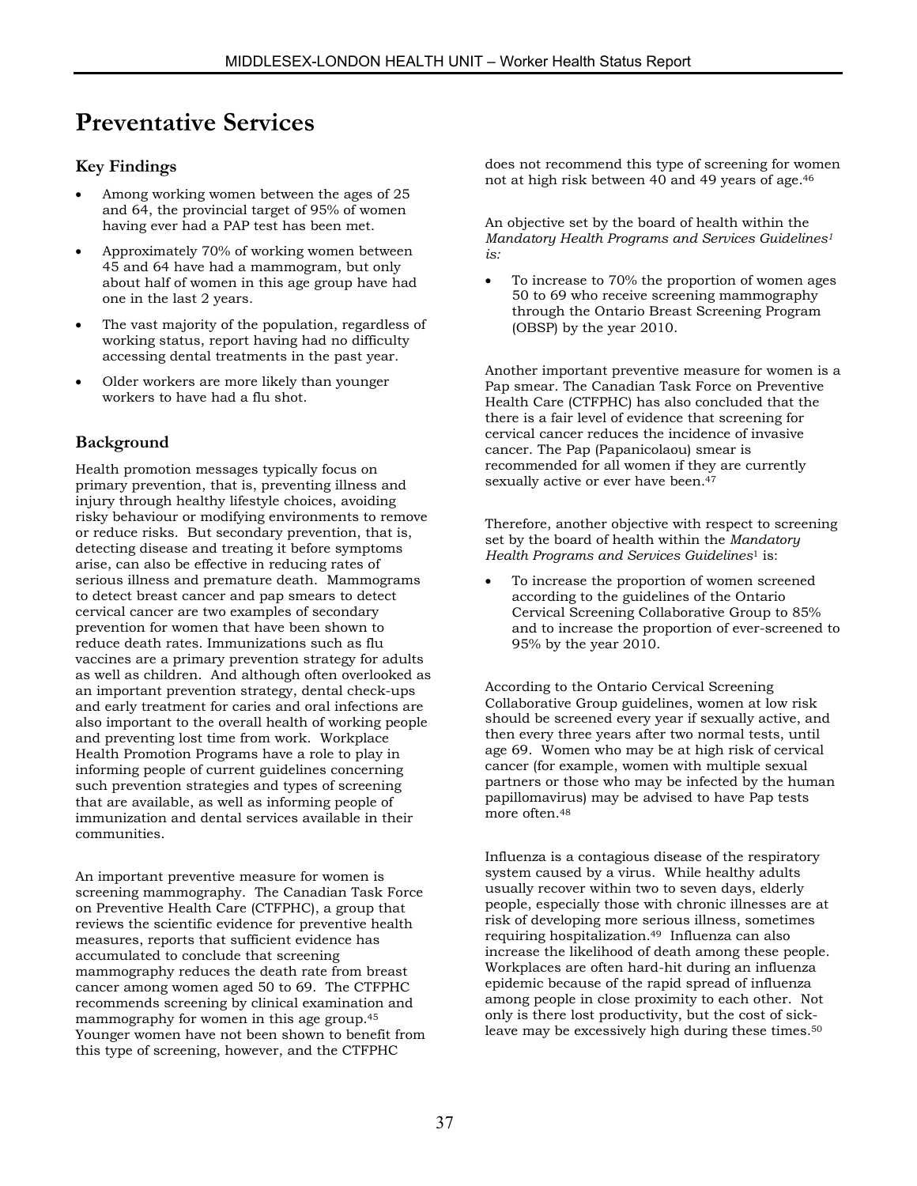# Preventative Services

## Key Findings

- Among working women between the ages of 25 and 64, the provincial target of 95% of women having ever had a PAP test has been met.
- Approximately 70% of working women between 45 and 64 have had a mammogram, but only about half of women in this age group have had one in the last 2 years.
- The vast majority of the population, regardless of working status, report having had no difficulty accessing dental treatments in the past year.
- Older workers are more likely than younger workers to have had a flu shot.

## Background

Health promotion messages typically focus on primary prevention, that is, preventing illness and injury through healthy lifestyle choices, avoiding risky behaviour or modifying environments to remove or reduce risks. But secondary prevention, that is, detecting disease and treating it before symptoms arise, can also be effective in reducing rates of serious illness and premature death. Mammograms to detect breast cancer and pap smears to detect cervical cancer are two examples of secondary prevention for women that have been shown to reduce death rates. Immunizations such as flu vaccines are a primary prevention strategy for adults as well as children. And although often overlooked as an important prevention strategy, dental check-ups and early treatment for caries and oral infections are also important to the overall health of working people and preventing lost time from work. Workplace Health Promotion Programs have a role to play in informing people of current guidelines concerning such prevention strategies and types of screening that are available, as well as informing people of immunization and dental services available in their communities.

An important preventive measure for women is screening mammography. The Canadian Task Force on Preventive Health Care (CTFPHC), a group that reviews the scientific evidence for preventive health measures, reports that sufficient evidence has accumulated to conclude that screening mammography reduces the death rate from breast cancer among women aged 50 to 69. The CTFPHC recommends screening by clinical examination and mammography for women in this age group.[45] Younger women have not been shown to benefit from this type of screening, however, and the CTFPHC does not recommend this type of screening for women not at high risk between 40 and 49 years of age.[46]

An objective set by the board of health within the *Mandatory Health Programs and Services Guidelines[1] is:*

- To increase to 70% the proportion of women ages 50 to 69 who receive screening mammography through the Ontario Breast Screening Program (OBSP) by the year 2010.

Another important preventive measure for women is a Pap smear. The Canadian Task Force on Preventive Health Care (CTFPHC) has also concluded that the there is a fair level of evidence that screening for cervical cancer reduces the incidence of invasive cancer. The Pap (Papanicolaou) smear is recommended for all women if they are currently sexually active or ever have been.[47]

Therefore, another objective with respect to screening set by the board of health within the *Mandatory Health Programs and Services Guidelines*[1] is:

- To increase the proportion of women screened according to the guidelines of the Ontario Cervical Screening Collaborative Group to 85% and to increase the proportion of ever-screened to 95% by the year 2010.

According to the Ontario Cervical Screening Collaborative Group guidelines, women at low risk should be screened every year if sexually active, and then every three years after two normal tests, until age 69. Women who may be at high risk of cervical cancer (for example, women with multiple sexual partners or those who may be infected by the human papillomavirus) may be advised to have Pap tests more often.[48]

Influenza is a contagious disease of the respiratory system caused by a virus. While healthy adults usually recover within two to seven days, elderly people, especially those with chronic illnesses are at risk of developing more serious illness, sometimes requiring hospitalization.[49] Influenza can also increase the likelihood of death among these people. Workplaces are often hard-hit during an influenza epidemic because of the rapid spread of influenza among people in close proximity to each other. Not only is there lost productivity, but the cost of sick-leave may be excessively high during these times.[50]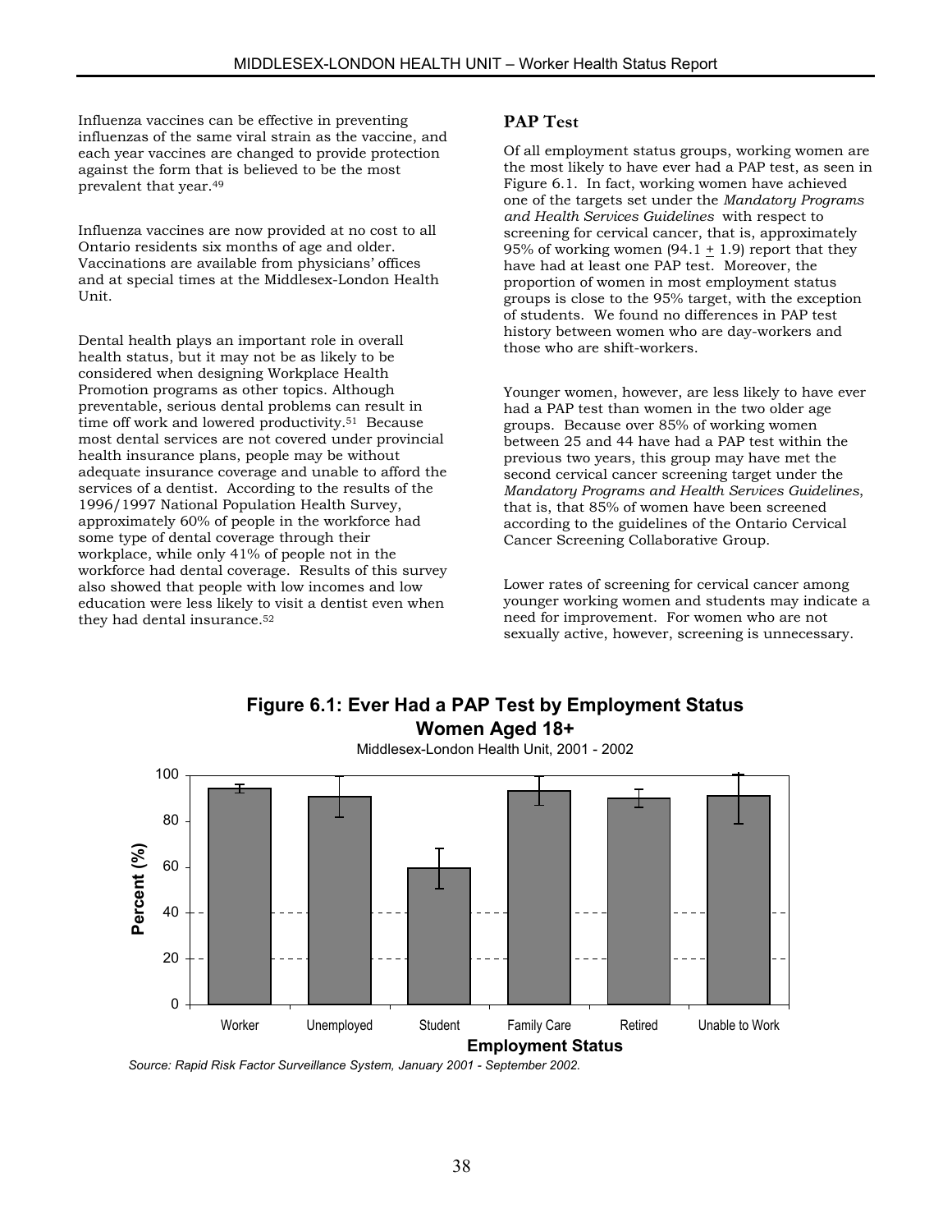Influenza vaccines can be effective in preventing influenzas of the same viral strain as the vaccine, and each year vaccines are changed to provide protection against the form that is believed to be the most prevalent that year.[49]

Influenza vaccines are now provided at no cost to all Ontario residents six months of age and older. Vaccinations are available from physicians' offices and at special times at the Middlesex-London Health Unit.

Dental health plays an important role in overall health status, but it may not be as likely to be considered when designing Workplace Health Promotion programs as other topics. Although preventable, serious dental problems can result in time off work and lowered productivity.[51] Because most dental services are not covered under provincial health insurance plans, people may be without adequate insurance coverage and unable to afford the services of a dentist. According to the results of the 1996/1997 National Population Health Survey, approximately 60% of people in the workforce had some type of dental coverage through their workplace, while only 41% of people not in the workforce had dental coverage. Results of this survey also showed that people with low incomes and low education were less likely to visit a dentist even when they had dental insurance.[52]

### PAP Test

Of all employment status groups, working women are the most likely to have ever had a PAP test, as seen in Figure 6.1. In fact, working women have achieved one of the targets set under the *Mandatory Programs and Health Services Guidelines* with respect to screening for cervical cancer, that is, approximately 95% of working women (94.1 $\pm$ 1.9) report that they have had at least one PAP test. Moreover, the proportion of women in most employment status groups is close to the 95% target, with the exception of students. We found no differences in PAP test history between women who are day-workers and those who are shift-workers.

Younger women, however, are less likely to have ever had a PAP test than women in the two older age groups. Because over 85% of working women between 25 and 44 have had a PAP test within the previous two years, this group may have met the second cervical cancer screening target under the *Mandatory Programs and Health Services Guidelines*, that is, that 85% of women have been screened according to the guidelines of the Ontario Cervical Cancer Screening Collaborative Group.

Lower rates of screening for cervical cancer among younger working women and students may indicate a need for improvement. For women who are not sexually active, however, screening is unnecessary.

**Figure 6.1: Ever Had a PAP Test by Employment Status Women Aged 18+**

Middlesex-London Health Unit, 2001 - 2002

| Employment Status | Percent (%) (approx.) |
|---|---|
| Worker | 94 |
| Unemployed | 91 |
| Student | 60 |
| Family Care | 93 |
| Retired | 90 |
| Unable to Work | 91 |

*Source: Rapid Risk Factor Surveillance System, January 2001 - September 2002.*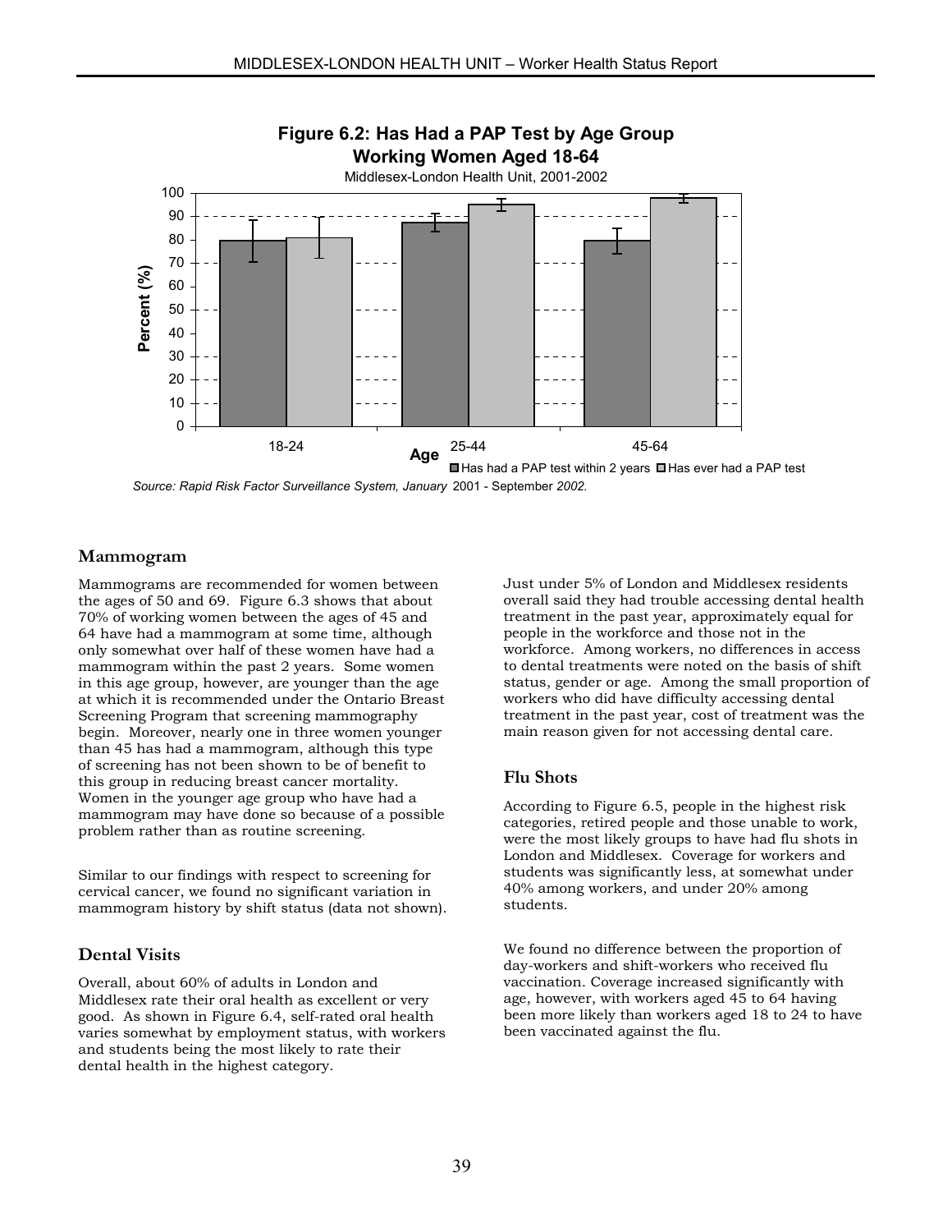**Figure 6.2: Has Had a PAP Test by Age Group**
**Working Women Aged 18-64**
Middlesex-London Health Unit, 2001-2002

*Source: Rapid Risk Factor Surveillance System, January* 2001 - September *2002.*

### Mammogram

Mammograms are recommended for women between the ages of 50 and 69. Figure 6.3 shows that about 70% of working women between the ages of 45 and 64 have had a mammogram at some time, although only somewhat over half of these women have had a mammogram within the past 2 years. Some women in this age group, however, are younger than the age at which it is recommended under the Ontario Breast Screening Program that screening mammography begin. Moreover, nearly one in three women younger than 45 has had a mammogram, although this type of screening has not been shown to be of benefit to this group in reducing breast cancer mortality. Women in the younger age group who have had a mammogram may have done so because of a possible problem rather than as routine screening.

Similar to our findings with respect to screening for cervical cancer, we found no significant variation in mammogram history by shift status (data not shown).

### Dental Visits

Overall, about 60% of adults in London and Middlesex rate their oral health as excellent or very good. As shown in Figure 6.4, self-rated oral health varies somewhat by employment status, with workers and students being the most likely to rate their dental health in the highest category.

Just under 5% of London and Middlesex residents overall said they had trouble accessing dental health treatment in the past year, approximately equal for people in the workforce and those not in the workforce. Among workers, no differences in access to dental treatments were noted on the basis of shift status, gender or age. Among the small proportion of workers who did have difficulty accessing dental treatment in the past year, cost of treatment was the main reason given for not accessing dental care.

### Flu Shots

According to Figure 6.5, people in the highest risk categories, retired people and those unable to work, were the most likely groups to have had flu shots in London and Middlesex. Coverage for workers and students was significantly less, at somewhat under 40% among workers, and under 20% among students.

We found no difference between the proportion of day-workers and shift-workers who received flu vaccination. Coverage increased significantly with age, however, with workers aged 45 to 64 having been more likely than workers aged 18 to 24 to have been vaccinated against the flu.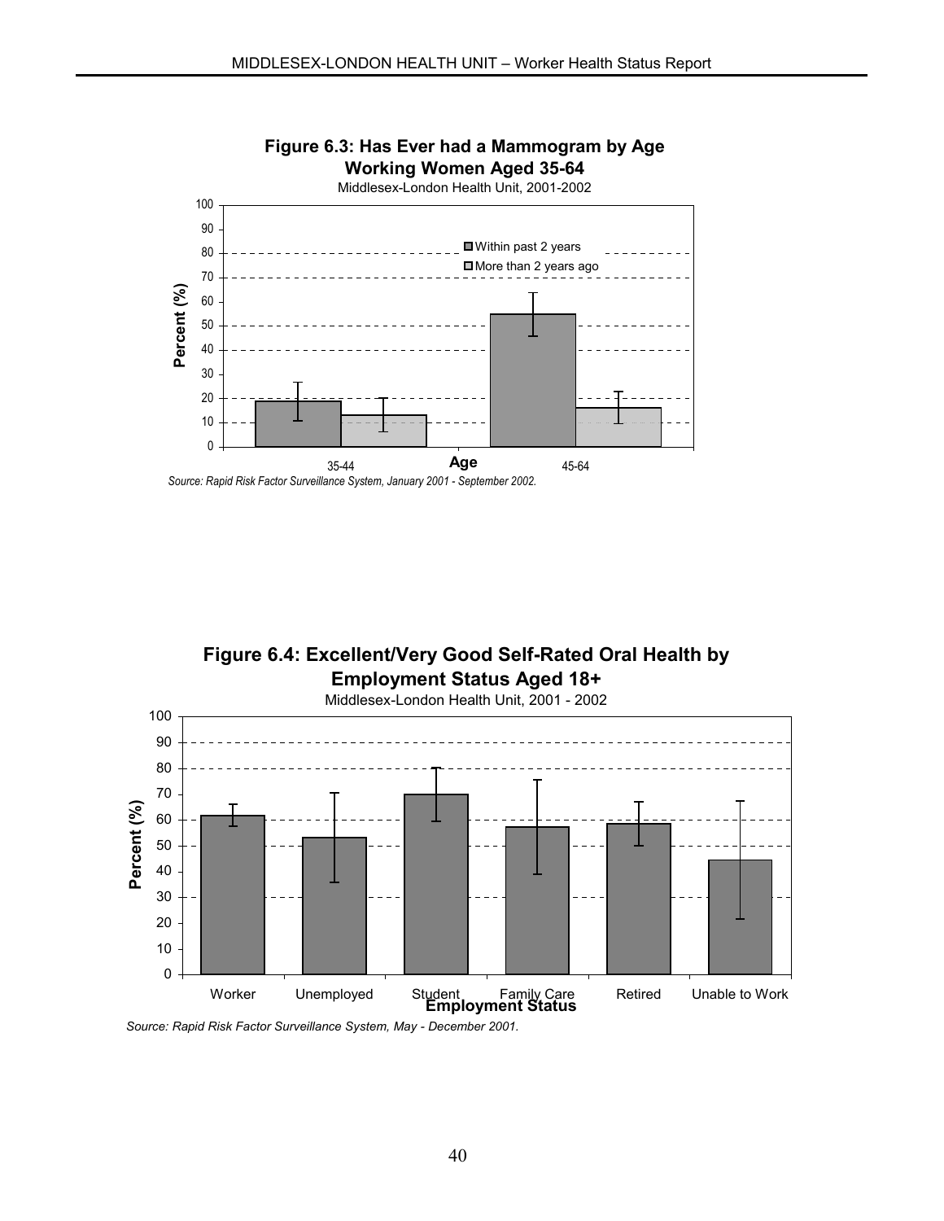**Figure 6.3: Has Ever had a Mammogram by Age**
**Working Women Aged 35-64**
Middlesex-London Health Unit, 2001-2002

*Source: Rapid Risk Factor Surveillance System, January 2001 - September 2002.*

**Figure 6.4: Excellent/Very Good Self-Rated Oral Health by Employment Status Aged 18+**
Middlesex-London Health Unit, 2001 - 2002

*Source: Rapid Risk Factor Surveillance System, May - December 2001.*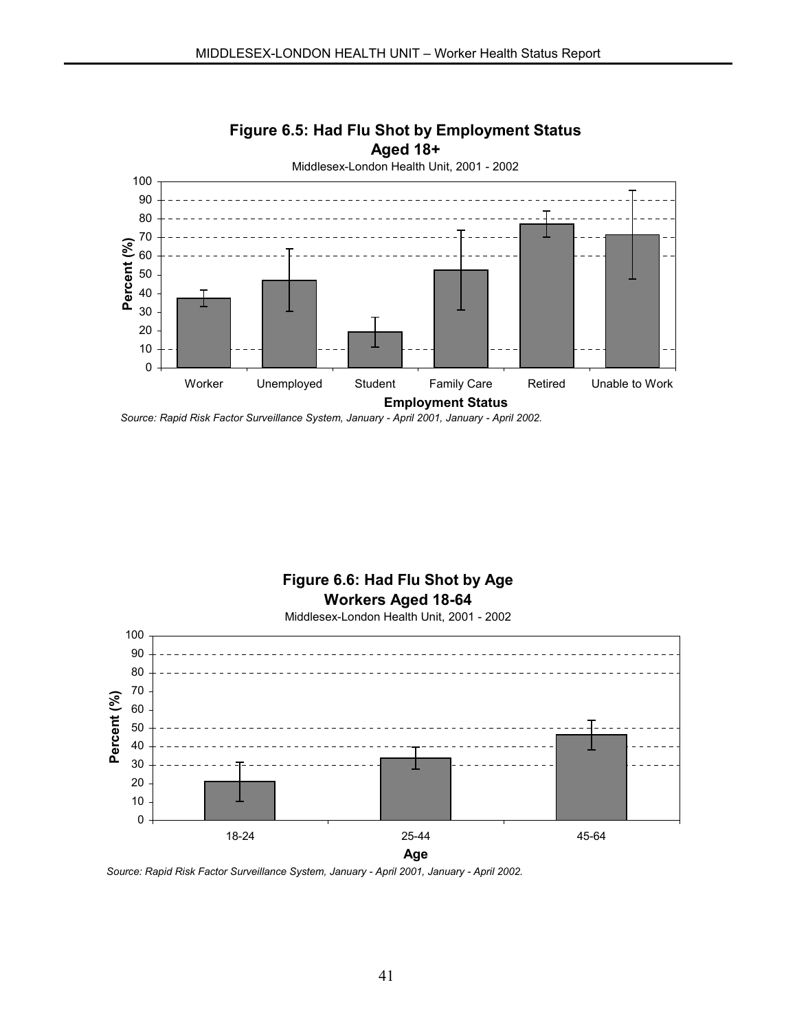**Figure 6.5: Had Flu Shot by Employment Status**
**Aged 18+**
Middlesex-London Health Unit, 2001 - 2002

*Source: Rapid Risk Factor Surveillance System, January - April 2001, January - April 2002.*

**Figure 6.6: Had Flu Shot by Age**
**Workers Aged 18-64**
Middlesex-London Health Unit, 2001 - 2002

*Source: Rapid Risk Factor Surveillance System, January - April 2001, January - April 2002.*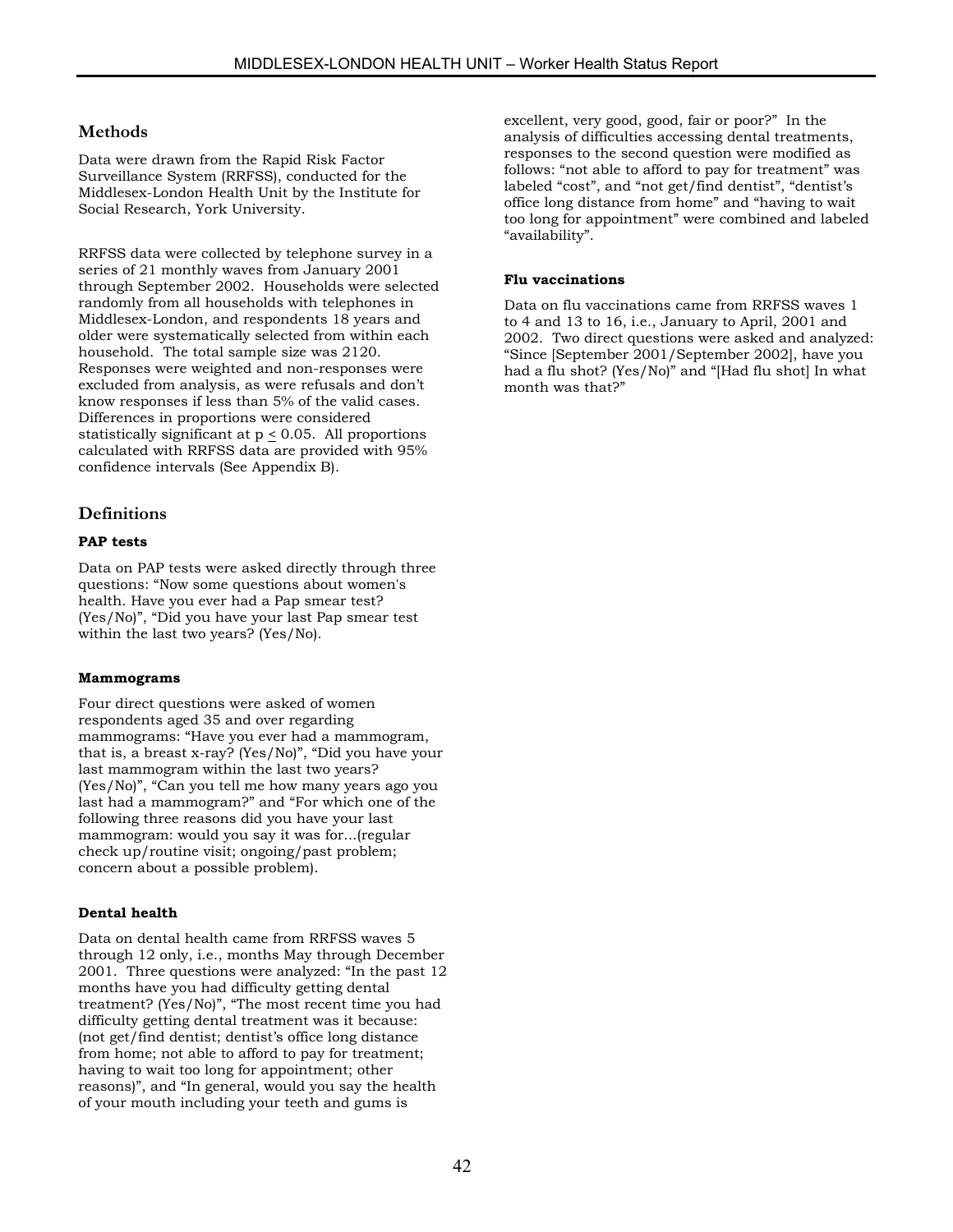## Methods

Data were drawn from the Rapid Risk Factor Surveillance System (RRFSS), conducted for the Middlesex-London Health Unit by the Institute for Social Research, York University.

RRFSS data were collected by telephone survey in a series of 21 monthly waves from January 2001 through September 2002. Households were selected randomly from all households with telephones in Middlesex-London, and respondents 18 years and older were systematically selected from within each household. The total sample size was 2120. Responses were weighted and non-responses were excluded from analysis, as were refusals and don't know responses if less than 5% of the valid cases. Differences in proportions were considered statistically significant at $p \leq 0.05$. All proportions calculated with RRFSS data are provided with 95% confidence intervals (See Appendix B).

## Definitions

### PAP tests

Data on PAP tests were asked directly through three questions: "Now some questions about women's health. Have you ever had a Pap smear test? (Yes/No)", "Did you have your last Pap smear test within the last two years? (Yes/No).

### Mammograms

Four direct questions were asked of women respondents aged 35 and over regarding mammograms: "Have you ever had a mammogram, that is, a breast x-ray? (Yes/No)", "Did you have your last mammogram within the last two years? (Yes/No)", "Can you tell me how many years ago you last had a mammogram?" and "For which one of the following three reasons did you have your last mammogram: would you say it was for...(regular check up/routine visit; ongoing/past problem; concern about a possible problem).

### Dental health

Data on dental health came from RRFSS waves 5 through 12 only, i.e., months May through December 2001. Three questions were analyzed: "In the past 12 months have you had difficulty getting dental treatment? (Yes/No)", "The most recent time you had difficulty getting dental treatment was it because: (not get/find dentist; dentist's office long distance from home; not able to afford to pay for treatment; having to wait too long for appointment; other reasons)", and "In general, would you say the health of your mouth including your teeth and gums is excellent, very good, good, fair or poor?" In the analysis of difficulties accessing dental treatments, responses to the second question were modified as follows: "not able to afford to pay for treatment" was labeled "cost", and "not get/find dentist", "dentist's office long distance from home" and "having to wait too long for appointment" were combined and labeled "availability".

### Flu vaccinations

Data on flu vaccinations came from RRFSS waves 1 to 4 and 13 to 16, i.e., January to April, 2001 and 2002. Two direct questions were asked and analyzed: "Since [September 2001/September 2002], have you had a flu shot? (Yes/No)" and "[Had flu shot] In what month was that?"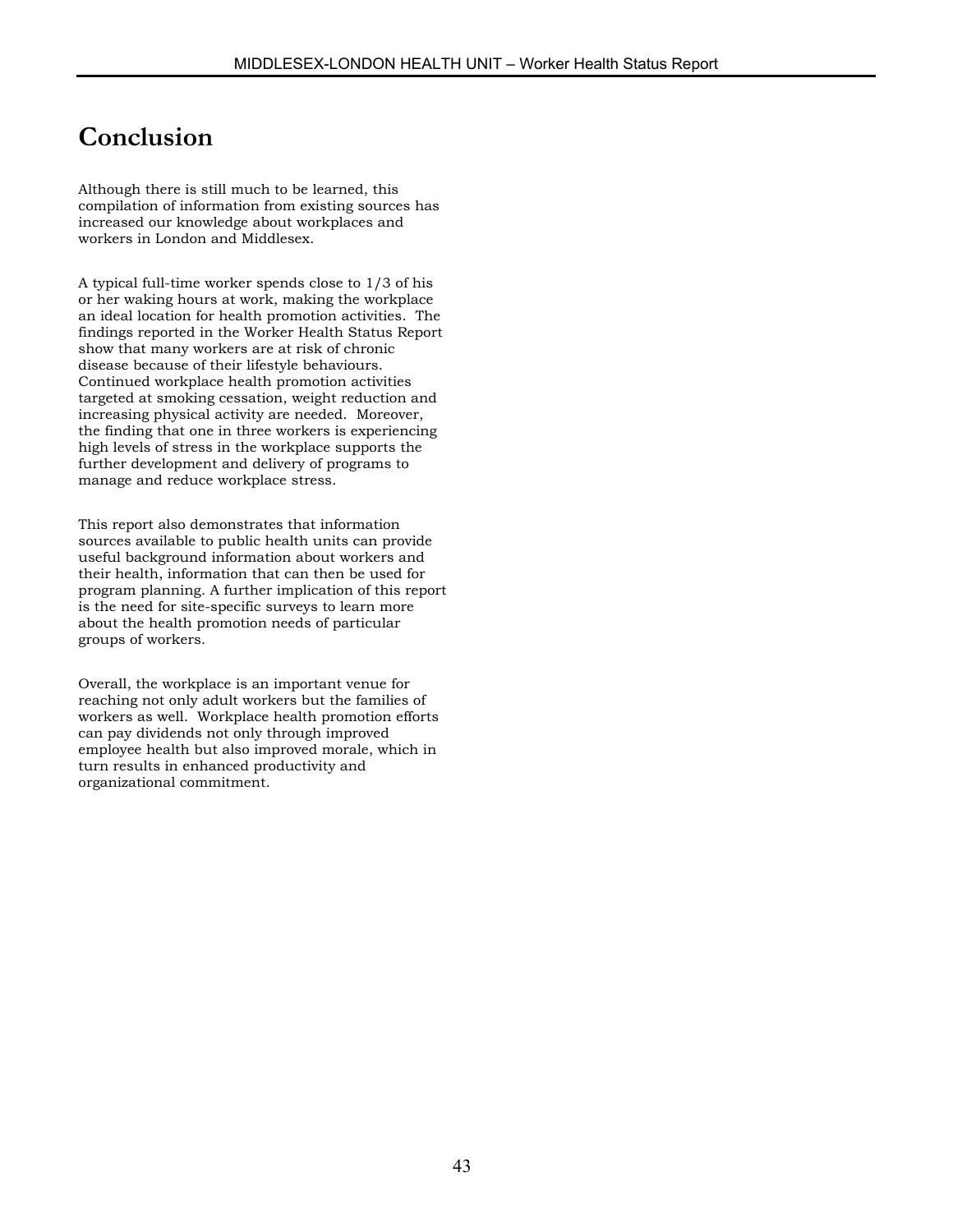# Conclusion

Although there is still much to be learned, this compilation of information from existing sources has increased our knowledge about workplaces and workers in London and Middlesex.

A typical full-time worker spends close to 1/3 of his or her waking hours at work, making the workplace an ideal location for health promotion activities. The findings reported in the Worker Health Status Report show that many workers are at risk of chronic disease because of their lifestyle behaviours. Continued workplace health promotion activities targeted at smoking cessation, weight reduction and increasing physical activity are needed. Moreover, the finding that one in three workers is experiencing high levels of stress in the workplace supports the further development and delivery of programs to manage and reduce workplace stress.

This report also demonstrates that information sources available to public health units can provide useful background information about workers and their health, information that can then be used for program planning. A further implication of this report is the need for site-specific surveys to learn more about the health promotion needs of particular groups of workers.

Overall, the workplace is an important venue for reaching not only adult workers but the families of workers as well. Workplace health promotion efforts can pay dividends not only through improved employee health but also improved morale, which in turn results in enhanced productivity and organizational commitment.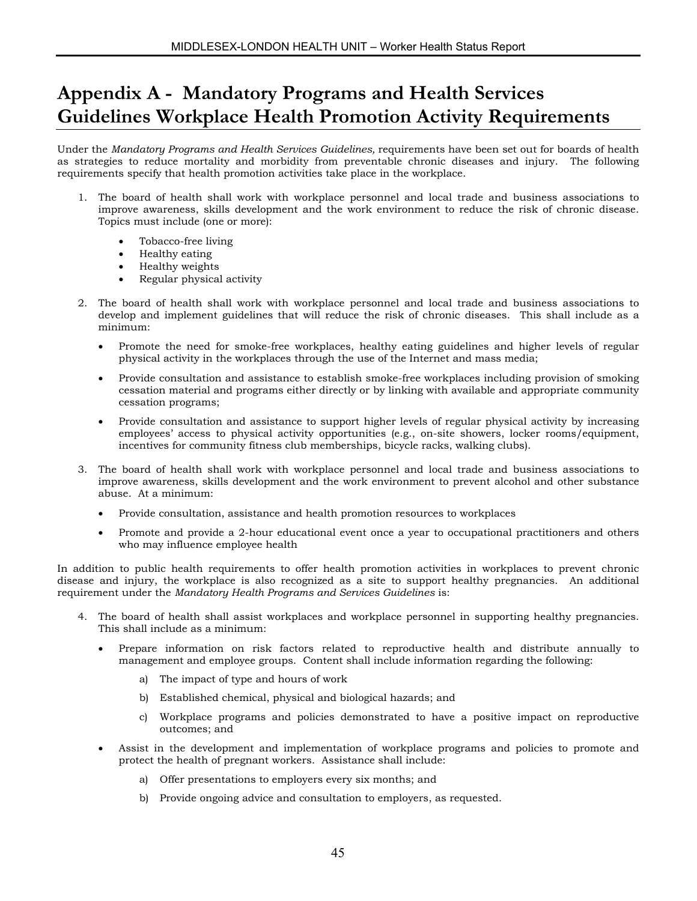# Appendix A - Mandatory Programs and Health Services Guidelines Workplace Health Promotion Activity Requirements

Under the *Mandatory Programs and Health Services Guidelines,* requirements have been set out for boards of health as strategies to reduce mortality and morbidity from preventable chronic diseases and injury. The following requirements specify that health promotion activities take place in the workplace.

1. The board of health shall work with workplace personnel and local trade and business associations to improve awareness, skills development and the work environment to reduce the risk of chronic disease. Topics must include (one or more):
    - Tobacco-free living
    - Healthy eating
    - Healthy weights
    - Regular physical activity

2. The board of health shall work with workplace personnel and local trade and business associations to develop and implement guidelines that will reduce the risk of chronic diseases. This shall include as a minimum:
    - Promote the need for smoke-free workplaces, healthy eating guidelines and higher levels of regular physical activity in the workplaces through the use of the Internet and mass media;
    - Provide consultation and assistance to establish smoke-free workplaces including provision of smoking cessation material and programs either directly or by linking with available and appropriate community cessation programs;
    - Provide consultation and assistance to support higher levels of regular physical activity by increasing employees' access to physical activity opportunities (e.g., on-site showers, locker rooms/equipment, incentives for community fitness club memberships, bicycle racks, walking clubs).

3. The board of health shall work with workplace personnel and local trade and business associations to improve awareness, skills development and the work environment to prevent alcohol and other substance abuse. At a minimum:
    - Provide consultation, assistance and health promotion resources to workplaces
    - Promote and provide a 2-hour educational event once a year to occupational practitioners and others who may influence employee health

In addition to public health requirements to offer health promotion activities in workplaces to prevent chronic disease and injury, the workplace is also recognized as a site to support healthy pregnancies. An additional requirement under the *Mandatory Health Programs and Services Guidelines* is:

4. The board of health shall assist workplaces and workplace personnel in supporting healthy pregnancies. This shall include as a minimum:
    - Prepare information on risk factors related to reproductive health and distribute annually to management and employee groups. Content shall include information regarding the following:
        a) The impact of type and hours of work
        b) Established chemical, physical and biological hazards; and
        c) Workplace programs and policies demonstrated to have a positive impact on reproductive outcomes; and
    - Assist in the development and implementation of workplace programs and policies to promote and protect the health of pregnant workers. Assistance shall include:
        a) Offer presentations to employers every six months; and
        b) Provide ongoing advice and consultation to employers, as requested.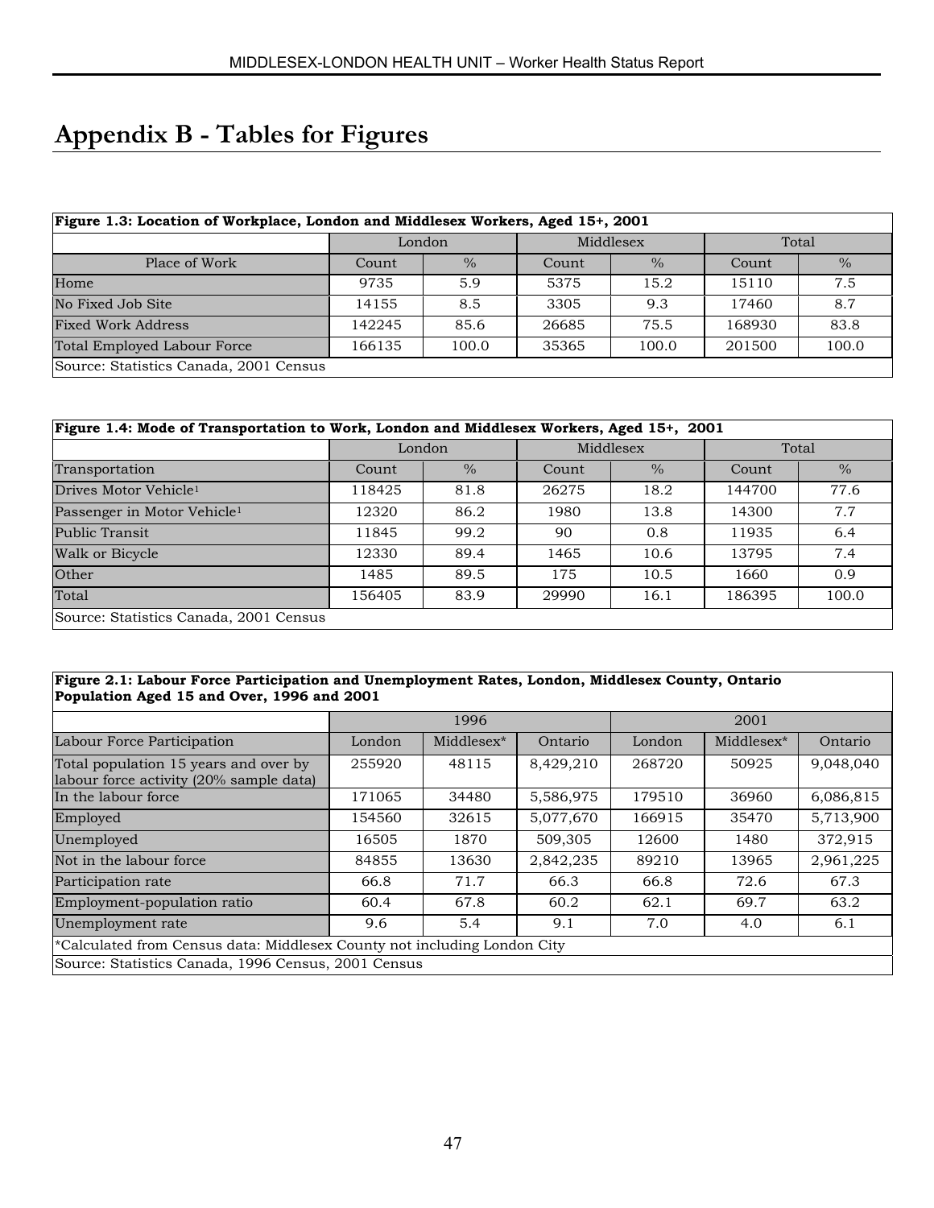# Appendix B - Tables for Figures

| Figure 1.3: Location of Workplace, London and Middlesex Workers, Aged 15+, 2001 | | | | | | |
|---|---|---|---|---|---|---|
| | London | | Middlesex | | Total | |
| Place of Work | Count | % | Count | % | Count | % |
| Home | 9735 | 5.9 | 5375 | 15.2 | 15110 | 7.5 |
| No Fixed Job Site | 14155 | 8.5 | 3305 | 9.3 | 17460 | 8.7 |
| Fixed Work Address | 142245 | 85.6 | 26685 | 75.5 | 168930 | 83.8 |
| Total Employed Labour Force | 166135 | 100.0 | 35365 | 100.0 | 201500 | 100.0 |
| Source: Statistics Canada, 2001 Census | | | | | | |

| Figure 1.4: Mode of Transportation to Work, London and Middlesex Workers, Aged 15+, 2001 | | | | | | |
|---|---|---|---|---|---|---|
| | London | | Middlesex | | Total | |
| Transportation | Count | % | Count | % | Count | % |
| Drives Motor Vehicle[1] | 118425 | 81.8 | 26275 | 18.2 | 144700 | 77.6 |
| Passenger in Motor Vehicle[1] | 12320 | 86.2 | 1980 | 13.8 | 14300 | 7.7 |
| Public Transit | 11845 | 99.2 | 90 | 0.8 | 11935 | 6.4 |
| Walk or Bicycle | 12330 | 89.4 | 1465 | 10.6 | 13795 | 7.4 |
| Other | 1485 | 89.5 | 175 | 10.5 | 1660 | 0.9 |
| Total | 156405 | 83.9 | 29990 | 16.1 | 186395 | 100.0 |
| Source: Statistics Canada, 2001 Census | | | | | | |

| Figure 2.1: Labour Force Participation and Unemployment Rates, London, Middlesex County, Ontario Population Aged 15 and Over, 1996 and 2001 | | | | | | |
|---|---|---|---|---|---|---|
| | 1996 | | | 2001 | | |
| Labour Force Participation | London | Middlesex* | Ontario | London | Middlesex* | Ontario |
| Total population 15 years and over by labour force activity (20% sample data) | 255920 | 48115 | 8,429,210 | 268720 | 50925 | 9,048,040 |
| In the labour force | 171065 | 34480 | 5,586,975 | 179510 | 36960 | 6,086,815 |
| Employed | 154560 | 32615 | 5,077,670 | 166915 | 35470 | 5,713,900 |
| Unemployed | 16505 | 1870 | 509,305 | 12600 | 1480 | 372,915 |
| Not in the labour force | 84855 | 13630 | 2,842,235 | 89210 | 13965 | 2,961,225 |
| Participation rate | 66.8 | 71.7 | 66.3 | 66.8 | 72.6 | 67.3 |
| Employment-population ratio | 60.4 | 67.8 | 60.2 | 62.1 | 69.7 | 63.2 |
| Unemployment rate | 9.6 | 5.4 | 9.1 | 7.0 | 4.0 | 6.1 |
| *Calculated from Census data: Middlesex County not including London City | | | | | | |
| Source: Statistics Canada, 1996 Census, 2001 Census | | | | | | |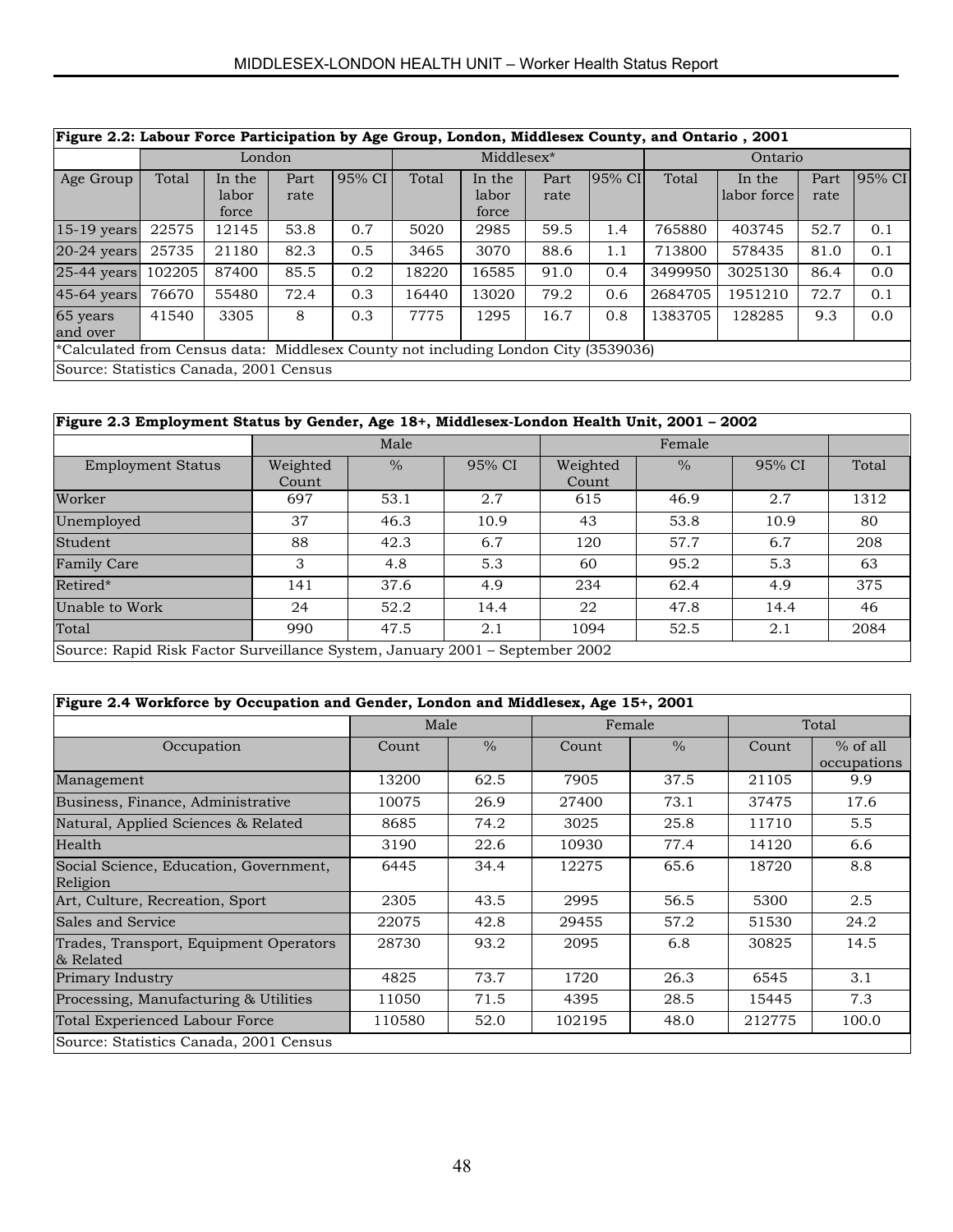**Figure 2.2: Labour Force Participation by Age Group, London, Middlesex County, and Ontario , 2001**

| | London | | | | Middlesex* | | | | Ontario | | | |
|---|---|---|---|---|---|---|---|---|---|---|---|---|
| Age Group | Total | In the labor force | Part rate | 95% CI | Total | In the labor force | Part rate | 95% CI | Total | In the labor force | Part rate | 95% CI |
| 15-19 years | 22575 | 12145 | 53.8 | 0.7 | 5020 | 2985 | 59.5 | 1.4 | 765880 | 403745 | 52.7 | 0.1 |
| 20-24 years | 25735 | 21180 | 82.3 | 0.5 | 3465 | 3070 | 88.6 | 1.1 | 713800 | 578435 | 81.0 | 0.1 |
| 25-44 years | 102205 | 87400 | 85.5 | 0.2 | 18220 | 16585 | 91.0 | 0.4 | 3499950 | 3025130 | 86.4 | 0.0 |
| 45-64 years | 76670 | 55480 | 72.4 | 0.3 | 16440 | 13020 | 79.2 | 0.6 | 2684705 | 1951210 | 72.7 | 0.1 |
| 65 years and over | 41540 | 3305 | 8 | 0.3 | 7775 | 1295 | 16.7 | 0.8 | 1383705 | 128285 | 9.3 | 0.0 |

*Calculated from Census data: Middlesex County not including London City (3539036)

Source: Statistics Canada, 2001 Census

**Figure 2.3 Employment Status by Gender, Age 18+, Middlesex-London Health Unit, 2001 – 2002**

| | Male | | | Female | | | |
|---|---|---|---|---|---|---|---|
| Employment Status | Weighted Count | % | 95% CI | Weighted Count | % | 95% CI | Total |
| Worker | 697 | 53.1 | 2.7 | 615 | 46.9 | 2.7 | 1312 |
| Unemployed | 37 | 46.3 | 10.9 | 43 | 53.8 | 10.9 | 80 |
| Student | 88 | 42.3 | 6.7 | 120 | 57.7 | 6.7 | 208 |
| Family Care | 3 | 4.8 | 5.3 | 60 | 95.2 | 5.3 | 63 |
| Retired* | 141 | 37.6 | 4.9 | 234 | 62.4 | 4.9 | 375 |
| Unable to Work | 24 | 52.2 | 14.4 | 22 | 47.8 | 14.4 | 46 |
| Total | 990 | 47.5 | 2.1 | 1094 | 52.5 | 2.1 | 2084 |

Source: Rapid Risk Factor Surveillance System, January 2001 – September 2002

**Figure 2.4 Workforce by Occupation and Gender, London and Middlesex, Age 15+, 2001**

| | Male | | Female | | Total | |
|---|---|---|---|---|---|---|
| Occupation | Count | % | Count | % | Count | % of all occupations |
| Management | 13200 | 62.5 | 7905 | 37.5 | 21105 | 9.9 |
| Business, Finance, Administrative | 10075 | 26.9 | 27400 | 73.1 | 37475 | 17.6 |
| Natural, Applied Sciences & Related | 8685 | 74.2 | 3025 | 25.8 | 11710 | 5.5 |
| Health | 3190 | 22.6 | 10930 | 77.4 | 14120 | 6.6 |
| Social Science, Education, Government, Religion | 6445 | 34.4 | 12275 | 65.6 | 18720 | 8.8 |
| Art, Culture, Recreation, Sport | 2305 | 43.5 | 2995 | 56.5 | 5300 | 2.5 |
| Sales and Service | 22075 | 42.8 | 29455 | 57.2 | 51530 | 24.2 |
| Trades, Transport, Equipment Operators & Related | 28730 | 93.2 | 2095 | 6.8 | 30825 | 14.5 |
| Primary Industry | 4825 | 73.7 | 1720 | 26.3 | 6545 | 3.1 |
| Processing, Manufacturing & Utilities | 11050 | 71.5 | 4395 | 28.5 | 15445 | 7.3 |
| Total Experienced Labour Force | 110580 | 52.0 | 102195 | 48.0 | 212775 | 100.0 |

Source: Statistics Canada, 2001 Census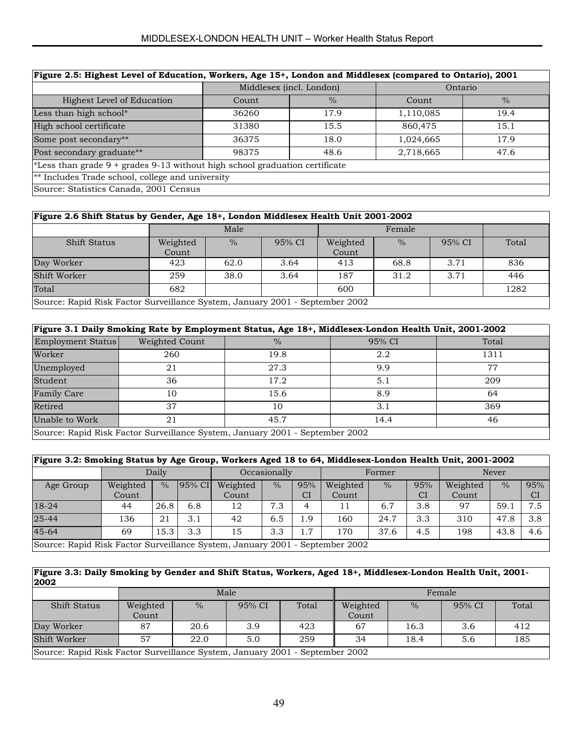**Figure 2.5: Highest Level of Education, Workers, Age 15+, London and Middlesex (compared to Ontario), 2001**

| | Middlesex (incl. London) | | Ontario | |
|---|---|---|---|---|
| Highest Level of Education | Count | % | Count | % |
| Less than high school* | 36260 | 17.9 | 1,110,085 | 19.4 |
| High school certificate | 31380 | 15.5 | 860,475 | 15.1 |
| Some post secondary** | 36375 | 18.0 | 1,024,665 | 17.9 |
| Post secondary graduate** | 98375 | 48.6 | 2,718,665 | 47.6 |

*Less than grade 9 + grades 9-13 without high school graduation certificate

** Includes Trade school, college and university

Source: Statistics Canada, 2001 Census

**Figure 2.6 Shift Status by Gender, Age 18+, London Middlesex Health Unit 2001-2002**

| | Male | | | Female | | | |
|---|---|---|---|---|---|---|---|
| Shift Status | Weighted Count | % | 95% CI | Weighted Count | % | 95% CI | Total |
| Day Worker | 423 | 62.0 | 3.64 | 413 | 68.8 | 3.71 | 836 |
| Shift Worker | 259 | 38.0 | 3.64 | 187 | 31.2 | 3.71 | 446 |
| Total | 682 | | | 600 | | | 1282 |

Source: Rapid Risk Factor Surveillance System, January 2001 - September 2002

**Figure 3.1 Daily Smoking Rate by Employment Status, Age 18+, Middlesex-London Health Unit, 2001-2002**

| Employment Status | Weighted Count | % | 95% CI | Total |
|---|---|---|---|---|
| Worker | 260 | 19.8 | 2.2 | 1311 |
| Unemployed | 21 | 27.3 | 9.9 | 77 |
| Student | 36 | 17.2 | 5.1 | 209 |
| Family Care | 10 | 15.6 | 8.9 | 64 |
| Retired | 37 | 10 | 3.1 | 369 |
| Unable to Work | 21 | 45.7 | 14.4 | 46 |

Source: Rapid Risk Factor Surveillance System, January 2001 - September 2002

**Figure 3.2: Smoking Status by Age Group, Workers Aged 18 to 64, Middlesex-London Health Unit, 2001-2002**

| | Daily | | | Occasionally | | | Former | | | Never | | |
|---|---|---|---|---|---|---|---|---|---|---|---|---|
| Age Group | Weighted Count | % | 95% CI | Weighted Count | % | 95% CI | Weighted Count | % | 95% CI | Weighted Count | % | 95% CI |
| 18-24 | 44 | 26.8 | 6.8 | 12 | 7.3 | 4 | 11 | 6.7 | 3.8 | 97 | 59.1 | 7.5 |
| 25-44 | 136 | 21 | 3.1 | 42 | 6.5 | 1.9 | 160 | 24.7 | 3.3 | 310 | 47.8 | 3.8 |
| 45-64 | 69 | 15.3 | 3.3 | 15 | 3.3 | 1.7 | 170 | 37.6 | 4.5 | 198 | 43.8 | 4.6 |

Source: Rapid Risk Factor Surveillance System, January 2001 - September 2002

**Figure 3.3: Daily Smoking by Gender and Shift Status, Workers, Aged 18+, Middlesex-London Health Unit, 2001-2002**

| | Male | | | | Female | | | |
|---|---|---|---|---|---|---|---|---|
| Shift Status | Weighted Count | % | 95% CI | Total | Weighted Count | % | 95% CI | Total |
| Day Worker | 87 | 20.6 | 3.9 | 423 | 67 | 16.3 | 3.6 | 412 |
| Shift Worker | 57 | 22.0 | 5.0 | 259 | 34 | 18.4 | 5.6 | 185 |

Source: Rapid Risk Factor Surveillance System, January 2001 - September 2002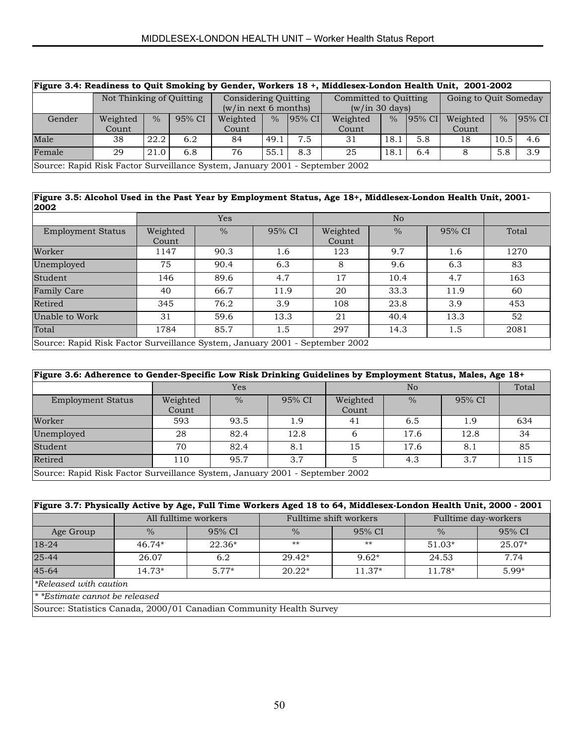**Figure 3.4: Readiness to Quit Smoking by Gender, Workers 18 +, Middlesex-London Health Unit, 2001-2002**

| | Not Thinking of Quitting | | | Considering Quitting (w/in next 6 months) | | | Committed to Quitting (w/in 30 days) | | | Going to Quit Someday | | |
|---|---|---|---|---|---|---|---|---|---|---|---|---|
| Gender | Weighted Count | % | 95% CI | Weighted Count | % | 95% CI | Weighted Count | % | 95% CI | Weighted Count | % | 95% CI |
| Male | 38 | 22.2 | 6.2 | 84 | 49.1 | 7.5 | 31 | 18.1 | 5.8 | 18 | 10.5 | 4.6 |
| Female | 29 | 21.0 | 6.8 | 76 | 55.1 | 8.3 | 25 | 18.1 | 6.4 | 8 | 5.8 | 3.9 |

Source: Rapid Risk Factor Surveillance System, January 2001 - September 2002

**Figure 3.5: Alcohol Used in the Past Year by Employment Status, Age 18+, Middlesex-London Health Unit, 2001-2002**

| | Yes | | | No | | | |
|---|---|---|---|---|---|---|---|
| Employment Status | Weighted Count | % | 95% CI | Weighted Count | % | 95% CI | Total |
| Worker | 1147 | 90.3 | 1.6 | 123 | 9.7 | 1.6 | 1270 |
| Unemployed | 75 | 90.4 | 6.3 | 8 | 9.6 | 6.3 | 83 |
| Student | 146 | 89.6 | 4.7 | 17 | 10.4 | 4.7 | 163 |
| Family Care | 40 | 66.7 | 11.9 | 20 | 33.3 | 11.9 | 60 |
| Retired | 345 | 76.2 | 3.9 | 108 | 23.8 | 3.9 | 453 |
| Unable to Work | 31 | 59.6 | 13.3 | 21 | 40.4 | 13.3 | 52 |
| Total | 1784 | 85.7 | 1.5 | 297 | 14.3 | 1.5 | 2081 |

Source: Rapid Risk Factor Surveillance System, January 2001 - September 2002

**Figure 3.6: Adherence to Gender-Specific Low Risk Drinking Guidelines by Employment Status, Males, Age 18+**

| | Yes | | | No | | | Total |
|---|---|---|---|---|---|---|---|
| Employment Status | Weighted Count | % | 95% CI | Weighted Count | % | 95% CI | |
| Worker | 593 | 93.5 | 1.9 | 41 | 6.5 | 1.9 | 634 |
| Unemployed | 28 | 82.4 | 12.8 | 6 | 17.6 | 12.8 | 34 |
| Student | 70 | 82.4 | 8.1 | 15 | 17.6 | 8.1 | 85 |
| Retired | 110 | 95.7 | 3.7 | 5 | 4.3 | 3.7 | 115 |

Source: Rapid Risk Factor Surveillance System, January 2001 - September 2002

**Figure 3.7: Physically Active by Age, Full Time Workers Aged 18 to 64, Middlesex-London Health Unit, 2000 - 2001**

| | All fulltime workers | | Fulltime shift workers | | Fulltime day-workers | |
|---|---|---|---|---|---|---|
| Age Group | % | 95% CI | % | 95% CI | % | 95% CI |
| 18-24 | 46.74* | 22.36* | ** | ** | 51.03* | 25.07* |
| 25-44 | 26.07 | 6.2 | 29.42* | 9.62* | 24.53 | 7.74 |
| 45-64 | 14.73* | 5.77* | 20.22* | 11.37* | 11.78* | 5.99* |

*Released with caution

* *Estimate cannot be released

Source: Statistics Canada, 2000/01 Canadian Community Health Survey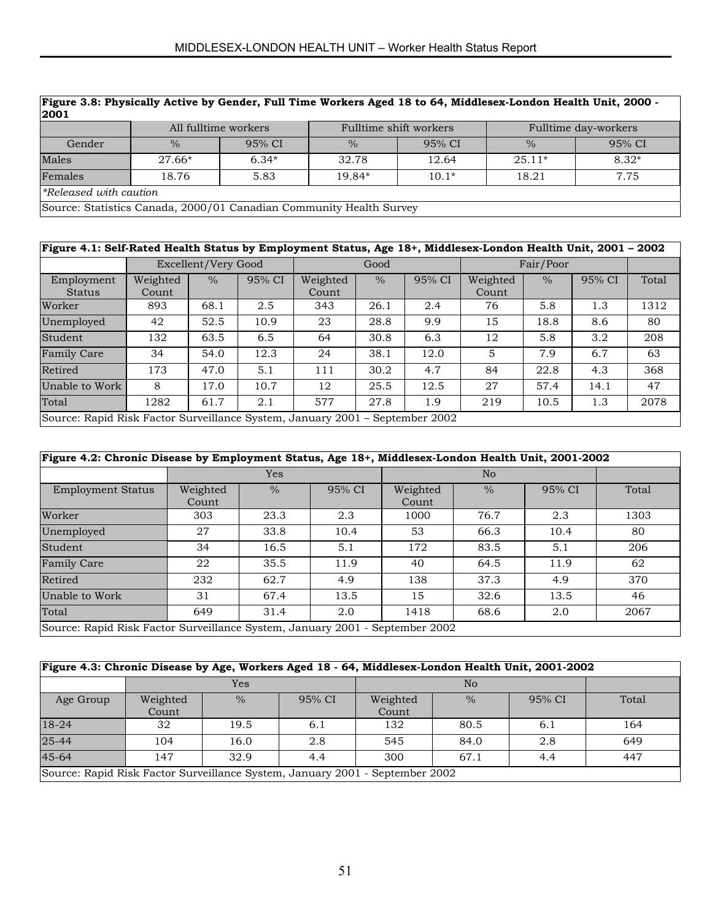| Figure 3.8: Physically Active by Gender, Full Time Workers Aged 18 to 64, Middlesex-London Health Unit, 2000 - 2001 | | | | | | |
|---|---|---|---|---|---|---|
| | All fulltime workers | | Fulltime shift workers | | Fulltime day-workers | |
| Gender | % | 95% CI | % | 95% CI | % | 95% CI |
| Males | 27.66* | 6.34* | 32.78 | 12.64 | 25.11* | 8.32* |
| Females | 18.76 | 5.83 | 19.84* | 10.1* | 18.21 | 7.75 |

*Released with caution

Source: Statistics Canada, 2000/01 Canadian Community Health Survey

| Figure 4.1: Self-Rated Health Status by Employment Status, Age 18+, Middlesex-London Health Unit, 2001 – 2002 | | | | | | | | | | |
|---|---|---|---|---|---|---|---|---|---|---|
| | Excellent/Very Good | | | Good | | | Fair/Poor | | | |
| Employment Status | Weighted Count | % | 95% CI | Weighted Count | % | 95% CI | Weighted Count | % | 95% CI | Total |
| Worker | 893 | 68.1 | 2.5 | 343 | 26.1 | 2.4 | 76 | 5.8 | 1.3 | 1312 |
| Unemployed | 42 | 52.5 | 10.9 | 23 | 28.8 | 9.9 | 15 | 18.8 | 8.6 | 80 |
| Student | 132 | 63.5 | 6.5 | 64 | 30.8 | 6.3 | 12 | 5.8 | 3.2 | 208 |
| Family Care | 34 | 54.0 | 12.3 | 24 | 38.1 | 12.0 | 5 | 7.9 | 6.7 | 63 |
| Retired | 173 | 47.0 | 5.1 | 111 | 30.2 | 4.7 | 84 | 22.8 | 4.3 | 368 |
| Unable to Work | 8 | 17.0 | 10.7 | 12 | 25.5 | 12.5 | 27 | 57.4 | 14.1 | 47 |
| Total | 1282 | 61.7 | 2.1 | 577 | 27.8 | 1.9 | 219 | 10.5 | 1.3 | 2078 |

Source: Rapid Risk Factor Surveillance System, January 2001 – September 2002

| Figure 4.2: Chronic Disease by Employment Status, Age 18+, Middlesex-London Health Unit, 2001-2002 | | | | | | | |
|---|---|---|---|---|---|---|---|
| | Yes | | | No | | | |
| Employment Status | Weighted Count | % | 95% CI | Weighted Count | % | 95% CI | Total |
| Worker | 303 | 23.3 | 2.3 | 1000 | 76.7 | 2.3 | 1303 |
| Unemployed | 27 | 33.8 | 10.4 | 53 | 66.3 | 10.4 | 80 |
| Student | 34 | 16.5 | 5.1 | 172 | 83.5 | 5.1 | 206 |
| Family Care | 22 | 35.5 | 11.9 | 40 | 64.5 | 11.9 | 62 |
| Retired | 232 | 62.7 | 4.9 | 138 | 37.3 | 4.9 | 370 |
| Unable to Work | 31 | 67.4 | 13.5 | 15 | 32.6 | 13.5 | 46 |
| Total | 649 | 31.4 | 2.0 | 1418 | 68.6 | 2.0 | 2067 |

Source: Rapid Risk Factor Surveillance System, January 2001 - September 2002

| Figure 4.3: Chronic Disease by Age, Workers Aged 18 - 64, Middlesex-London Health Unit, 2001-2002 | | | | | | | |
|---|---|---|---|---|---|---|---|
| | Yes | | | No | | | |
| Age Group | Weighted Count | % | 95% CI | Weighted Count | % | 95% CI | Total |
| 18-24 | 32 | 19.5 | 6.1 | 132 | 80.5 | 6.1 | 164 |
| 25-44 | 104 | 16.0 | 2.8 | 545 | 84.0 | 2.8 | 649 |
| 45-64 | 147 | 32.9 | 4.4 | 300 | 67.1 | 4.4 | 447 |

Source: Rapid Risk Factor Surveillance System, January 2001 - September 2002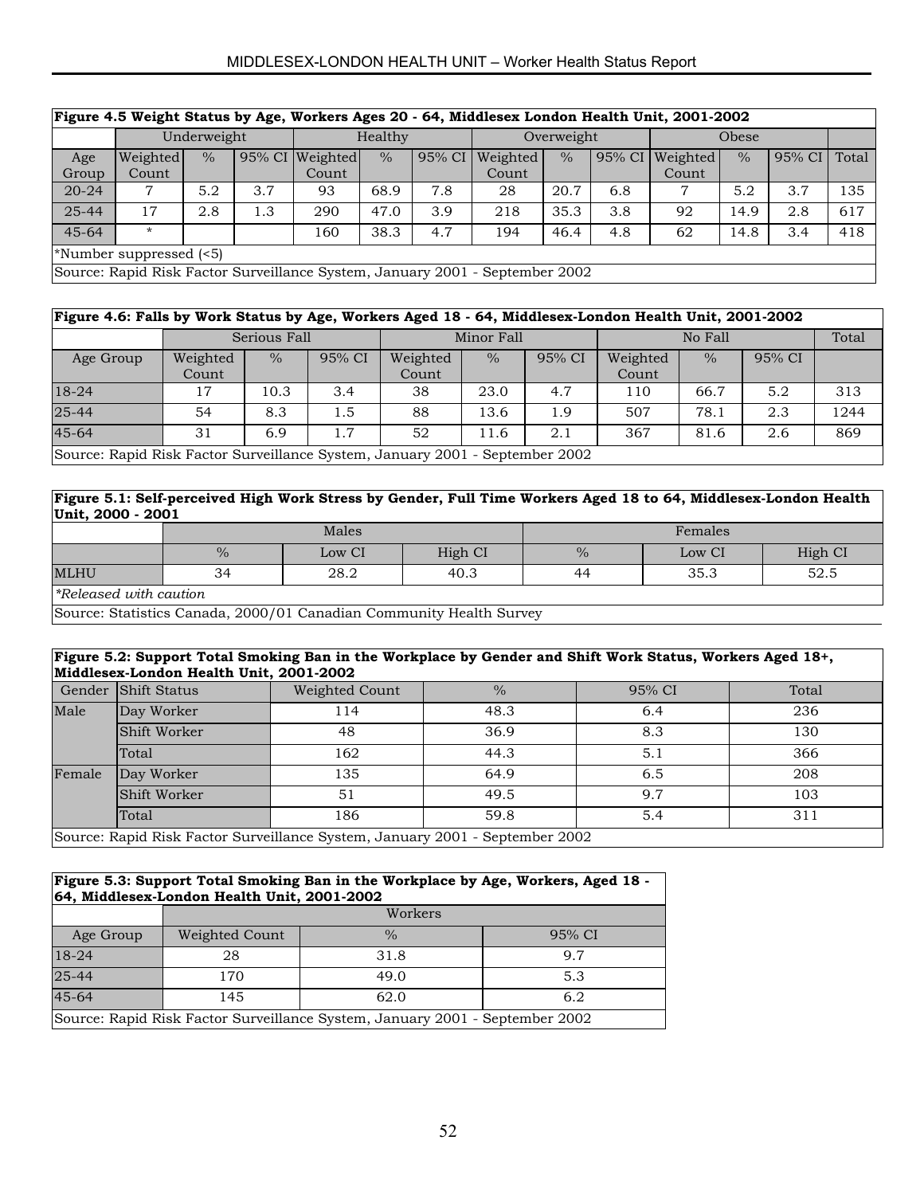**Figure 4.5 Weight Status by Age, Workers Ages 20 - 64, Middlesex London Health Unit, 2001-2002**

| | Underweight | | | Healthy | | | Overweight | | | Obese | | | |
|---|---|---|---|---|---|---|---|---|---|---|---|---|---|
| Age Group | Weighted Count | % | 95% CI | Weighted Count | % | 95% CI | Weighted Count | % | 95% CI | Weighted Count | % | 95% CI | Total |
| 20-24 | 7 | 5.2 | 3.7 | 93 | 68.9 | 7.8 | 28 | 20.7 | 6.8 | 7 | 5.2 | 3.7 | 135 |
| 25-44 | 17 | 2.8 | 1.3 | 290 | 47.0 | 3.9 | 218 | 35.3 | 3.8 | 92 | 14.9 | 2.8 | 617 |
| 45-64 | * | | | 160 | 38.3 | 4.7 | 194 | 46.4 | 4.8 | 62 | 14.8 | 3.4 | 418 |

*Number suppressed (<5)

Source: Rapid Risk Factor Surveillance System, January 2001 - September 2002

**Figure 4.6: Falls by Work Status by Age, Workers Aged 18 - 64, Middlesex-London Health Unit, 2001-2002**

| | Serious Fall | | | Minor Fall | | | No Fall | | | Total |
|---|---|---|---|---|---|---|---|---|---|---|
| Age Group | Weighted Count | % | 95% CI | Weighted Count | % | 95% CI | Weighted Count | % | 95% CI | |
| 18-24 | 17 | 10.3 | 3.4 | 38 | 23.0 | 4.7 | 110 | 66.7 | 5.2 | 313 |
| 25-44 | 54 | 8.3 | 1.5 | 88 | 13.6 | 1.9 | 507 | 78.1 | 2.3 | 1244 |
| 45-64 | 31 | 6.9 | 1.7 | 52 | 11.6 | 2.1 | 367 | 81.6 | 2.6 | 869 |

Source: Rapid Risk Factor Surveillance System, January 2001 - September 2002

**Figure 5.1: Self-perceived High Work Stress by Gender, Full Time Workers Aged 18 to 64, Middlesex-London Health Unit, 2000 - 2001**

| | Males | | | Females | | |
|---|---|---|---|---|---|---|
| | % | Low CI | High CI | % | Low CI | High CI |
| MLHU | 34 | 28.2 | 40.3 | 44 | 35.3 | 52.5 |

*\*Released with caution*

Source: Statistics Canada, 2000/01 Canadian Community Health Survey

**Figure 5.2: Support Total Smoking Ban in the Workplace by Gender and Shift Work Status, Workers Aged 18+, Middlesex-London Health Unit, 2001-2002**

| Gender | Shift Status | Weighted Count | % | 95% CI | Total |
|---|---|---|---|---|---|
| Male | Day Worker | 114 | 48.3 | 6.4 | 236 |
| | Shift Worker | 48 | 36.9 | 8.3 | 130 |
| | Total | 162 | 44.3 | 5.1 | 366 |
| Female | Day Worker | 135 | 64.9 | 6.5 | 208 |
| | Shift Worker | 51 | 49.5 | 9.7 | 103 |
| | Total | 186 | 59.8 | 5.4 | 311 |

Source: Rapid Risk Factor Surveillance System, January 2001 - September 2002

**Figure 5.3: Support Total Smoking Ban in the Workplace by Age, Workers, Aged 18 - 64, Middlesex-London Health Unit, 2001-2002**

| | Workers | | |
|---|---|---|---|
| Age Group | Weighted Count | % | 95% CI |
| 18-24 | 28 | 31.8 | 9.7 |
| 25-44 | 170 | 49.0 | 5.3 |
| 45-64 | 145 | 62.0 | 6.2 |

Source: Rapid Risk Factor Surveillance System, January 2001 - September 2002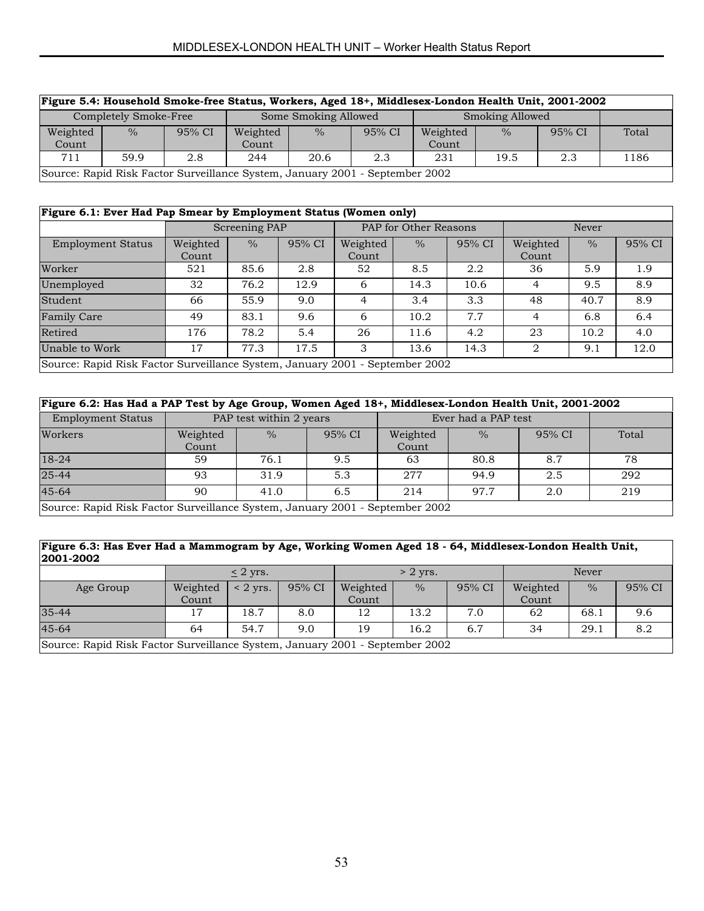| Figure 5.4: Household Smoke-free Status, Workers, Aged 18+, Middlesex-London Health Unit, 2001-2002 | | | | | | | | | |
|---|---|---|---|---|---|---|---|---|---|
| Completely Smoke-Free | | | Some Smoking Allowed | | | Smoking Allowed | | | |
| Weighted Count | % | 95% CI | Weighted Count | % | 95% CI | Weighted Count | % | 95% CI | Total |
| 711 | 59.9 | 2.8 | 244 | 20.6 | 2.3 | 231 | 19.5 | 2.3 | 1186 |
| Source: Rapid Risk Factor Surveillance System, January 2001 - September 2002 | | | | | | | | | |

| Figure 6.1: Ever Had Pap Smear by Employment Status (Women only) | | | | | | | | | |
|---|---|---|---|---|---|---|---|---|---|
| | Screening PAP | | | PAP for Other Reasons | | | Never | | |
| Employment Status | Weighted Count | % | 95% CI | Weighted Count | % | 95% CI | Weighted Count | % | 95% CI |
| Worker | 521 | 85.6 | 2.8 | 52 | 8.5 | 2.2 | 36 | 5.9 | 1.9 |
| Unemployed | 32 | 76.2 | 12.9 | 6 | 14.3 | 10.6 | 4 | 9.5 | 8.9 |
| Student | 66 | 55.9 | 9.0 | 4 | 3.4 | 3.3 | 48 | 40.7 | 8.9 |
| Family Care | 49 | 83.1 | 9.6 | 6 | 10.2 | 7.7 | 4 | 6.8 | 6.4 |
| Retired | 176 | 78.2 | 5.4 | 26 | 11.6 | 4.2 | 23 | 10.2 | 4.0 |
| Unable to Work | 17 | 77.3 | 17.5 | 3 | 13.6 | 14.3 | 2 | 9.1 | 12.0 |
| Source: Rapid Risk Factor Surveillance System, January 2001 - September 2002 | | | | | | | | | |

| Figure 6.2: Has Had a PAP Test by Age Group, Women Aged 18+, Middlesex-London Health Unit, 2001-2002 | | | | | | | |
|---|---|---|---|---|---|---|---|
| Employment Status | PAP test within 2 years | | | Ever had a PAP test | | | |
| Workers | Weighted Count | % | 95% CI | Weighted Count | % | 95% CI | Total |
| 18-24 | 59 | 76.1 | 9.5 | 63 | 80.8 | 8.7 | 78 |
| 25-44 | 93 | 31.9 | 5.3 | 277 | 94.9 | 2.5 | 292 |
| 45-64 | 90 | 41.0 | 6.5 | 214 | 97.7 | 2.0 | 219 |
| Source: Rapid Risk Factor Surveillance System, January 2001 - September 2002 | | | | | | | |

| Figure 6.3: Has Ever Had a Mammogram by Age, Working Women Aged 18 - 64, Middlesex-London Health Unit, 2001-2002 | | | | | | | | | |
|---|---|---|---|---|---|---|---|---|---|
| | ≤ 2 yrs. | | | > 2 yrs. | | | Never | | |
| Age Group | Weighted Count | < 2 yrs. | 95% CI | Weighted Count | % | 95% CI | Weighted Count | % | 95% CI |
| 35-44 | 17 | 18.7 | 8.0 | 12 | 13.2 | 7.0 | 62 | 68.1 | 9.6 |
| 45-64 | 64 | 54.7 | 9.0 | 19 | 16.2 | 6.7 | 34 | 29.1 | 8.2 |
| Source: Rapid Risk Factor Surveillance System, January 2001 - September 2002 | | | | | | | | | |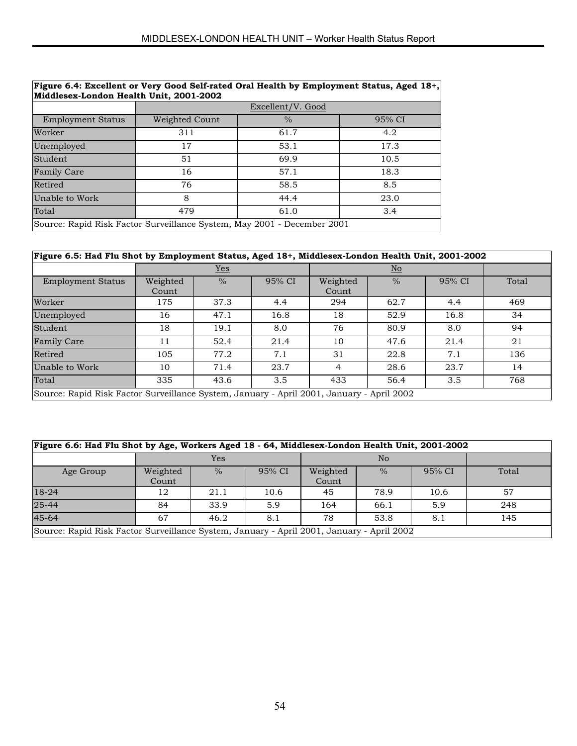| Figure 6.4: Excellent or Very Good Self-rated Oral Health by Employment Status, Aged 18+, Middlesex-London Health Unit, 2001-2002 | | | |
|---|---|---|---|
| | Excellent/V. Good | | |
| Employment Status | Weighted Count | % | 95% CI |
| Worker | 311 | 61.7 | 4.2 |
| Unemployed | 17 | 53.1 | 17.3 |
| Student | 51 | 69.9 | 10.5 |
| Family Care | 16 | 57.1 | 18.3 |
| Retired | 76 | 58.5 | 8.5 |
| Unable to Work | 8 | 44.4 | 23.0 |
| Total | 479 | 61.0 | 3.4 |

Source: Rapid Risk Factor Surveillance System, May 2001 - December 2001

| Figure 6.5: Had Flu Shot by Employment Status, Aged 18+, Middlesex-London Health Unit, 2001-2002 | | | | | | | |
|---|---|---|---|---|---|---|---|
| | Yes | | | No | | | |
| Employment Status | Weighted Count | % | 95% CI | Weighted Count | % | 95% CI | Total |
| Worker | 175 | 37.3 | 4.4 | 294 | 62.7 | 4.4 | 469 |
| Unemployed | 16 | 47.1 | 16.8 | 18 | 52.9 | 16.8 | 34 |
| Student | 18 | 19.1 | 8.0 | 76 | 80.9 | 8.0 | 94 |
| Family Care | 11 | 52.4 | 21.4 | 10 | 47.6 | 21.4 | 21 |
| Retired | 105 | 77.2 | 7.1 | 31 | 22.8 | 7.1 | 136 |
| Unable to Work | 10 | 71.4 | 23.7 | 4 | 28.6 | 23.7 | 14 |
| Total | 335 | 43.6 | 3.5 | 433 | 56.4 | 3.5 | 768 |

Source: Rapid Risk Factor Surveillance System, January - April 2001, January - April 2002

| Figure 6.6: Had Flu Shot by Age, Workers Aged 18 - 64, Middlesex-London Health Unit, 2001-2002 | | | | | | | |
|---|---|---|---|---|---|---|---|
| | Yes | | | No | | | |
| Age Group | Weighted Count | % | 95% CI | Weighted Count | % | 95% CI | Total |
| 18-24 | 12 | 21.1 | 10.6 | 45 | 78.9 | 10.6 | 57 |
| 25-44 | 84 | 33.9 | 5.9 | 164 | 66.1 | 5.9 | 248 |
| 45-64 | 67 | 46.2 | 8.1 | 78 | 53.8 | 8.1 | 145 |

Source: Rapid Risk Factor Surveillance System, January - April 2001, January - April 2002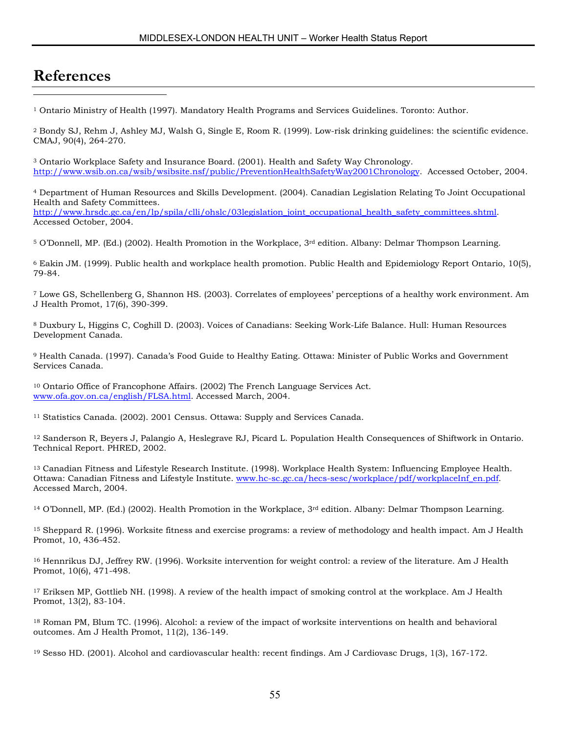# References

[1] Ontario Ministry of Health (1997). Mandatory Health Programs and Services Guidelines. Toronto: Author.

[2] Bondy SJ, Rehm J, Ashley MJ, Walsh G, Single E, Room R. (1999). Low-risk drinking guidelines: the scientific evidence. CMAJ, 90(4), 264-270.

[3] Ontario Workplace Safety and Insurance Board. (2001). Health and Safety Way Chronology. http://www.wsib.on.ca/wsib/wsibsite.nsf/public/PreventionHealthSafetyWay2001Chronology. Accessed October, 2004.

[4] Department of Human Resources and Skills Development. (2004). Canadian Legislation Relating To Joint Occupational Health and Safety Committees. http://www.hrsdc.gc.ca/en/lp/spila/clli/ohslc/03legislation_joint_occupational_health_safety_committees.shtml. Accessed October, 2004.

[5] O'Donnell, MP. (Ed.) (2002). Health Promotion in the Workplace, 3rd edition. Albany: Delmar Thompson Learning.

[6] Eakin JM. (1999). Public health and workplace health promotion. Public Health and Epidemiology Report Ontario, 10(5), 79-84.

[7] Lowe GS, Schellenberg G, Shannon HS. (2003). Correlates of employees' perceptions of a healthy work environment. Am J Health Promot, 17(6), 390-399.

[8] Duxbury L, Higgins C, Coghill D. (2003). Voices of Canadians: Seeking Work-Life Balance. Hull: Human Resources Development Canada.

[9] Health Canada. (1997). Canada's Food Guide to Healthy Eating. Ottawa: Minister of Public Works and Government Services Canada.

[10] Ontario Office of Francophone Affairs. (2002) The French Language Services Act. www.ofa.gov.on.ca/english/FLSA.html. Accessed March, 2004.

[11] Statistics Canada. (2002). 2001 Census. Ottawa: Supply and Services Canada.

[12] Sanderson R, Beyers J, Palangio A, Heslegrave RJ, Picard L. Population Health Consequences of Shiftwork in Ontario. Technical Report. PHRED, 2002.

[13] Canadian Fitness and Lifestyle Research Institute. (1998). Workplace Health System: Influencing Employee Health. Ottawa: Canadian Fitness and Lifestyle Institute. www.hc-sc.gc.ca/hecs-sesc/workplace/pdf/workplaceInf_en.pdf. Accessed March, 2004.

[14] O'Donnell, MP. (Ed.) (2002). Health Promotion in the Workplace, 3rd edition. Albany: Delmar Thompson Learning.

[15] Sheppard R. (1996). Worksite fitness and exercise programs: a review of methodology and health impact. Am J Health Promot, 10, 436-452.

[16] Hennrikus DJ, Jeffrey RW. (1996). Worksite intervention for weight control: a review of the literature. Am J Health Promot, 10(6), 471-498.

[17] Eriksen MP, Gottlieb NH. (1998). A review of the health impact of smoking control at the workplace. Am J Health Promot, 13(2), 83-104.

[18] Roman PM, Blum TC. (1996). Alcohol: a review of the impact of worksite interventions on health and behavioral outcomes. Am J Health Promot, 11(2), 136-149.

[19] Sesso HD. (2001). Alcohol and cardiovascular health: recent findings. Am J Cardiovasc Drugs, 1(3), 167-172.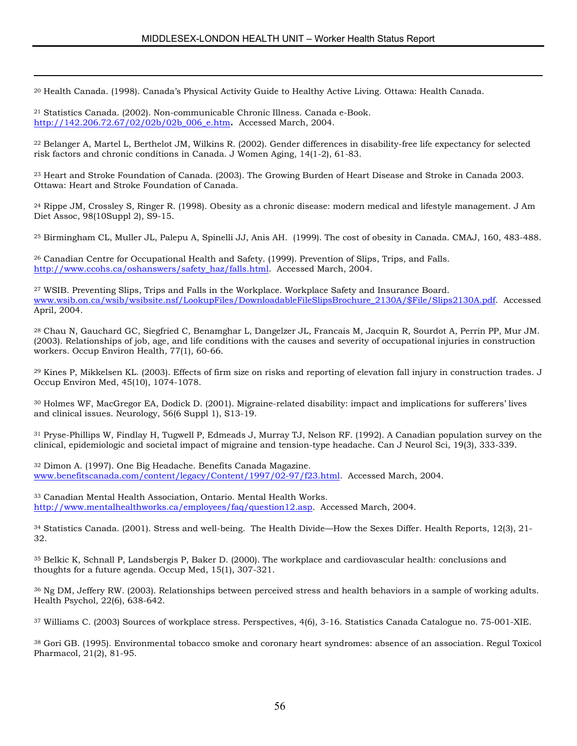---

[20] Health Canada. (1998). Canada's Physical Activity Guide to Healthy Active Living. Ottawa: Health Canada.

[21] Statistics Canada. (2002). Non-communicable Chronic Illness. Canada e-Book. http://142.206.72.67/02/02b/02b_006_e.htm. Accessed March, 2004.

[22] Belanger A, Martel L, Berthelot JM, Wilkins R. (2002). Gender differences in disability-free life expectancy for selected risk factors and chronic conditions in Canada. J Women Aging, 14(1-2), 61-83.

[23] Heart and Stroke Foundation of Canada. (2003). The Growing Burden of Heart Disease and Stroke in Canada 2003. Ottawa: Heart and Stroke Foundation of Canada.

[24] Rippe JM, Crossley S, Ringer R. (1998). Obesity as a chronic disease: modern medical and lifestyle management. J Am Diet Assoc, 98(10Suppl 2), S9-15.

[25] Birmingham CL, Muller JL, Palepu A, Spinelli JJ, Anis AH. (1999). The cost of obesity in Canada. CMAJ, 160, 483-488.

[26] Canadian Centre for Occupational Health and Safety. (1999). Prevention of Slips, Trips, and Falls. http://www.ccohs.ca/oshanswers/safety_haz/falls.html. Accessed March, 2004.

[27] WSIB. Preventing Slips, Trips and Falls in the Workplace. Workplace Safety and Insurance Board. www.wsib.on.ca/wsib/wsibsite.nsf/LookupFiles/DownloadableFileSlipsBrochure_2130A/$File/Slips2130A.pdf. Accessed April, 2004.

[28] Chau N, Gauchard GC, Siegfried C, Benamghar L, Dangelzer JL, Francais M, Jacquin R, Sourdot A, Perrin PP, Mur JM. (2003). Relationships of job, age, and life conditions with the causes and severity of occupational injuries in construction workers. Occup Environ Health, 77(1), 60-66.

[29] Kines P, Mikkelsen KL. (2003). Effects of firm size on risks and reporting of elevation fall injury in construction trades. J Occup Environ Med, 45(10), 1074-1078.

[30] Holmes WF, MacGregor EA, Dodick D. (2001). Migraine-related disability: impact and implications for sufferers' lives and clinical issues. Neurology, 56(6 Suppl 1), S13-19.

[31] Pryse-Phillips W, Findlay H, Tugwell P, Edmeads J, Murray TJ, Nelson RF. (1992). A Canadian population survey on the clinical, epidemiologic and societal impact of migraine and tension-type headache. Can J Neurol Sci, 19(3), 333-339.

[32] Dimon A. (1997). One Big Headache. Benefits Canada Magazine. www.benefitscanada.com/content/legacy/Content/1997/02-97/f23.html. Accessed March, 2004.

[33] Canadian Mental Health Association, Ontario. Mental Health Works. http://www.mentalhealthworks.ca/employees/faq/question12.asp. Accessed March, 2004.

[34] Statistics Canada. (2001). Stress and well-being. The Health Divide—How the Sexes Differ. Health Reports, 12(3), 21-32.

[35] Belkic K, Schnall P, Landsbergis P, Baker D. (2000). The workplace and cardiovascular health: conclusions and thoughts for a future agenda. Occup Med, 15(1), 307-321.

[36] Ng DM, Jeffery RW. (2003). Relationships between perceived stress and health behaviors in a sample of working adults. Health Psychol, 22(6), 638-642.

[37] Williams C. (2003) Sources of workplace stress. Perspectives, 4(6), 3-16. Statistics Canada Catalogue no. 75-001-XIE.

[38] Gori GB. (1995). Environmental tobacco smoke and coronary heart syndromes: absence of an association. Regul Toxicol Pharmacol, 21(2), 81-95.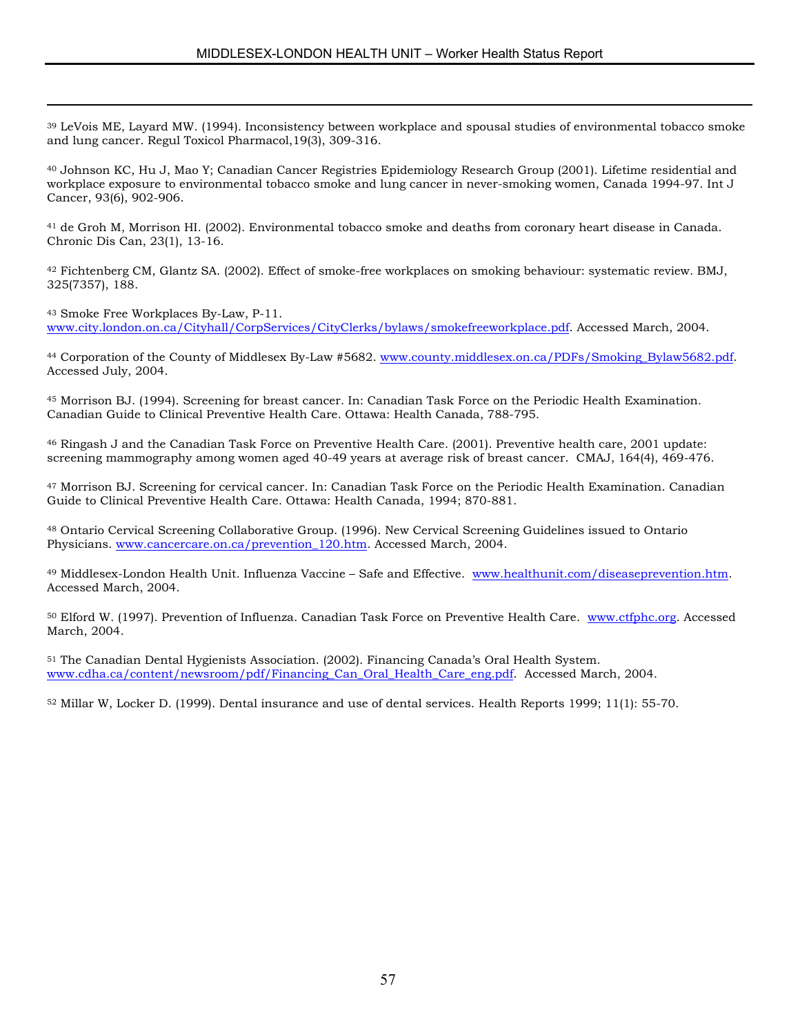[39] LeVois ME, Layard MW. (1994). Inconsistency between workplace and spousal studies of environmental tobacco smoke and lung cancer. Regul Toxicol Pharmacol,19(3), 309-316.

[40] Johnson KC, Hu J, Mao Y; Canadian Cancer Registries Epidemiology Research Group (2001). Lifetime residential and workplace exposure to environmental tobacco smoke and lung cancer in never-smoking women, Canada 1994-97. Int J Cancer, 93(6), 902-906.

[41] de Groh M, Morrison HI. (2002). Environmental tobacco smoke and deaths from coronary heart disease in Canada. Chronic Dis Can, 23(1), 13-16.

[42] Fichtenberg CM, Glantz SA. (2002). Effect of smoke-free workplaces on smoking behaviour: systematic review. BMJ, 325(7357), 188.

[43] Smoke Free Workplaces By-Law, P-11. www.city.london.on.ca/Cityhall/CorpServices/CityClerks/bylaws/smokefreeworkplace.pdf. Accessed March, 2004.

[44] Corporation of the County of Middlesex By-Law #5682. www.county.middlesex.on.ca/PDFs/Smoking_Bylaw5682.pdf. Accessed July, 2004.

[45] Morrison BJ. (1994). Screening for breast cancer. In: Canadian Task Force on the Periodic Health Examination. Canadian Guide to Clinical Preventive Health Care. Ottawa: Health Canada, 788-795.

[46] Ringash J and the Canadian Task Force on Preventive Health Care. (2001). Preventive health care, 2001 update: screening mammography among women aged 40-49 years at average risk of breast cancer. CMAJ, 164(4), 469-476.

[47] Morrison BJ. Screening for cervical cancer. In: Canadian Task Force on the Periodic Health Examination. Canadian Guide to Clinical Preventive Health Care. Ottawa: Health Canada, 1994; 870-881.

[48] Ontario Cervical Screening Collaborative Group. (1996). New Cervical Screening Guidelines issued to Ontario Physicians. www.cancercare.on.ca/prevention_120.htm. Accessed March, 2004.

[49] Middlesex-London Health Unit. Influenza Vaccine – Safe and Effective. www.healthunit.com/diseaseprevention.htm. Accessed March, 2004.

[50] Elford W. (1997). Prevention of Influenza. Canadian Task Force on Preventive Health Care. www.ctfphc.org. Accessed March, 2004.

[51] The Canadian Dental Hygienists Association. (2002). Financing Canada's Oral Health System. www.cdha.ca/content/newsroom/pdf/Financing_Can_Oral_Health_Care_eng.pdf. Accessed March, 2004.

[52] Millar W, Locker D. (1999). Dental insurance and use of dental services. Health Reports 1999; 11(1): 55-70.